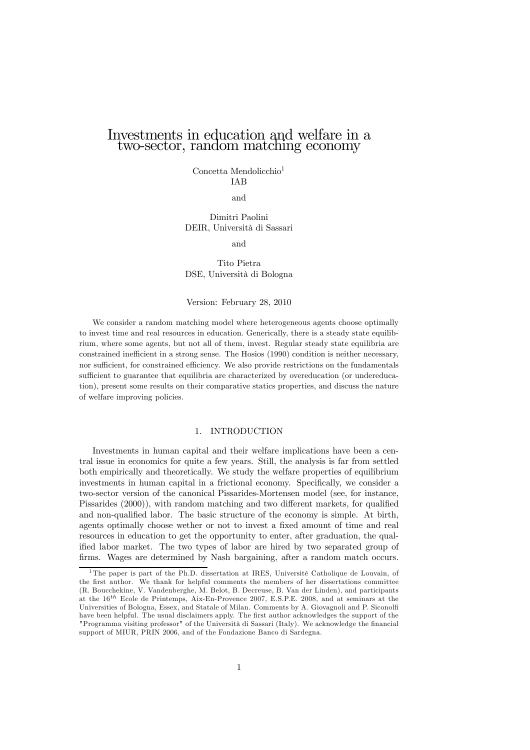# Investments in education and welfare in a two-sector, random matching economy

Concetta Mendolicchio[1]
IAB

and

Dimitri Paolini
DEIR, Università di Sassari

and

Tito Pietra
DSE, Università di Bologna

Version: February 28, 2010

We consider a random matching model where heterogeneous agents choose optimally to invest time and real resources in education. Generically, there is a steady state equilibrium, where some agents, but not all of them, invest. Regular steady state equilibria are constrained inefficient in a strong sense. The Hosios (1990) condition is neither necessary, nor sufficient, for constrained efficiency. We also provide restrictions on the fundamentals sufficient to guarantee that equilibria are characterized by overeducation (or undereducation), present some results on their comparative statics properties, and discuss the nature of welfare improving policies.

## 1. INTRODUCTION

Investments in human capital and their welfare implications have been a central issue in economics for quite a few years. Still, the analysis is far from settled both empirically and theoretically. We study the welfare properties of equilibrium investments in human capital in a frictional economy. Specifically, we consider a two-sector version of the canonical Pissarides-Mortensen model (see, for instance, Pissarides (2000)), with random matching and two different markets, for qualified and non-qualified labor. The basic structure of the economy is simple. At birth, agents optimally choose wether or not to invest a fixed amount of time and real resources in education to get the opportunity to enter, after graduation, the qualified labor market. The two types of labor are hired by two separated group of firms. Wages are determined by Nash bargaining, after a random match occurs.

[1] The paper is part of the Ph.D. dissertation at IRES, Universitè Catholique de Louvain, of the first author. We thank for helpful comments the members of her dissertations committee (R. Boucchekine, V. Vandenberghe, M. Belot, B. Decreuse, B. Van der Linden), and participants at the $16^{th}$ Ecole de Printemps, Aix-En-Provence 2007, E.S.P.E. 2008, and at seminars at the Universities of Bologna, Essex, and Statale of Milan. Comments by A. Giovagnoli and P. Siconolfi have been helpful. The usual disclaimers apply. The first author acknowledges the support of the "Programma visiting professor" of the Università di Sassari (Italy). We acknowledge the financial support of MIUR, PRIN 2006, and of the Fondazione Banco di Sardegna.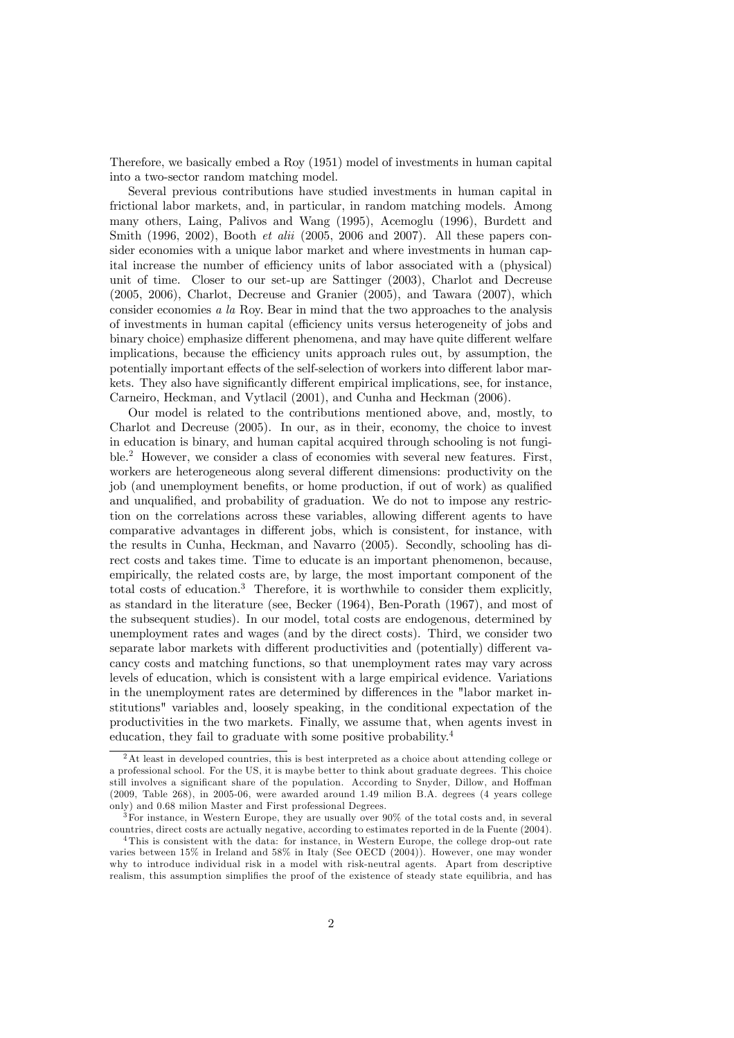Therefore, we basically embed a Roy (1951) model of investments in human capital into a two-sector random matching model.

Several previous contributions have studied investments in human capital in frictional labor markets, and, in particular, in random matching models. Among many others, Laing, Palivos and Wang (1995), Acemoglu (1996), Burdett and Smith (1996, 2002), Booth *et alii* (2005, 2006 and 2007). All these papers consider economies with a unique labor market and where investments in human capital increase the number of efficiency units of labor associated with a (physical) unit of time. Closer to our set-up are Sattinger (2003), Charlot and Decreuse (2005, 2006), Charlot, Decreuse and Granier (2005), and Tawara (2007), which consider economies *a la* Roy. Bear in mind that the two approaches to the analysis of investments in human capital (efficiency units versus heterogeneity of jobs and binary choice) emphasize different phenomena, and may have quite different welfare implications, because the efficiency units approach rules out, by assumption, the potentially important effects of the self-selection of workers into different labor markets. They also have significantly different empirical implications, see, for instance, Carneiro, Heckman, and Vytlacil (2001), and Cunha and Heckman (2006).

Our model is related to the contributions mentioned above, and, mostly, to Charlot and Decreuse (2005). In our, as in their, economy, the choice to invest in education is binary, and human capital acquired through schooling is not fungible.[2] However, we consider a class of economies with several new features. First, workers are heterogeneous along several different dimensions: productivity on the job (and unemployment benefits, or home production, if out of work) as qualified and unqualified, and probability of graduation. We do not to impose any restriction on the correlations across these variables, allowing different agents to have comparative advantages in different jobs, which is consistent, for instance, with the results in Cunha, Heckman, and Navarro (2005). Secondly, schooling has direct costs and takes time. Time to educate is an important phenomenon, because, empirically, the related costs are, by large, the most important component of the total costs of education.[3] Therefore, it is worthwhile to consider them explicitly, as standard in the literature (see, Becker (1964), Ben-Porath (1967), and most of the subsequent studies). In our model, total costs are endogenous, determined by unemployment rates and wages (and by the direct costs). Third, we consider two separate labor markets with different productivities and (potentially) different vacancy costs and matching functions, so that unemployment rates may vary across levels of education, which is consistent with a large empirical evidence. Variations in the unemployment rates are determined by differences in the "labor market institutions" variables and, loosely speaking, in the conditional expectation of the productivities in the two markets. Finally, we assume that, when agents invest in education, they fail to graduate with some positive probability.[4]

---

[2] At least in developed countries, this is best interpreted as a choice about attending college or a professional school. For the US, it is maybe better to think about graduate degrees. This choice still involves a significant share of the population. According to Snyder, Dillow, and Hoffman (2009, Table 268), in 2005-06, were awarded around 1.49 milion B.A. degrees (4 years college only) and 0.68 milion Master and First professional Degrees.

[3] For instance, in Western Europe, they are usually over 90% of the total costs and, in several countries, direct costs are actually negative, according to estimates reported in de la Fuente (2004).

[4] This is consistent with the data: for instance, in Western Europe, the college drop-out rate varies between 15% in Ireland and 58% in Italy (See OECD (2004)). However, one may wonder why to introduce individual risk in a model with risk-neutral agents. Apart from descriptive realism, this assumption simplifies the proof of the existence of steady state equilibria, and has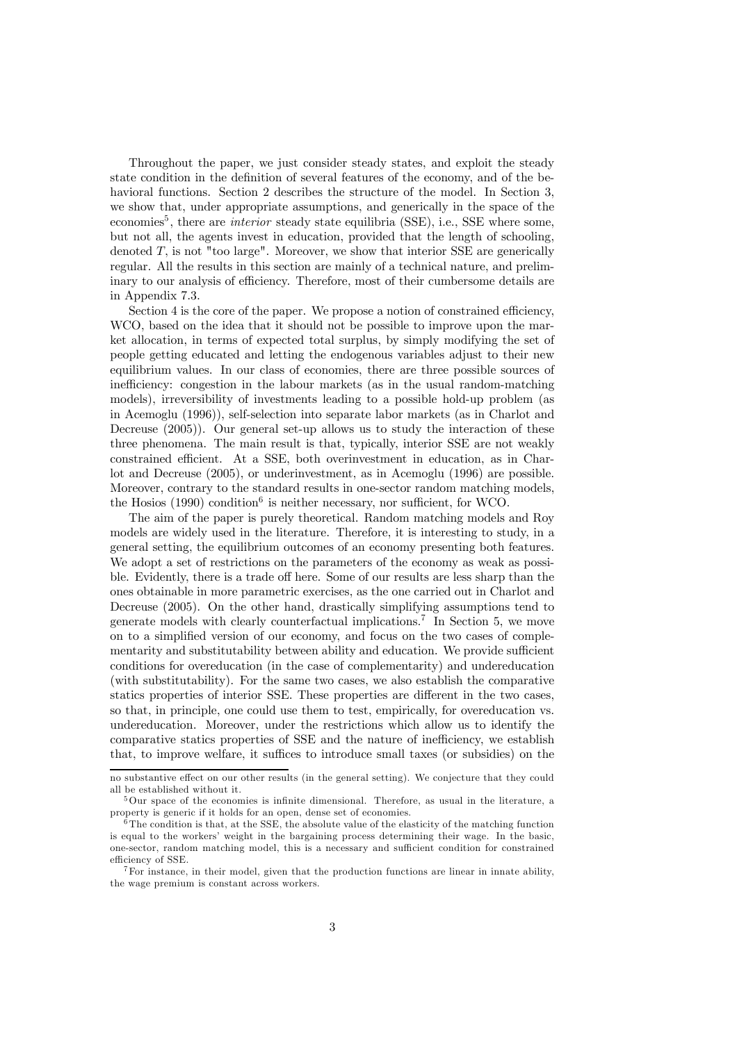Throughout the paper, we just consider steady states, and exploit the steady state condition in the definition of several features of the economy, and of the behavioral functions. Section 2 describes the structure of the model. In Section 3, we show that, under appropriate assumptions, and generically in the space of the economies[5], there are *interior* steady state equilibria (SSE), i.e., SSE where some, but not all, the agents invest in education, provided that the length of schooling, denoted $T$, is not "too large". Moreover, we show that interior SSE are generically regular. All the results in this section are mainly of a technical nature, and preliminary to our analysis of efficiency. Therefore, most of their cumbersome details are in Appendix 7.3.

Section 4 is the core of the paper. We propose a notion of constrained efficiency, WCO, based on the idea that it should not be possible to improve upon the market allocation, in terms of expected total surplus, by simply modifying the set of people getting educated and letting the endogenous variables adjust to their new equilibrium values. In our class of economies, there are three possible sources of inefficiency: congestion in the labour markets (as in the usual random-matching models), irreversibility of investments leading to a possible hold-up problem (as in Acemoglu (1996)), self-selection into separate labor markets (as in Charlot and Decreuse (2005)). Our general set-up allows us to study the interaction of these three phenomena. The main result is that, typically, interior SSE are not weakly constrained efficient. At a SSE, both overinvestment in education, as in Charlot and Decreuse (2005), or underinvestment, as in Acemoglu (1996) are possible. Moreover, contrary to the standard results in one-sector random matching models, the Hosios (1990) condition[6] is neither necessary, nor sufficient, for WCO.

The aim of the paper is purely theoretical. Random matching models and Roy models are widely used in the literature. Therefore, it is interesting to study, in a general setting, the equilibrium outcomes of an economy presenting both features. We adopt a set of restrictions on the parameters of the economy as weak as possible. Evidently, there is a trade off here. Some of our results are less sharp than the ones obtainable in more parametric exercises, as the one carried out in Charlot and Decreuse (2005). On the other hand, drastically simplifying assumptions tend to generate models with clearly counterfactual implications.[7] In Section 5, we move on to a simplified version of our economy, and focus on the two cases of complementarity and substitutability between ability and education. We provide sufficient conditions for overeducation (in the case of complementarity) and undereducation (with substitutability). For the same two cases, we also establish the comparative statics properties of interior SSE. These properties are different in the two cases, so that, in principle, one could use them to test, empirically, for overeducation vs. undereducation. Moreover, under the restrictions which allow us to identify the comparative statics properties of SSE and the nature of inefficiency, we establish that, to improve welfare, it suffices to introduce small taxes (or subsidies) on the

---

no substantive effect on our other results (in the general setting). We conjecture that they could all be established without it.

[5] Our space of the economies is infinite dimensional. Therefore, as usual in the literature, a property is generic if it holds for an open, dense set of economies.

[6] The condition is that, at the SSE, the absolute value of the elasticity of the matching function is equal to the workers' weight in the bargaining process determining their wage. In the basic, one-sector, random matching model, this is a necessary and sufficient condition for constrained efficiency of SSE.

[7] For instance, in their model, given that the production functions are linear in innate ability, the wage premium is constant across workers.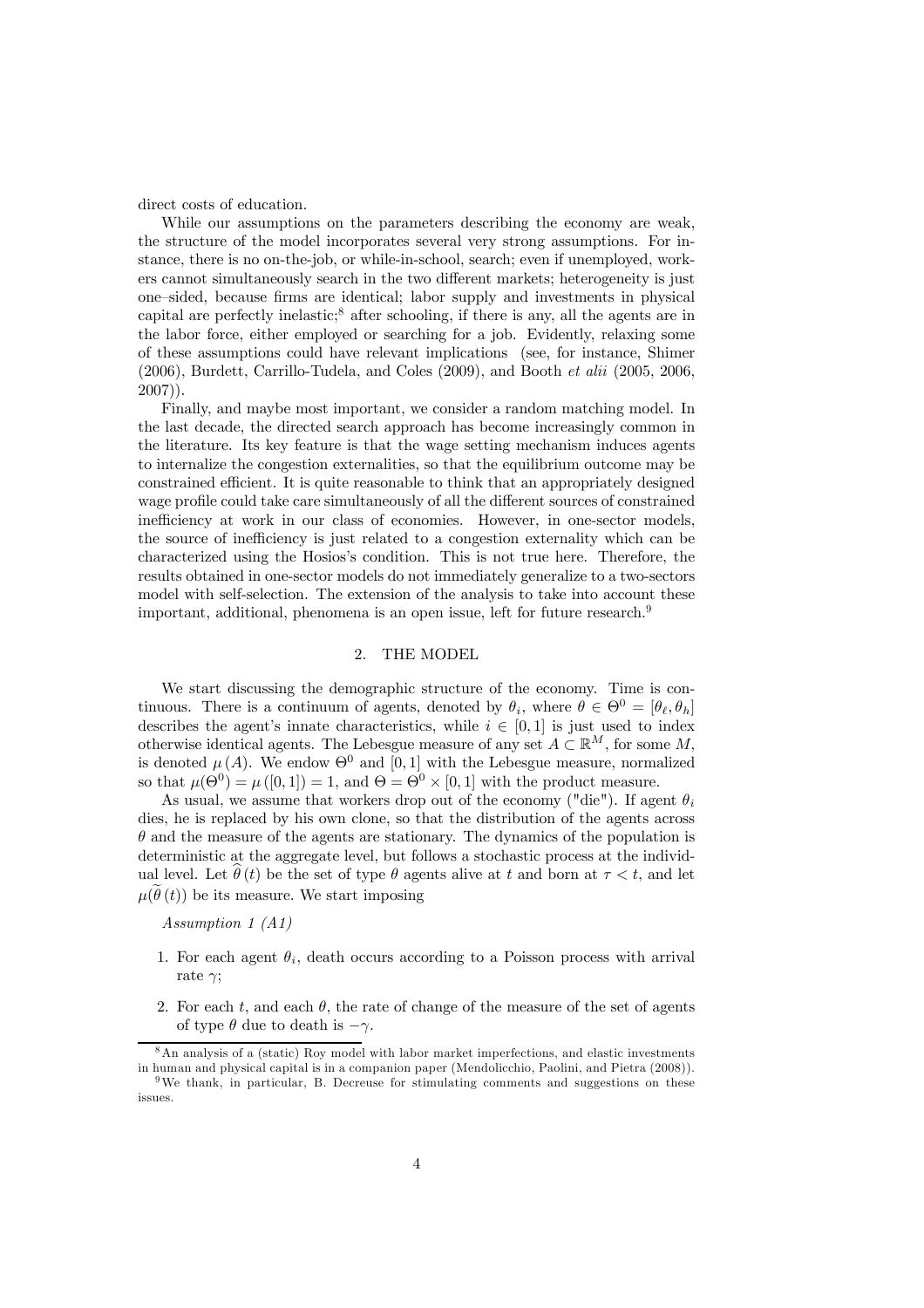direct costs of education.

While our assumptions on the parameters describing the economy are weak, the structure of the model incorporates several very strong assumptions. For instance, there is no on-the-job, or while-in-school, search; even if unemployed, workers cannot simultaneously search in the two different markets; heterogeneity is just one–sided, because firms are identical; labor supply and investments in physical capital are perfectly inelastic;[8] after schooling, if there is any, all the agents are in the labor force, either employed or searching for a job. Evidently, relaxing some of these assumptions could have relevant implications (see, for instance, Shimer (2006), Burdett, Carrillo-Tudela, and Coles (2009), and Booth *et alii* (2005, 2006, 2007)).

Finally, and maybe most important, we consider a random matching model. In the last decade, the directed search approach has become increasingly common in the literature. Its key feature is that the wage setting mechanism induces agents to internalize the congestion externalities, so that the equilibrium outcome may be constrained efficient. It is quite reasonable to think that an appropriately designed wage profile could take care simultaneously of all the different sources of constrained inefficiency at work in our class of economies. However, in one-sector models, the source of inefficiency is just related to a congestion externality which can be characterized using the Hosios's condition. This is not true here. Therefore, the results obtained in one-sector models do not immediately generalize to a two-sectors model with self-selection. The extension of the analysis to take into account these important, additional, phenomena is an open issue, left for future research.[9]

## 2. THE MODEL

We start discussing the demographic structure of the economy. Time is continuous. There is a continuum of agents, denoted by $\theta_i$, where $\theta \in \Theta^0 = [\theta_\ell, \theta_h]$ describes the agent's innate characteristics, while $i \in [0,1]$ is just used to index otherwise identical agents. The Lebesgue measure of any set $A \subset \mathbb{R}^M$, for some $M$, is denoted $\mu(A)$. We endow $\Theta^0$ and $[0,1]$ with the Lebesgue measure, normalized so that $\mu(\Theta^0) = \mu([0,1]) = 1$, and $\Theta = \Theta^0 \times [0,1]$ with the product measure.

As usual, we assume that workers drop out of the economy ("die"). If agent $\theta_i$ dies, he is replaced by his own clone, so that the distribution of the agents across $\theta$ and the measure of the agents are stationary. The dynamics of the population is deterministic at the aggregate level, but follows a stochastic process at the individual level. Let $\widehat{\theta}(t)$ be the set of type $\theta$ agents alive at $t$ and born at $\tau < t$, and let $\mu(\widetilde{\theta}(t))$ be its measure. We start imposing

*Assumption 1 (A1)*

1. For each agent $\theta_i$, death occurs according to a Poisson process with arrival rate $\gamma$;
2. For each $t$, and each $\theta$, the rate of change of the measure of the set of agents of type $\theta$ due to death is $-\gamma$.

[8] An analysis of a (static) Roy model with labor market imperfections, and elastic investments in human and physical capital is in a companion paper (Mendolicchio, Paolini, and Pietra (2008)).

[9] We thank, in particular, B. Decreuse for stimulating comments and suggestions on these issues.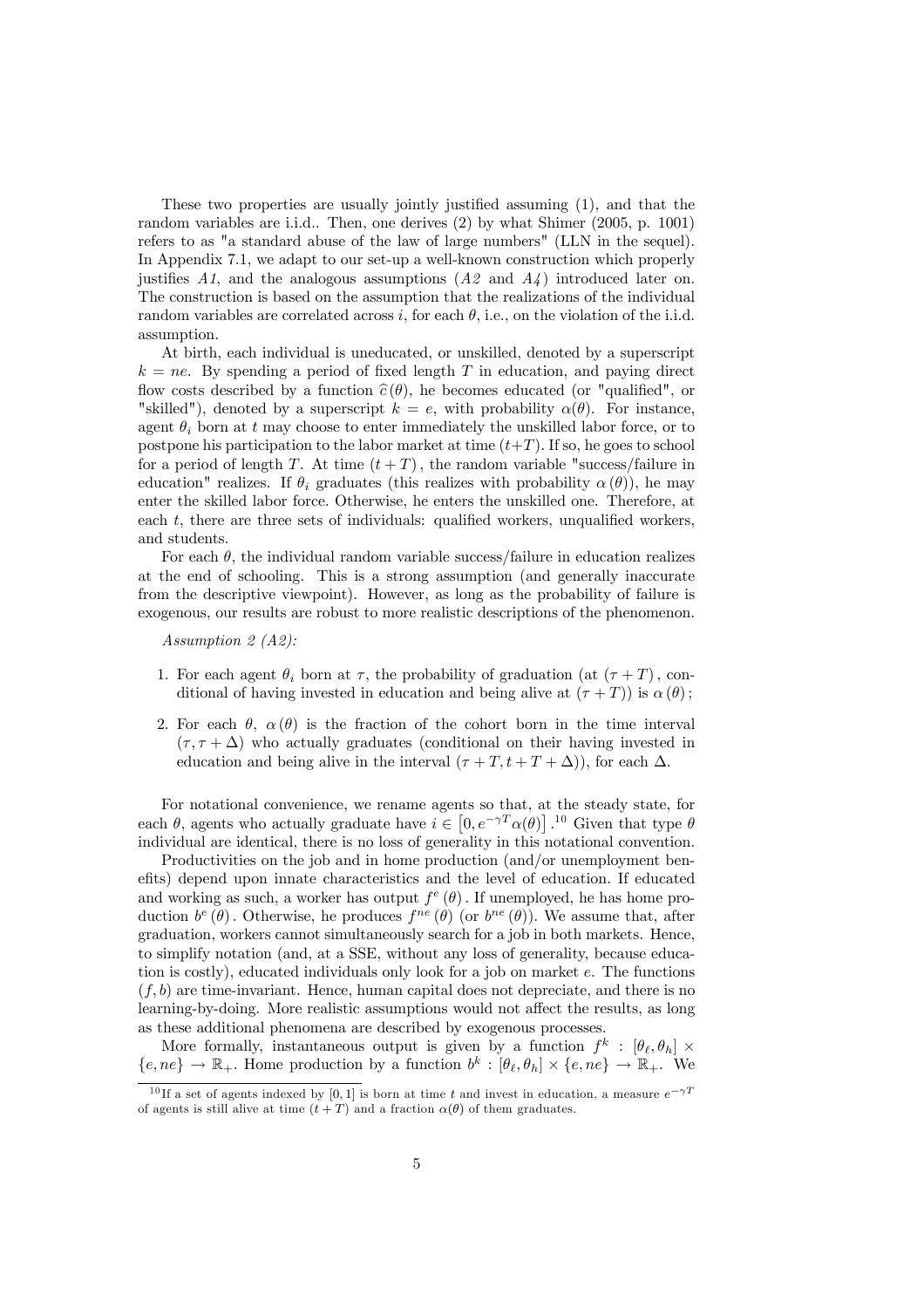These two properties are usually jointly justified assuming (1), and that the random variables are i.i.d.. Then, one derives (2) by what Shimer (2005, p. 1001) refers to as "a standard abuse of the law of large numbers" (LLN in the sequel). In Appendix 7.1, we adapt to our set-up a well-known construction which properly justifies *A1*, and the analogous assumptions (*A2* and *A4*) introduced later on. The construction is based on the assumption that the realizations of the individual random variables are correlated across $i$, for each $\theta$, i.e., on the violation of the i.i.d. assumption.

At birth, each individual is uneducated, or unskilled, denoted by a superscript $k = ne$. By spending a period of fixed length $T$ in education, and paying direct flow costs described by a function $\widehat{c}(\theta)$, he becomes educated (or "qualified", or "skilled"), denoted by a superscript $k = e$, with probability $\alpha(\theta)$. For instance, agent $\theta_i$ born at $t$ may choose to enter immediately the unskilled labor force, or to postpone his participation to the labor market at time $(t+T)$. If so, he goes to school for a period of length $T$. At time $(t+T)$, the random variable "success/failure in education" realizes. If $\theta_i$ graduates (this realizes with probability $\alpha(\theta)$), he may enter the skilled labor force. Otherwise, he enters the unskilled one. Therefore, at each $t$, there are three sets of individuals: qualified workers, unqualified workers, and students.

For each $\theta$, the individual random variable success/failure in education realizes at the end of schooling. This is a strong assumption (and generally inaccurate from the descriptive viewpoint). However, as long as the probability of failure is exogenous, our results are robust to more realistic descriptions of the phenomenon.

*Assumption 2 (A2):*

1. For each agent $\theta_i$ born at $\tau$, the probability of graduation (at $(\tau+T)$, conditional of having invested in education and being alive at $(\tau+T)$) is $\alpha(\theta)$;
2. For each $\theta$, $\alpha(\theta)$ is the fraction of the cohort born in the time interval $(\tau, \tau+\Delta)$ who actually graduates (conditional on their having invested in education and being alive in the interval $(\tau+T, t+T+\Delta)$), for each $\Delta$.

For notational convenience, we rename agents so that, at the steady state, for each $\theta$, agents who actually graduate have $i \in \left[0, e^{-\gamma T}\alpha(\theta)\right]$.[10] Given that type $\theta$ individual are identical, there is no loss of generality in this notational convention.

Productivities on the job and in home production (and/or unemployment benefits) depend upon innate characteristics and the level of education. If educated and working as such, a worker has output $f^e(\theta)$. If unemployed, he has home production $b^e(\theta)$. Otherwise, he produces $f^{ne}(\theta)$ (or $b^{ne}(\theta)$). We assume that, after graduation, workers cannot simultaneously search for a job in both markets. Hence, to simplify notation (and, at a SSE, without any loss of generality, because education is costly), educated individuals only look for a job on market $e$. The functions $(f, b)$ are time-invariant. Hence, human capital does not depreciate, and there is no learning-by-doing. More realistic assumptions would not affect the results, as long as these additional phenomena are described by exogenous processes.

More formally, instantaneous output is given by a function $f^k : [\theta_\ell, \theta_h] \times \{e, ne\} \to \mathbb{R}_+$. Home production by a function $b^k : [\theta_\ell, \theta_h] \times \{e, ne\} \to \mathbb{R}_+$. We

[10] If a set of agents indexed by $[0,1]$ is born at time $t$ and invest in education, a measure $e^{-\gamma T}$ of agents is still alive at time $(t+T)$ and a fraction $\alpha(\theta)$ of them graduates.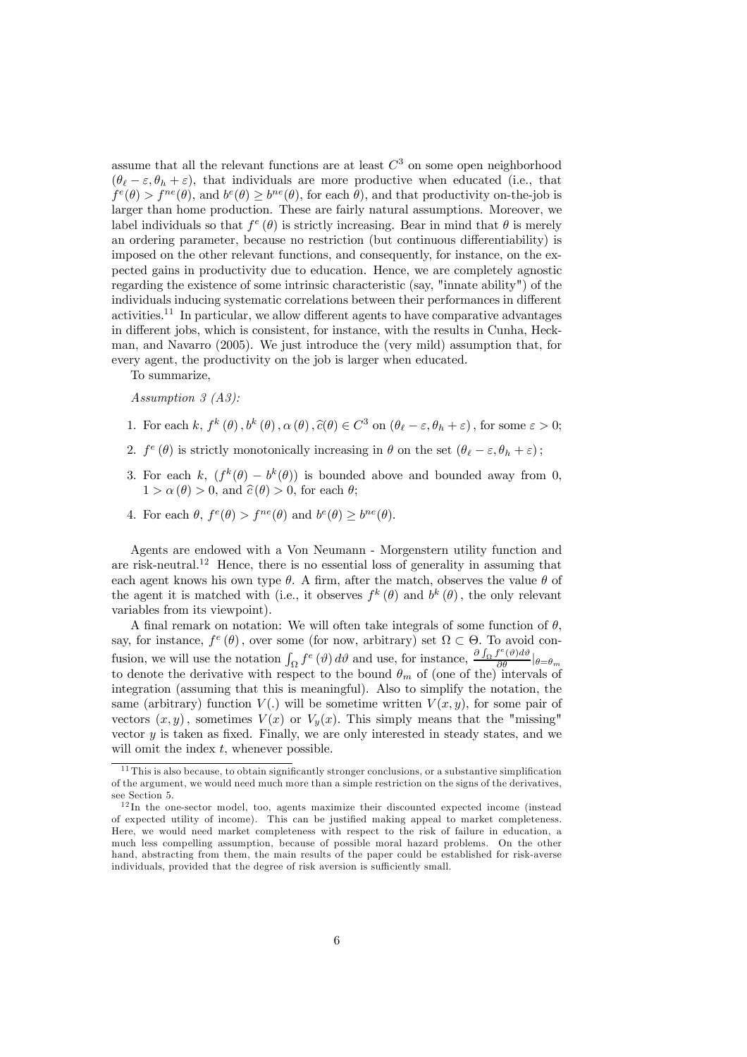assume that all the relevant functions are at least $C^3$ on some open neighborhood $(\theta_\ell - \varepsilon, \theta_h + \varepsilon)$, that individuals are more productive when educated (i.e., that $f^e(\theta) > f^{ne}(\theta)$, and $b^e(\theta) \geq b^{ne}(\theta)$, for each $\theta$), and that productivity on-the-job is larger than home production. These are fairly natural assumptions. Moreover, we label individuals so that $f^e(\theta)$ is strictly increasing. Bear in mind that $\theta$ is merely an ordering parameter, because no restriction (but continuous differentiability) is imposed on the other relevant functions, and consequently, for instance, on the expected gains in productivity due to education. Hence, we are completely agnostic regarding the existence of some intrinsic characteristic (say, "innate ability") of the individuals inducing systematic correlations between their performances in different activities.[11] In particular, we allow different agents to have comparative advantages in different jobs, which is consistent, for instance, with the results in Cunha, Heckman, and Navarro (2005). We just introduce the (very mild) assumption that, for every agent, the productivity on the job is larger when educated.

To summarize,

*Assumption 3 (A3):*

1. For each $k$, $f^k(\theta), b^k(\theta), \alpha(\theta), \widehat{c}(\theta) \in C^3$ on $(\theta_\ell - \varepsilon, \theta_h + \varepsilon)$, for some $\varepsilon > 0$;
2. $f^e(\theta)$ is strictly monotonically increasing in $\theta$ on the set $(\theta_\ell - \varepsilon, \theta_h + \varepsilon)$;
3. For each $k$, $(f^k(\theta) - b^k(\theta))$ is bounded above and bounded away from 0, $1 > \alpha(\theta) > 0$, and $\widehat{c}(\theta) > 0$, for each $\theta$;
4. For each $\theta$, $f^e(\theta) > f^{ne}(\theta)$ and $b^e(\theta) \geq b^{ne}(\theta)$.

Agents are endowed with a Von Neumann - Morgenstern utility function and are risk-neutral.[12] Hence, there is no essential loss of generality in assuming that each agent knows his own type $\theta$. A firm, after the match, observes the value $\theta$ of the agent it is matched with (i.e., it observes $f^k(\theta)$ and $b^k(\theta)$, the only relevant variables from its viewpoint).

A final remark on notation: We will often take integrals of some function of $\theta$, say, for instance, $f^e(\theta)$, over some (for now, arbitrary) set $\Omega \subset \Theta$. To avoid confusion, we will use the notation $\int_\Omega f^e(\vartheta)\, d\vartheta$ and use, for instance, $\frac{\partial \int_\Omega f^e(\vartheta) d\vartheta}{\partial \theta}|_{\theta=\theta_m}$ to denote the derivative with respect to the bound $\theta_m$ of (one of the) intervals of integration (assuming that this is meaningful). Also to simplify the notation, the same (arbitrary) function $V(.)$ will be sometime written $V(x, y)$, for some pair of vectors $(x, y)$, sometimes $V(x)$ or $V_y(x)$. This simply means that the "missing" vector $y$ is taken as fixed. Finally, we are only interested in steady states, and we will omit the index $t$, whenever possible.

---

[11] This is also because, to obtain significantly stronger conclusions, or a substantive simplification of the argument, we would need much more than a simple restriction on the signs of the derivatives, see Section 5.

[12] In the one-sector model, too, agents maximize their discounted expected income (instead of expected utility of income). This can be justified making appeal to market completeness. Here, we would need market completeness with respect to the risk of failure in education, a much less compelling assumption, because of possible moral hazard problems. On the other hand, abstracting from them, the main results of the paper could be established for risk-averse individuals, provided that the degree of risk aversion is sufficiently small.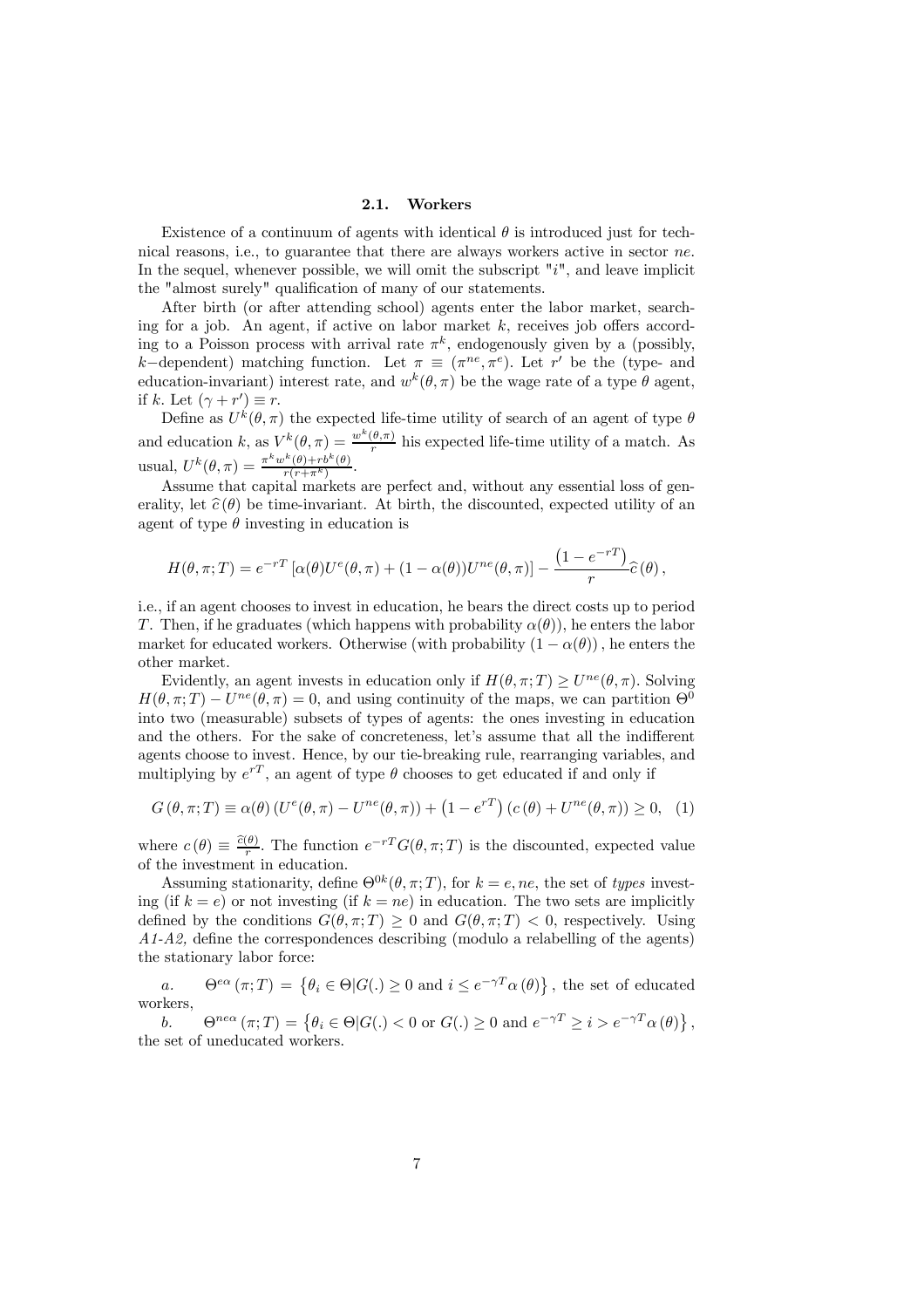### 2.1. Workers

Existence of a continuum of agents with identical $\theta$ is introduced just for technical reasons, i.e., to guarantee that there are always workers active in sector $ne$. In the sequel, whenever possible, we will omit the subscript "$i$", and leave implicit the "almost surely" qualification of many of our statements.

After birth (or after attending school) agents enter the labor market, searching for a job. An agent, if active on labor market $k$, receives job offers according to a Poisson process with arrival rate $\pi^k$, endogenously given by a (possibly, $k-$dependent) matching function. Let $\pi \equiv (\pi^{ne}, \pi^e)$. Let $r'$ be the (type- and education-invariant) interest rate, and $w^k(\theta, \pi)$ be the wage rate of a type $\theta$ agent, if $k$. Let $(\gamma + r') \equiv r$.

Define as $U^k(\theta, \pi)$ the expected life-time utility of search of an agent of type $\theta$ and education $k$, as $V^k(\theta, \pi) = \frac{w^k(\theta,\pi)}{r}$ his expected life-time utility of a match. As usual, $U^k(\theta, \pi) = \frac{\pi^k w^k(\theta) + r b^k(\theta)}{r(r+\pi^k)}$.

Assume that capital markets are perfect and, without any essential loss of generality, let $\widehat{c}(\theta)$ be time-invariant. At birth, the discounted, expected utility of an agent of type $\theta$ investing in education is

$$H(\theta, \pi; T) = e^{-rT}\left[\alpha(\theta)U^e(\theta, \pi) + (1-\alpha(\theta))U^{ne}(\theta, \pi)\right] - \frac{\left(1-e^{-rT}\right)}{r}\widehat{c}(\theta),$$

i.e., if an agent chooses to invest in education, he bears the direct costs up to period $T$. Then, if he graduates (which happens with probability $\alpha(\theta)$), he enters the labor market for educated workers. Otherwise (with probability $(1-\alpha(\theta))$, he enters the other market.

Evidently, an agent invests in education only if $H(\theta, \pi; T) \geq U^{ne}(\theta, \pi)$. Solving $H(\theta, \pi; T) - U^{ne}(\theta, \pi) = 0$, and using continuity of the maps, we can partition $\Theta^0$ into two (measurable) subsets of types of agents: the ones investing in education and the others. For the sake of concreteness, let's assume that all the indifferent agents choose to invest. Hence, by our tie-breaking rule, rearranging variables, and multiplying by $e^{rT}$, an agent of type $\theta$ chooses to get educated if and only if

$$G(\theta, \pi; T) \equiv \alpha(\theta)\left(U^e(\theta, \pi) - U^{ne}(\theta, \pi)\right) + \left(1 - e^{rT}\right)\left(c(\theta) + U^{ne}(\theta, \pi)\right) \geq 0, \quad (1)$$

where $c(\theta) \equiv \frac{\widehat{c}(\theta)}{r}$. The function $e^{-rT}G(\theta, \pi; T)$ is the discounted, expected value of the investment in education.

Assuming stationarity, define $\Theta^{0k}(\theta, \pi; T)$, for $k = e, ne$, the set of *types* investing (if $k = e$) or not investing (if $k = ne$) in education. The two sets are implicitly defined by the conditions $G(\theta, \pi; T) \geq 0$ and $G(\theta, \pi; T) < 0$, respectively. Using *A1-A2*, define the correspondences describing (modulo a relabelling of the agents) the stationary labor force:

*a.* $\Theta^{e\alpha}(\pi; T) = \left\{\theta_i \in \Theta | G(.) \geq 0 \text{ and } i \leq e^{-\gamma T}\alpha(\theta)\right\}$, the set of educated workers,

*b.* $\Theta^{ne\alpha}(\pi; T) = \left\{\theta_i \in \Theta | G(.) < 0 \text{ or } G(.) \geq 0 \text{ and } e^{-\gamma T} \geq i > e^{-\gamma T}\alpha(\theta)\right\}$, the set of uneducated workers.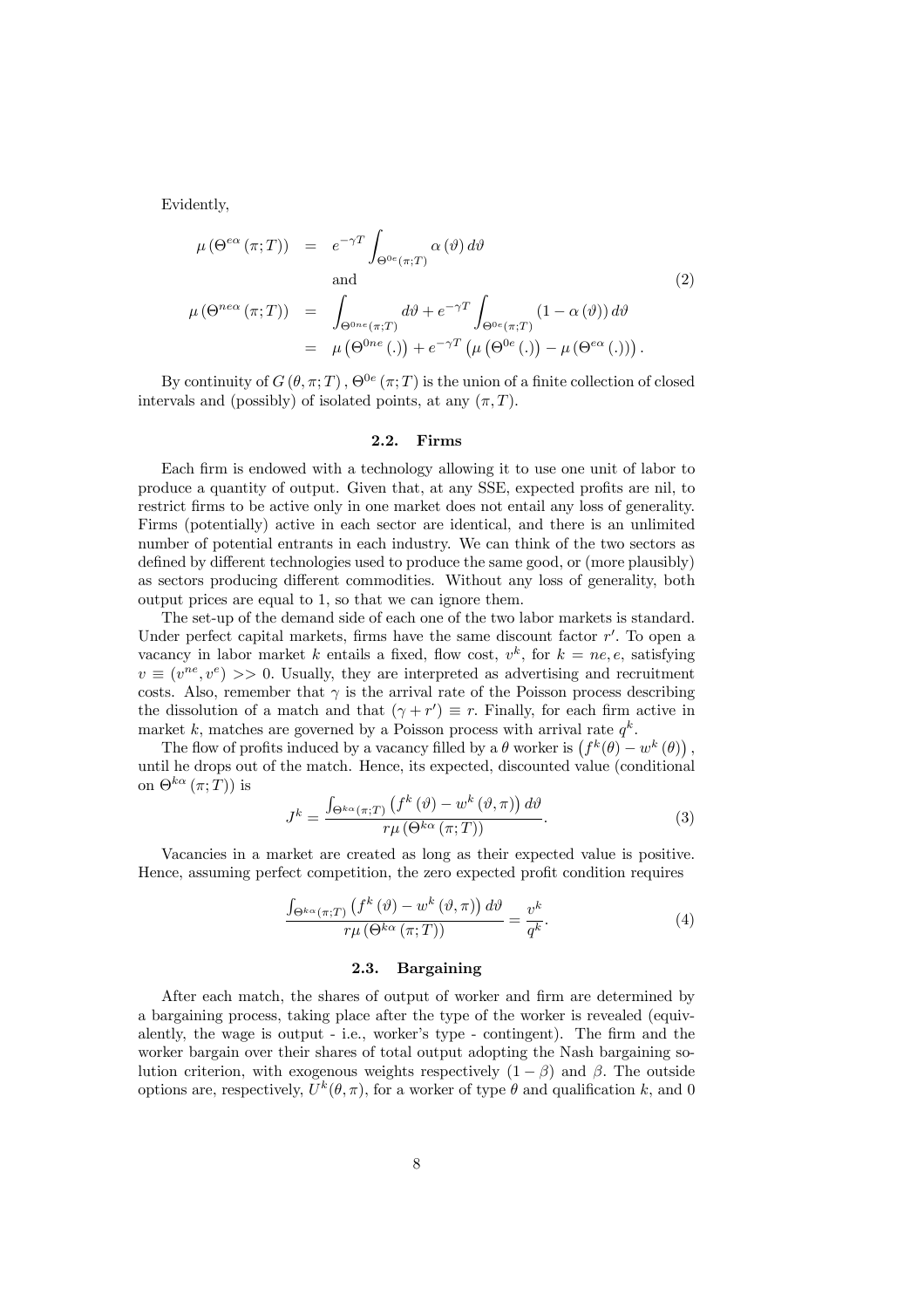Evidently,

$$
\begin{aligned}
\mu\left(\Theta^{e\alpha}(\pi;T)\right) &= e^{-\gamma T}\int_{\Theta^{0e}(\pi;T)}\alpha(\vartheta)\,d\vartheta \\
&\text{and} \\
\mu\left(\Theta^{ne\alpha}(\pi;T)\right) &= \int_{\Theta^{0ne}(\pi;T)}d\vartheta + e^{-\gamma T}\int_{\Theta^{0e}(\pi;T)}\left(1-\alpha(\vartheta)\right)d\vartheta \\
&= \mu\left(\Theta^{0ne}(.)\right) + e^{-\gamma T}\left(\mu\left(\Theta^{0e}(.)\right) - \mu\left(\Theta^{e\alpha}(.)\right)\right).
\end{aligned}
\tag{2}
$$

By continuity of $G(\theta,\pi;T)$, $\Theta^{0e}(\pi;T)$ is the union of a finite collection of closed intervals and (possibly) of isolated points, at any $(\pi,T)$.

### 2.2. Firms

Each firm is endowed with a technology allowing it to use one unit of labor to produce a quantity of output. Given that, at any SSE, expected profits are nil, to restrict firms to be active only in one market does not entail any loss of generality. Firms (potentially) active in each sector are identical, and there is an unlimited number of potential entrants in each industry. We can think of the two sectors as defined by different technologies used to produce the same good, or (more plausibly) as sectors producing different commodities. Without any loss of generality, both output prices are equal to 1, so that we can ignore them.

The set-up of the demand side of each one of the two labor markets is standard. Under perfect capital markets, firms have the same discount factor $r'$. To open a vacancy in labor market $k$ entails a fixed, flow cost, $v^k$, for $k = ne, e$, satisfying $v \equiv (v^{ne}, v^e) >> 0$. Usually, they are interpreted as advertising and recruitment costs. Also, remember that $\gamma$ is the arrival rate of the Poisson process describing the dissolution of a match and that $(\gamma + r') \equiv r$. Finally, for each firm active in market $k$, matches are governed by a Poisson process with arrival rate $q^k$.

The flow of profits induced by a vacancy filled by a $\theta$ worker is $\left(f^k(\theta) - w^k(\theta)\right)$, until he drops out of the match. Hence, its expected, discounted value (conditional on $\Theta^{k\alpha}(\pi;T)$) is

$$
J^k = \frac{\int_{\Theta^{k\alpha}(\pi;T)}\left(f^k(\vartheta) - w^k(\vartheta,\pi)\right)d\vartheta}{r\mu\left(\Theta^{k\alpha}(\pi;T)\right)}. \tag{3}
$$

Vacancies in a market are created as long as their expected value is positive. Hence, assuming perfect competition, the zero expected profit condition requires

$$
\frac{\int_{\Theta^{k\alpha}(\pi;T)}\left(f^k(\vartheta) - w^k(\vartheta,\pi)\right)d\vartheta}{r\mu\left(\Theta^{k\alpha}(\pi;T)\right)} = \frac{v^k}{q^k}. \tag{4}
$$

### 2.3. Bargaining

After each match, the shares of output of worker and firm are determined by a bargaining process, taking place after the type of the worker is revealed (equivalently, the wage is output - i.e., worker's type - contingent). The firm and the worker bargain over their shares of total output adopting the Nash bargaining solution criterion, with exogenous weights respectively $(1-\beta)$ and $\beta$. The outside options are, respectively, $U^k(\theta,\pi)$, for a worker of type $\theta$ and qualification $k$, and 0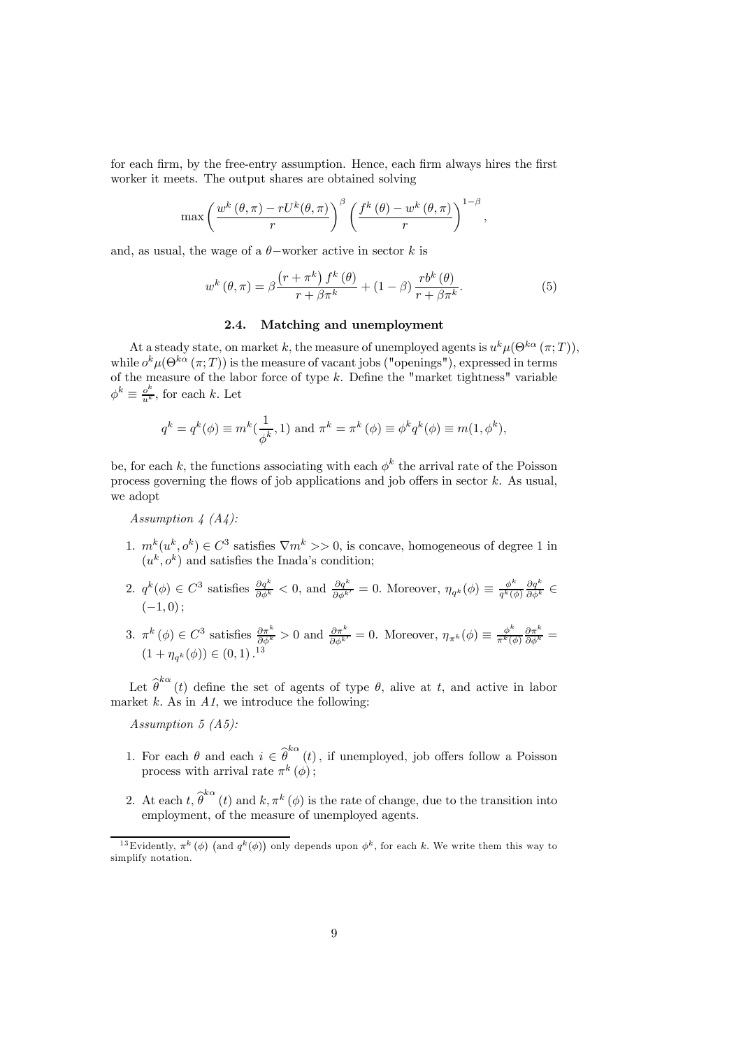for each firm, by the free-entry assumption. Hence, each firm always hires the first worker it meets. The output shares are obtained solving

$$\max\left(\frac{w^k(\theta,\pi)-rU^k(\theta,\pi)}{r}\right)^{\beta}\left(\frac{f^k(\theta)-w^k(\theta,\pi)}{r}\right)^{1-\beta},$$

and, as usual, the wage of a $\theta-$worker active in sector $k$ is

$$w^k(\theta,\pi)=\beta\frac{\left(r+\pi^k\right)f^k(\theta)}{r+\beta\pi^k}+(1-\beta)\frac{rb^k(\theta)}{r+\beta\pi^k}. \tag{5}$$

### 2.4. Matching and unemployment

At a steady state, on market $k$, the measure of unemployed agents is $u^k\mu(\Theta^{k\alpha}(\pi;T))$, while $o^k\mu(\Theta^{k\alpha}(\pi;T))$ is the measure of vacant jobs ("openings"), expressed in terms of the measure of the labor force of type $k$. Define the "market tightness" variable $\phi^k \equiv \frac{o^k}{u^k}$, for each $k$. Let

$$q^k = q^k(\phi) \equiv m^k(\frac{1}{\phi^k},1) \text{ and } \pi^k = \pi^k(\phi) \equiv \phi^k q^k(\phi) \equiv m(1,\phi^k),$$

be, for each $k$, the functions associating with each $\phi^k$ the arrival rate of the Poisson process governing the flows of job applications and job offers in sector $k$. As usual, we adopt

*Assumption 4 (A4):*

1. $m^k(u^k,o^k)\in C^3$ satisfies $\nabla m^k >> 0$, is concave, homogeneous of degree 1 in $(u^k,o^k)$ and satisfies the Inada's condition;
2. $q^k(\phi)\in C^3$ satisfies $\frac{\partial q^k}{\partial \phi^k}<0$, and $\frac{\partial q^k}{\partial \phi^{k'}}=0$. Moreover, $\eta_{q^k}(\phi)\equiv \frac{\phi^k}{q^k(\phi)}\frac{\partial q^k}{\partial \phi^k}\in(-1,0)$;
3. $\pi^k(\phi)\in C^3$ satisfies $\frac{\partial \pi^k}{\partial \phi^k}>0$ and $\frac{\partial \pi^k}{\partial \phi^{k'}}=0$. Moreover, $\eta_{\pi^k}(\phi)\equiv\frac{\phi^k}{\pi^k(\phi)}\frac{\partial \pi^k}{\partial \phi^k}=(1+\eta_{q^k}(\phi))\in(0,1)$.[13]

Let $\widehat{\theta}^{k\alpha}(t)$ define the set of agents of type $\theta$, alive at $t$, and active in labor market $k$. As in *A1*, we introduce the following:

*Assumption 5 (A5):*

1. For each $\theta$ and each $i\in\widehat{\theta}^{k\alpha}(t)$, if unemployed, job offers follow a Poisson process with arrival rate $\pi^k(\phi)$;
2. At each $t$, $\widehat{\theta}^{k\alpha}(t)$ and $k$, $\pi^k(\phi)$ is the rate of change, due to the transition into employment, of the measure of unemployed agents.

[13] Evidently, $\pi^k(\phi)$ (and $q^k(\phi)$) only depends upon $\phi^k$, for each $k$. We write them this way to simplify notation.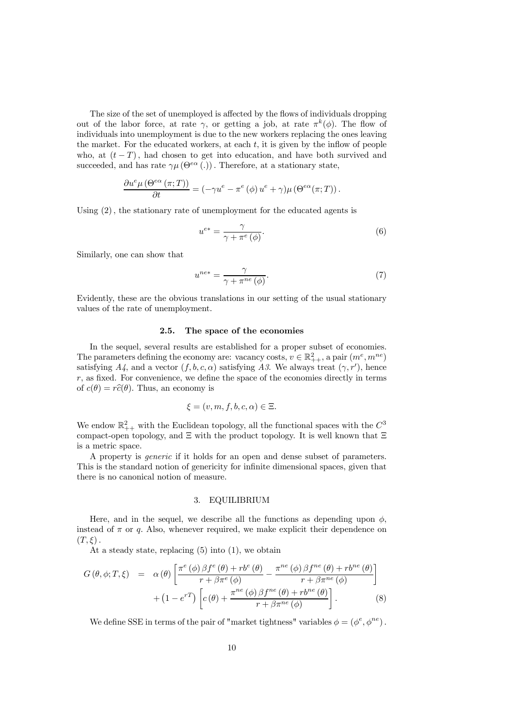The size of the set of unemployed is affected by the flows of individuals dropping out of the labor force, at rate $\gamma$, or getting a job, at rate $\pi^k(\phi)$. The flow of individuals into unemployment is due to the new workers replacing the ones leaving the market. For the educated workers, at each $t$, it is given by the inflow of people who, at $(t-T)$, had chosen to get into education, and have both survived and succeeded, and has rate $\gamma\mu\left(\Theta^{e\alpha}(.)\right)$. Therefore, at a stationary state,

$$\frac{\partial u^e \mu\left(\Theta^{e\alpha}(\pi;T)\right)}{\partial t} = (-\gamma u^e - \pi^e(\phi)\, u^e + \gamma)\mu\left(\Theta^{e\alpha}(\pi;T)\right).$$

Using $(2)$, the stationary rate of unemployment for the educated agents is

$$u^{e*} = \frac{\gamma}{\gamma + \pi^e(\phi)}. \tag{6}$$

Similarly, one can show that

$$u^{ne*} = \frac{\gamma}{\gamma + \pi^{ne}(\phi)}. \tag{7}$$

Evidently, these are the obvious translations in our setting of the usual stationary values of the rate of unemployment.

### 2.5. The space of the economies

In the sequel, several results are established for a proper subset of economies. The parameters defining the economy are: vacancy costs, $v \in \mathbb{R}^2_{++}$, a pair $(m^e, m^{ne})$ satisfying *A4*, and a vector $(f, b, c, \alpha)$ satisfying *A3*. We always treat $(\gamma, r')$, hence $r$, as fixed. For convenience, we define the space of the economies directly in terms of $c(\theta) = r\widehat{c}(\theta)$. Thus, an economy is

$$\xi = (v, m, f, b, c, \alpha) \in \Xi.$$

We endow $\mathbb{R}^2_{++}$ with the Euclidean topology, all the functional spaces with the $C^3$ compact-open topology, and $\Xi$ with the product topology. It is well known that $\Xi$ is a metric space.

A property is *generic* if it holds for an open and dense subset of parameters. This is the standard notion of genericity for infinite dimensional spaces, given that there is no canonical notion of measure.

## 3. EQUILIBRIUM

Here, and in the sequel, we describe all the functions as depending upon $\phi$, instead of $\pi$ or $q$. Also, whenever required, we make explicit their dependence on $(T, \xi)$.

At a steady state, replacing (5) into (1), we obtain

$$\begin{aligned} G(\theta, \phi; T, \xi) &= \alpha(\theta)\left[\frac{\pi^e(\phi)\,\beta f^e(\theta) + rb^e(\theta)}{r + \beta\pi^e(\phi)} - \frac{\pi^{ne}(\phi)\,\beta f^{ne}(\theta) + rb^{ne}(\theta)}{r + \beta\pi^{ne}(\phi)}\right] \\ &\quad + \left(1 - e^{rT}\right)\left[c(\theta) + \frac{\pi^{ne}(\phi)\,\beta f^{ne}(\theta) + rb^{ne}(\theta)}{r + \beta\pi^{ne}(\phi)}\right]. \end{aligned} \tag{8}$$

We define SSE in terms of the pair of "market tightness" variables $\phi = (\phi^e, \phi^{ne})$.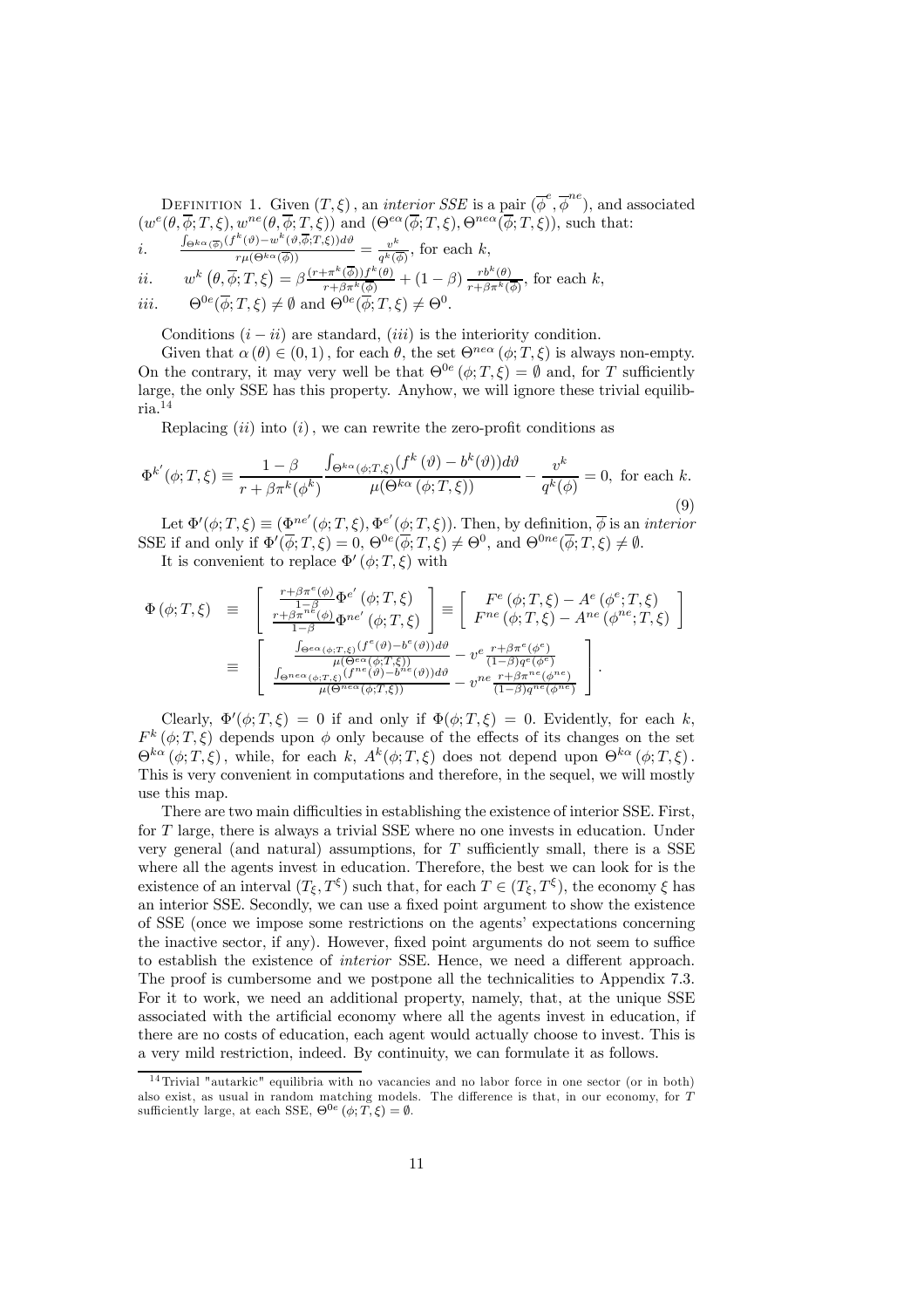Definition 1. Given $(T, \xi)$, an *interior SSE* is a pair $(\overline{\phi}^e, \overline{\phi}^{ne})$, and associated $(w^e(\theta, \overline{\phi}; T, \xi), w^{ne}(\theta, \overline{\phi}; T, \xi))$ and $(\Theta^{e\alpha}(\overline{\phi}; T, \xi), \Theta^{ne\alpha}(\overline{\phi}; T, \xi))$, such that:

*i.* $\quad \frac{\int_{\Theta^{k\alpha}(\overline{\phi})}(f^k(\vartheta) - w^k(\vartheta, \overline{\phi}; T, \xi))d\vartheta}{r\mu(\Theta^{k\alpha}(\overline{\phi}))} = \frac{v^k}{q^k(\overline{\phi})}$, for each $k$,

*ii.* $\quad w^k(\theta, \overline{\phi}; T, \xi) = \beta \frac{(r + \pi^k(\overline{\phi}))f^k(\theta)}{r + \beta\pi^k(\overline{\phi})} + (1 - \beta)\frac{rb^k(\theta)}{r + \beta\pi^k(\overline{\phi})}$, for each $k$,

*iii.* $\quad \Theta^{0e}(\overline{\phi}; T, \xi) \neq \emptyset$ and $\Theta^{0e}(\overline{\phi}; T, \xi) \neq \Theta^0$.

Conditions $(i - ii)$ are standard, $(iii)$ is the interiority condition.

Given that $\alpha(\theta) \in (0, 1)$, for each $\theta$, the set $\Theta^{ne\alpha}(\phi; T, \xi)$ is always non-empty. On the contrary, it may very well be that $\Theta^{0e}(\phi; T, \xi) = \emptyset$ and, for $T$ sufficiently large, the only SSE has this property. Anyhow, we will ignore these trivial equilibria.[14]

Replacing $(ii)$ into $(i)$, we can rewrite the zero-profit conditions as

$$\Phi^{k'}(\phi; T, \xi) \equiv \frac{1 - \beta}{r + \beta\pi^k(\phi^k)} \frac{\int_{\Theta^{k\alpha}(\phi; T, \xi)}(f^k(\vartheta) - b^k(\vartheta))d\vartheta}{\mu(\Theta^{k\alpha}(\phi; T, \xi))} - \frac{v^k}{q^k(\phi)} = 0, \text{ for each } k. \tag{9}$$

Let $\Phi'(\phi; T, \xi) \equiv (\Phi^{ne'}(\phi; T, \xi), \Phi^{e'}(\phi; T, \xi))$. Then, by definition, $\overline{\phi}$ is an *interior* SSE if and only if $\Phi'(\overline{\phi}; T, \xi) = 0$, $\Theta^{0e}(\overline{\phi}; T, \xi) \neq \Theta^0$, and $\Theta^{0ne}(\overline{\phi}; T, \xi) \neq \emptyset$.

It is convenient to replace $\Phi'(\phi; T, \xi)$ with

$$\Phi(\phi; T, \xi) \equiv \begin{bmatrix} \frac{r + \beta\pi^e(\phi)}{1 - \beta}\Phi^{e'}(\phi; T, \xi) \\ \frac{r + \beta\pi^{ne}(\phi)}{1 - \beta}\Phi^{ne'}(\phi; T, \xi) \end{bmatrix} \equiv \begin{bmatrix} F^e(\phi; T, \xi) - A^e(\phi^e; T, \xi) \\ F^{ne}(\phi; T, \xi) - A^{ne}(\phi^{ne}; T, \xi) \end{bmatrix}$$

$$\equiv \begin{bmatrix} \frac{\int_{\Theta^{e\alpha}(\phi; T, \xi)}(f^e(\vartheta) - b^e(\vartheta))d\vartheta}{\mu(\Theta^{e\alpha}(\phi; T, \xi))} - v^e \frac{r + \beta\pi^e(\phi^e)}{(1 - \beta)q^e(\phi^e)} \\ \frac{\int_{\Theta^{ne\alpha}(\phi; T, \xi)}(f^{ne}(\vartheta) - b^{ne}(\vartheta))d\vartheta}{\mu(\Theta^{ne\alpha}(\phi; T, \xi))} - v^{ne} \frac{r + \beta\pi^{ne}(\phi^{ne})}{(1 - \beta)q^{ne}(\phi^{ne})} \end{bmatrix}.$$

Clearly, $\Phi'(\phi; T, \xi) = 0$ if and only if $\Phi(\phi; T, \xi) = 0$. Evidently, for each $k$, $F^k(\phi; T, \xi)$ depends upon $\phi$ only because of the effects of its changes on the set $\Theta^{k\alpha}(\phi; T, \xi)$, while, for each $k$, $A^k(\phi; T, \xi)$ does not depend upon $\Theta^{k\alpha}(\phi; T, \xi)$. This is very convenient in computations and therefore, in the sequel, we will mostly use this map.

There are two main difficulties in establishing the existence of interior SSE. First, for $T$ large, there is always a trivial SSE where no one invests in education. Under very general (and natural) assumptions, for $T$ sufficiently small, there is a SSE where all the agents invest in education. Therefore, the best we can look for is the existence of an interval $(T_\xi, T^\xi)$ such that, for each $T \in (T_\xi, T^\xi)$, the economy $\xi$ has an interior SSE. Secondly, we can use a fixed point argument to show the existence of SSE (once we impose some restrictions on the agents' expectations concerning the inactive sector, if any). However, fixed point arguments do not seem to suffice to establish the existence of *interior* SSE. Hence, we need a different approach. The proof is cumbersome and we postpone all the technicalities to Appendix 7.3. For it to work, we need an additional property, namely, that, at the unique SSE associated with the artificial economy where all the agents invest in education, if there are no costs of education, each agent would actually choose to invest. This is a very mild restriction, indeed. By continuity, we can formulate it as follows.

---

[14] Trivial "autarkic" equilibria with no vacancies and no labor force in one sector (or in both) also exist, as usual in random matching models. The difference is that, in our economy, for $T$ sufficiently large, at each SSE, $\Theta^{0e}(\phi; T, \xi) = \emptyset$.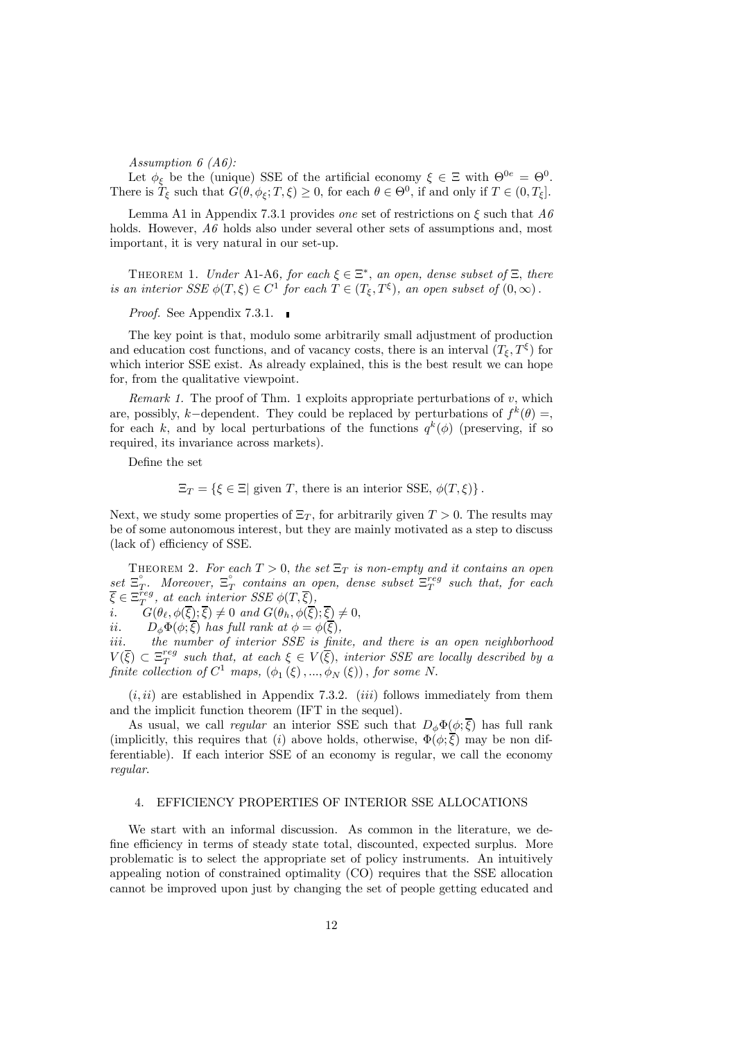*Assumption 6 (A6):*

Let $\phi_\xi$ be the (unique) SSE of the artificial economy $\xi \in \Xi$ with $\Theta^{0e} = \Theta^0$. There is $T_\xi$ such that $G(\theta, \phi_\xi; T, \xi) \geq 0$, for each $\theta \in \Theta^0$, if and only if $T \in (0, T_\xi]$.

Lemma A1 in Appendix 7.3.1 provides *one* set of restrictions on $\xi$ such that *A6* holds. However, *A6* holds also under several other sets of assumptions and, most important, it is very natural in our set-up.

THEOREM 1. *Under* A1-A6*, for each $\xi \in \Xi^*$, an open, dense subset of $\Xi$, there is an interior SSE $\phi(T, \xi) \in C^1$ for each $T \in (T_\xi, T^\xi)$, an open subset of $(0, \infty)$.*

*Proof.* See Appendix 7.3.1. ∎

The key point is that, modulo some arbitrarily small adjustment of production and education cost functions, and of vacancy costs, there is an interval $(T_\xi, T^\xi)$ for which interior SSE exist. As already explained, this is the best result we can hope for, from the qualitative viewpoint.

*Remark 1.* The proof of Thm. 1 exploits appropriate perturbations of $v$, which are, possibly, $k-$dependent. They could be replaced by perturbations of $f^k(\theta) =$, for each $k$, and by local perturbations of the functions $q^k(\phi)$ (preserving, if so required, its invariance across markets).

Define the set

$$\Xi_T = \{\xi \in \Xi |\text{ given } T, \text{ there is an interior SSE, } \phi(T, \xi)\}.$$

Next, we study some properties of $\Xi_T$, for arbitrarily given $T > 0$. The results may be of some autonomous interest, but they are mainly motivated as a step to discuss (lack of) efficiency of SSE.

THEOREM 2. *For each $T > 0$, the set $\Xi_T$ is non-empty and it contains an open set $\overset{\circ}{\Xi}_T$. Moreover, $\overset{\circ}{\Xi}_T$ contains an open, dense subset $\Xi_T^{reg}$ such that, for each $\overline{\xi} \in \Xi_T^{reg}$, at each interior SSE $\phi(T, \overline{\xi})$,*

*i.* $G(\theta_\ell, \phi(\overline{\xi}); \overline{\xi}) \neq 0$ *and* $G(\theta_h, \phi(\overline{\xi}); \overline{\xi}) \neq 0$,

*ii.* $D_\phi \Phi(\phi; \overline{\xi})$ *has full rank at* $\phi = \phi(\overline{\xi})$,

*iii. the number of interior SSE is finite, and there is an open neighborhood $V(\overline{\xi}) \subset \Xi_T^{reg}$ such that, at each $\xi \in V(\overline{\xi})$, interior SSE are locally described by a finite collection of $C^1$ maps, $(\phi_1(\xi), ..., \phi_N(\xi))$, for some $N$.*

$(i, ii)$ are established in Appendix 7.3.2. $(iii)$ follows immediately from them and the implicit function theorem (IFT in the sequel).

As usual, we call *regular* an interior SSE such that $D_\phi \Phi(\phi; \overline{\xi})$ has full rank (implicitly, this requires that $(i)$ above holds, otherwise, $\Phi(\phi; \overline{\xi})$ may be non differentiable). If each interior SSE of an economy is regular, we call the economy *regular*.

## 4. EFFICIENCY PROPERTIES OF INTERIOR SSE ALLOCATIONS

We start with an informal discussion. As common in the literature, we define efficiency in terms of steady state total, discounted, expected surplus. More problematic is to select the appropriate set of policy instruments. An intuitively appealing notion of constrained optimality (CO) requires that the SSE allocation cannot be improved upon just by changing the set of people getting educated and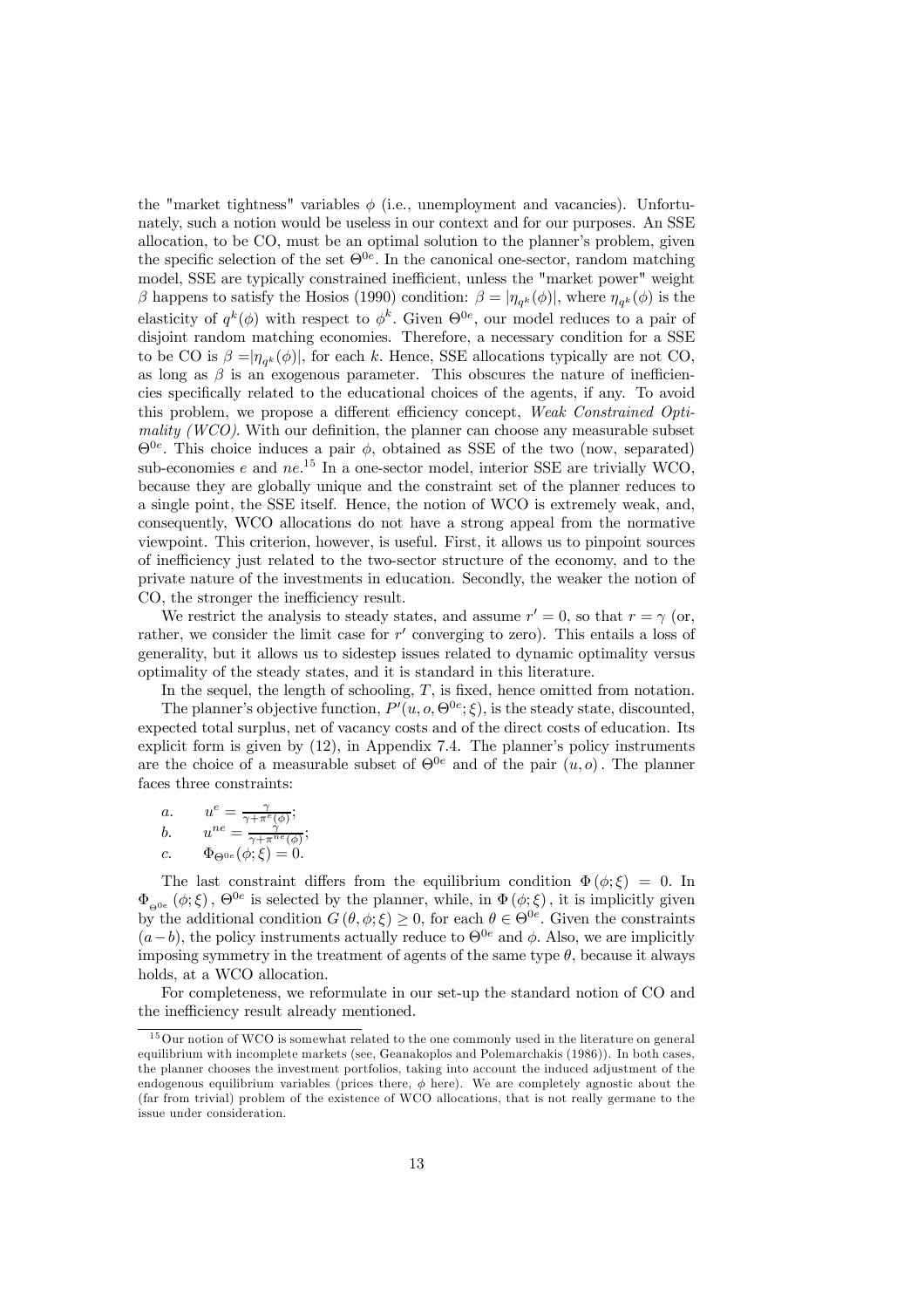the "market tightness" variables $\phi$ (i.e., unemployment and vacancies). Unfortunately, such a notion would be useless in our context and for our purposes. An SSE allocation, to be CO, must be an optimal solution to the planner's problem, given the specific selection of the set $\Theta^{0e}$. In the canonical one-sector, random matching model, SSE are typically constrained inefficient, unless the "market power" weight $\beta$ happens to satisfy the Hosios (1990) condition: $\beta = |\eta_{q^k}(\phi)|$, where $\eta_{q^k}(\phi)$ is the elasticity of $q^k(\phi)$ with respect to $\phi^k$. Given $\Theta^{0e}$, our model reduces to a pair of disjoint random matching economies. Therefore, a necessary condition for a SSE to be CO is $\beta = |\eta_{q^k}(\phi)|$, for each $k$. Hence, SSE allocations typically are not CO, as long as $\beta$ is an exogenous parameter. This obscures the nature of inefficiencies specifically related to the educational choices of the agents, if any. To avoid this problem, we propose a different efficiency concept, *Weak Constrained Optimality (WCO)*. With our definition, the planner can choose any measurable subset $\Theta^{0e}$. This choice induces a pair $\phi$, obtained as SSE of the two (now, separated) sub-economies $e$ and $ne$.[15] In a one-sector model, interior SSE are trivially WCO, because they are globally unique and the constraint set of the planner reduces to a single point, the SSE itself. Hence, the notion of WCO is extremely weak, and, consequently, WCO allocations do not have a strong appeal from the normative viewpoint. This criterion, however, is useful. First, it allows us to pinpoint sources of inefficiency just related to the two-sector structure of the economy, and to the private nature of the investments in education. Secondly, the weaker the notion of CO, the stronger the inefficiency result.

We restrict the analysis to steady states, and assume $r' = 0$, so that $r = \gamma$ (or, rather, we consider the limit case for $r'$ converging to zero). This entails a loss of generality, but it allows us to sidestep issues related to dynamic optimality versus optimality of the steady states, and it is standard in this literature.

In the sequel, the length of schooling, $T$, is fixed, hence omitted from notation.

The planner's objective function, $P'(u, o, \Theta^{0e}; \xi)$, is the steady state, discounted, expected total surplus, net of vacancy costs and of the direct costs of education. Its explicit form is given by (12), in Appendix 7.4. The planner's policy instruments are the choice of a measurable subset of $\Theta^{0e}$ and of the pair $(u, o)$. The planner faces three constraints:

*a.* $\quad u^e = \frac{\gamma}{\gamma + \pi^e(\phi)}$;

*b.* $\quad u^{ne} = \frac{\gamma}{\gamma + \pi^{ne}(\phi)}$;

*c.* $\quad \Phi_{\Theta^{0e}}(\phi; \xi) = 0$.

The last constraint differs from the equilibrium condition $\Phi(\phi; \xi) = 0$. In $\Phi_{\Theta^{0e}}(\phi; \xi)$, $\Theta^{0e}$ is selected by the planner, while, in $\Phi(\phi; \xi)$, it is implicitly given by the additional condition $G(\theta, \phi; \xi) \geq 0$, for each $\theta \in \Theta^{0e}$. Given the constraints $(a - b)$, the policy instruments actually reduce to $\Theta^{0e}$ and $\phi$. Also, we are implicitly imposing symmetry in the treatment of agents of the same type $\theta$, because it always holds, at a WCO allocation.

For completeness, we reformulate in our set-up the standard notion of CO and the inefficiency result already mentioned.

---

[15] Our notion of WCO is somewhat related to the one commonly used in the literature on general equilibrium with incomplete markets (see, Geanakoplos and Polemarchakis (1986)). In both cases, the planner chooses the investment portfolios, taking into account the induced adjustment of the endogenous equilibrium variables (prices there, $\phi$ here). We are completely agnostic about the (far from trivial) problem of the existence of WCO allocations, that is not really germane to the issue under consideration.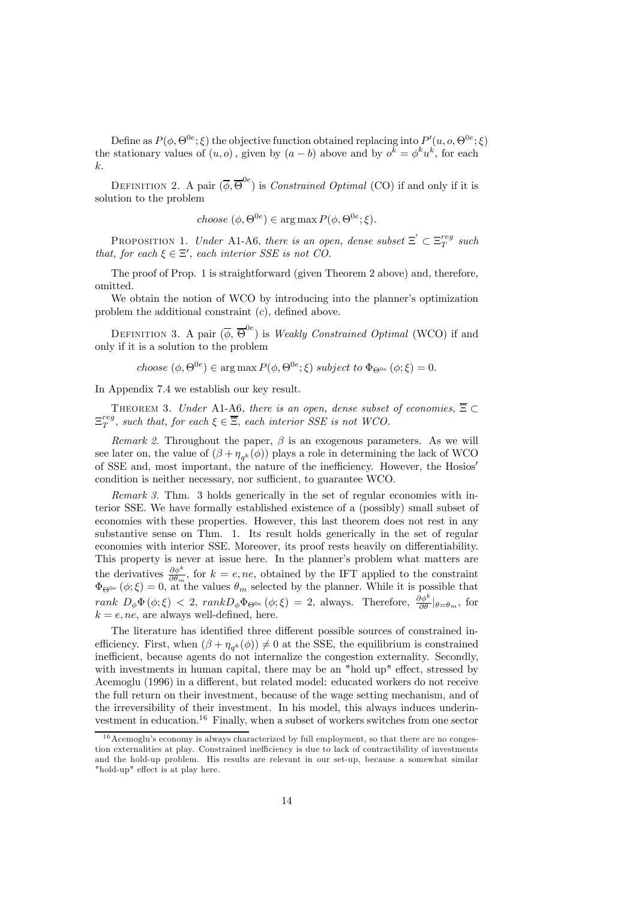Define as $P(\phi, \Theta^{0e}; \xi)$ the objective function obtained replacing into $P'(u, o, \Theta^{0e}; \xi)$ the stationary values of $(u, o)$, given by $(a - b)$ above and by $o^k = \phi^k u^k$, for each $k$.

Definition 2. A pair $(\overline{\phi}, \overline{\Theta}^{0e})$ is *Constrained Optimal* (CO) if and only if it is solution to the problem

$$choose\ (\phi, \Theta^{0e}) \in \arg\max P(\phi, \Theta^{0e}; \xi).$$

Proposition 1. *Under* A1-A6, *there is an open, dense subset* $\Xi' \subset \Xi_T^{reg}$ *such that, for each* $\xi \in \Xi'$, *each interior SSE is not CO.*

The proof of Prop. 1 is straightforward (given Theorem 2 above) and, therefore, omitted.

We obtain the notion of WCO by introducing into the planner's optimization problem the additional constraint $(c)$, defined above.

Definition 3. A pair $(\overline{\phi}, \overline{\Theta}^{0e})$ is *Weakly Constrained Optimal* (WCO) if and only if it is a solution to the problem

$$choose\ (\phi, \Theta^{0e}) \in \arg\max P(\phi, \Theta^{0e}; \xi)\ subject\ to\ \Phi_{\Theta^{0e}}(\phi; \xi) = 0.$$

In Appendix 7.4 we establish our key result.

Theorem 3. *Under* A1-A6, *there is an open, dense subset of economies,* $\overline{\Xi} \subset \Xi_T^{reg}$, *such that, for each* $\xi \in \overline{\Xi}$, *each interior SSE is not WCO.*

*Remark 2.* Throughout the paper, $\beta$ is an exogenous parameters. As we will see later on, the value of $(\beta + \eta_{q^k}(\phi))$ plays a role in determining the lack of WCO of SSE and, most important, the nature of the inefficiency. However, the Hosios$'$ condition is neither necessary, nor sufficient, to guarantee WCO.

*Remark 3.* Thm. 3 holds generically in the set of regular economies with interior SSE. We have formally established existence of a (possibly) small subset of economies with these properties. However, this last theorem does not rest in any substantive sense on Thm. 1. Its result holds generically in the set of regular economies with interior SSE. Moreover, its proof rests heavily on differentiability. This property is never at issue here. In the planner's problem what matters are the derivatives $\frac{\partial \phi^k}{\partial \theta_m}$, for $k = e, ne$, obtained by the IFT applied to the constraint $\Phi_{\Theta^{0e}}(\phi; \xi) = 0$, at the values $\theta_m$ selected by the planner. While it is possible that $rank\ D_\phi \Phi(\phi; \xi) < 2$, $rank D_\phi \Phi_{\Theta^{0e}}(\phi; \xi) = 2$, always. Therefore, $\frac{\partial \phi^k}{\partial \theta}|_{\theta = \theta_m}$, for $k = e, ne$, are always well-defined, here.

The literature has identified three different possible sources of constrained inefficiency. First, when $(\beta + \eta_{q^k}(\phi)) \neq 0$ at the SSE, the equilibrium is constrained inefficient, because agents do not internalize the congestion externality. Secondly, with investments in human capital, there may be an "hold up" effect, stressed by Acemoglu (1996) in a different, but related model: educated workers do not receive the full return on their investment, because of the wage setting mechanism, and of the irreversibility of their investment. In his model, this always induces underinvestment in education.[16] Finally, when a subset of workers switches from one sector

[16] Acemoglu's economy is always characterized by full employment, so that there are no congestion externalities at play. Constrained inefficiency is due to lack of contractibility of investments and the hold-up problem. His results are relevant in our set-up, because a somewhat similar "hold-up" effect is at play here.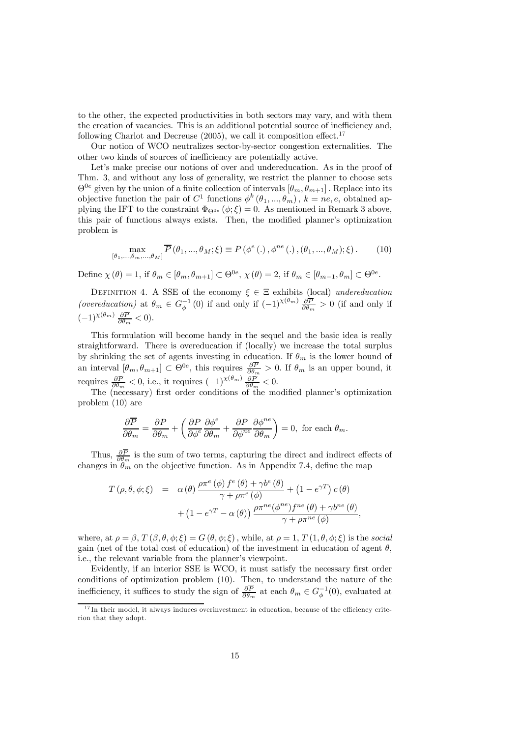to the other, the expected productivities in both sectors may vary, and with them the creation of vacancies. This is an additional potential source of inefficiency and, following Charlot and Decreuse (2005), we call it composition effect.[17]

Our notion of WCO neutralizes sector-by-sector congestion externalities. The other two kinds of sources of inefficiency are potentially active.

Let's make precise our notions of over and undereducation. As in the proof of Thm. 3, and without any loss of generality, we restrict the planner to choose sets $\Theta^{0e}$ given by the union of a finite collection of intervals $[\theta_m, \theta_{m+1}]$. Replace into its objective function the pair of $C^1$ functions $\phi^k(\theta_1, ..., \theta_m)$, $k = ne, e$, obtained applying the IFT to the constraint $\Phi_{\Theta^{0e}}(\phi; \xi) = 0$. As mentioned in Remark 3 above, this pair of functions always exists. Then, the modified planner's optimization problem is

$$\max_{[\theta_1, ..., \theta_m, ..., \theta_M]} \overline{P}(\theta_1, ..., \theta_M; \xi) \equiv P(\phi^e(.), \phi^{ne}(.), (\theta_1, ..., \theta_M); \xi). \tag{10}$$

Define $\chi(\theta) = 1$, if $\theta_m \in [\theta_m, \theta_{m+1}] \subset \Theta^{0e}$, $\chi(\theta) = 2$, if $\theta_m \in [\theta_{m-1}, \theta_m] \subset \Theta^{0e}$.

Definition 4. A SSE of the economy $\xi \in \Xi$ exhibits (local) *undereducation (overeducation)* at $\theta_m \in G_\phi^{-1}(0)$ if and only if $(-1)^{\chi(\theta_m)} \frac{\partial \overline{P}}{\partial \theta_m} > 0$ (if and only if $(-1)^{\chi(\theta_m)} \frac{\partial \overline{P}}{\partial \theta_m} < 0$).

This formulation will become handy in the sequel and the basic idea is really straightforward. There is overeducation if (locally) we increase the total surplus by shrinking the set of agents investing in education. If $\theta_m$ is the lower bound of an interval $[\theta_m, \theta_{m+1}] \subset \Theta^{0e}$, this requires $\frac{\partial \overline{P}}{\partial \theta_m} > 0$. If $\theta_m$ is an upper bound, it requires $\frac{\partial \overline{P}}{\partial \theta_m} < 0$, i.e., it requires $(-1)^{\chi(\theta_m)} \frac{\partial \overline{P}}{\partial \theta_m} < 0$.

The (necessary) first order conditions of the modified planner's optimization problem (10) are

$$\frac{\partial \overline{P}}{\partial \theta_m} = \frac{\partial P}{\partial \theta_m} + \left( \frac{\partial P}{\partial \phi^e} \frac{\partial \phi^e}{\partial \theta_m} + \frac{\partial P}{\partial \phi^{ne}} \frac{\partial \phi^{ne}}{\partial \theta_m} \right) = 0, \text{ for each } \theta_m.$$

Thus, $\frac{\partial \overline{P}}{\partial \theta_m}$ is the sum of two terms, capturing the direct and indirect effects of changes in $\theta_m$ on the objective function. As in Appendix 7.4, define the map

$$\begin{aligned} T(\rho, \theta, \phi; \xi) \;\; &= \;\; \alpha(\theta) \frac{\rho \pi^e(\phi) f^e(\theta) + \gamma b^e(\theta)}{\gamma + \rho \pi^e(\phi)} + \left(1 - e^{\gamma T}\right) c(\theta) \\ &\quad + \left(1 - e^{\gamma T} - \alpha(\theta)\right) \frac{\rho \pi^{ne}(\phi^{ne}) f^{ne}(\theta) + \gamma b^{ne}(\theta)}{\gamma + \rho \pi^{ne}(\phi)}, \end{aligned}$$

where, at $\rho = \beta$, $T(\beta, \theta, \phi; \xi) = G(\theta, \phi; \xi)$, while, at $\rho = 1$, $T(1, \theta, \phi; \xi)$ is the *social* gain (net of the total cost of education) of the investment in education of agent $\theta$, i.e., the relevant variable from the planner's viewpoint.

Evidently, if an interior SSE is WCO, it must satisfy the necessary first order conditions of optimization problem (10). Then, to understand the nature of the inefficiency, it suffices to study the sign of $\frac{\partial \overline{P}}{\partial \theta_m}$ at each $\theta_m \in G_\phi^{-1}(0)$, evaluated at

---

[17] In their model, it always induces overinvestment in education, because of the efficiency criterion that they adopt.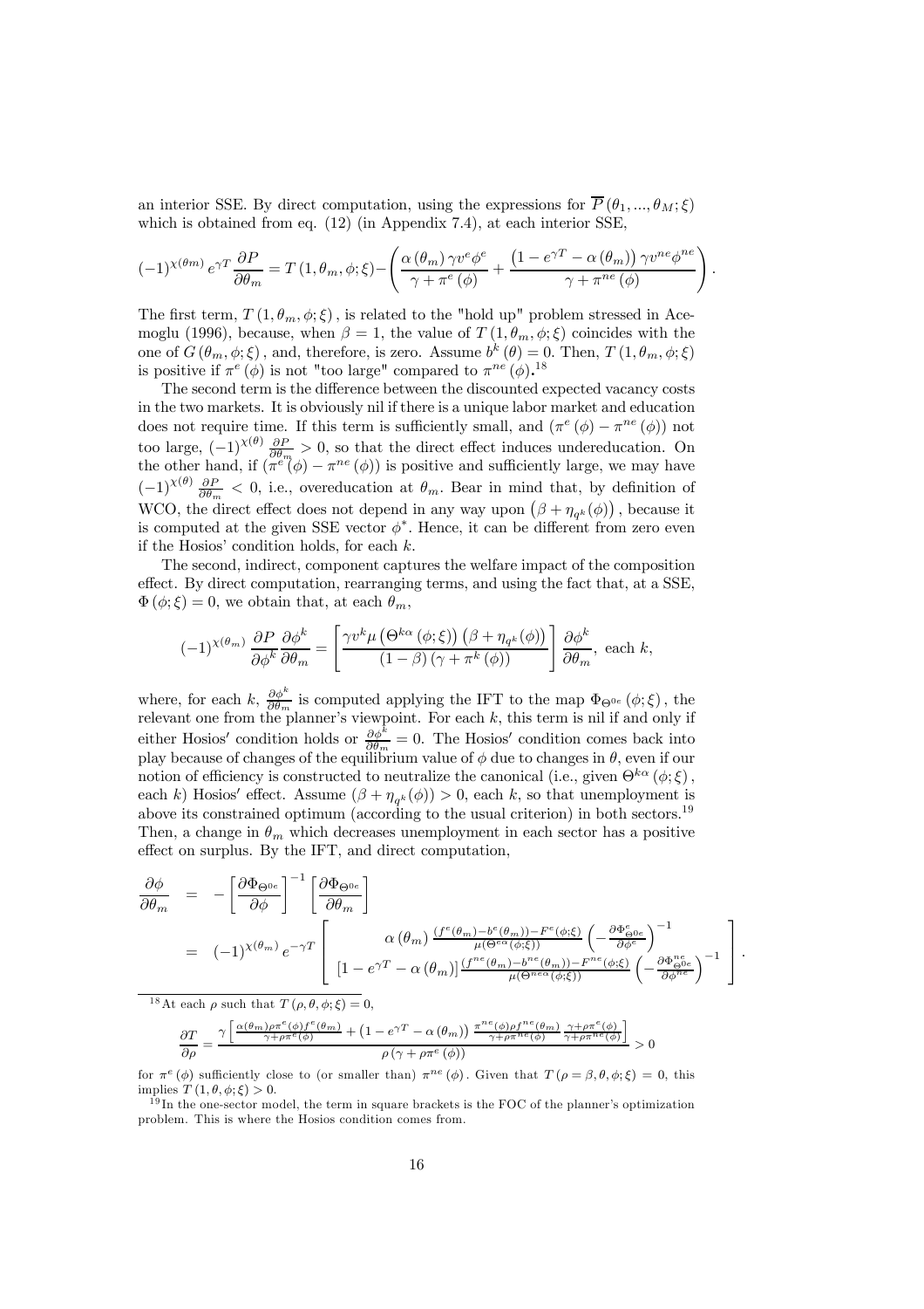an interior SSE. By direct computation, using the expressions for $\overline{P}(\theta_1, ..., \theta_M; \xi)$ which is obtained from eq. (12) (in Appendix 7.4), at each interior SSE,

$$(-1)^{\chi(\theta_m)} e^{\gamma T} \frac{\partial P}{\partial \theta_m} = T(1, \theta_m, \phi; \xi) - \left( \frac{\alpha(\theta_m) \gamma v^e \phi^e}{\gamma + \pi^e(\phi)} + \frac{\left(1 - e^{\gamma T} - \alpha(\theta_m)\right) \gamma v^{ne} \phi^{ne}}{\gamma + \pi^{ne}(\phi)} \right).$$

The first term, $T(1, \theta_m, \phi; \xi)$, is related to the "hold up" problem stressed in Acemoglu (1996), because, when $\beta = 1$, the value of $T(1, \theta_m, \phi; \xi)$ coincides with the one of $G(\theta_m, \phi; \xi)$, and, therefore, is zero. Assume $b^k(\theta) = 0$. Then, $T(1, \theta_m, \phi; \xi)$ is positive if $\pi^e(\phi)$ is not "too large" compared to $\pi^{ne}(\phi)$.[18]

The second term is the difference between the discounted expected vacancy costs in the two markets. It is obviously nil if there is a unique labor market and education does not require time. If this term is sufficiently small, and $(\pi^e(\phi) - \pi^{ne}(\phi))$ not too large, $(-1)^{\chi(\theta)} \frac{\partial P}{\partial \theta_m} > 0$, so that the direct effect induces undereducation. On the other hand, if $(\pi^e(\phi) - \pi^{ne}(\phi))$ is positive and sufficiently large, we may have $(-1)^{\chi(\theta)} \frac{\partial P}{\partial \theta_m} < 0$, i.e., overeducation at $\theta_m$. Bear in mind that, by definition of WCO, the direct effect does not depend in any way upon $\left(\beta + \eta_{q^k}(\phi)\right)$, because it is computed at the given SSE vector $\phi^*$. Hence, it can be different from zero even if the Hosios' condition holds, for each $k$.

The second, indirect, component captures the welfare impact of the composition effect. By direct computation, rearranging terms, and using the fact that, at a SSE, $\Phi(\phi; \xi) = 0$, we obtain that, at each $\theta_m$,

$$(-1)^{\chi(\theta_m)} \frac{\partial P}{\partial \phi^k} \frac{\partial \phi^k}{\partial \theta_m} = \left[ \frac{\gamma v^k \mu\left(\Theta^{k\alpha}(\phi; \xi)\right)\left(\beta + \eta_{q^k}(\phi)\right)}{(1 - \beta)\left(\gamma + \pi^k(\phi)\right)} \right] \frac{\partial \phi^k}{\partial \theta_m}, \text{ each } k,$$

where, for each $k$, $\frac{\partial \phi^k}{\partial \theta_m}$ is computed applying the IFT to the map $\Phi_{\Theta^{0e}}(\phi; \xi)$, the relevant one from the planner's viewpoint. For each $k$, this term is nil if and only if either Hosios′ condition holds or $\frac{\partial \phi^k}{\partial \theta_m} = 0$. The Hosios′ condition comes back into play because of changes of the equilibrium value of $\phi$ due to changes in $\theta$, even if our notion of efficiency is constructed to neutralize the canonical (i.e., given $\Theta^{k\alpha}(\phi; \xi)$, each $k$) Hosios′ effect. Assume $(\beta + \eta_{q^k}(\phi)) > 0$, each $k$, so that unemployment is above its constrained optimum (according to the usual criterion) in both sectors.[19] Then, a change in $\theta_m$ which decreases unemployment in each sector has a positive effect on surplus. By the IFT, and direct computation,

$$\begin{aligned}
\frac{\partial \phi}{\partial \theta_m} &= -\left[\frac{\partial \Phi_{\Theta^{0e}}}{\partial \phi}\right]^{-1} \left[\frac{\partial \Phi_{\Theta^{0e}}}{\partial \theta_m}\right] \\
&= (-1)^{\chi(\theta_m)} e^{-\gamma T} \left[ \begin{array}{c} \alpha(\theta_m) \frac{(f^e(\theta_m) - b^e(\theta_m)) - F^e(\phi; \xi)}{\mu(\Theta^{e\alpha}(\phi; \xi))} \left(-\frac{\partial \Phi^e_{\Theta^{0e}}}{\partial \phi^e}\right)^{-1} \\ \left[1 - e^{\gamma T} - \alpha(\theta_m)\right] \frac{(f^{ne}(\theta_m) - b^{ne}(\theta_m)) - F^{ne}(\phi; \xi)}{\mu(\Theta^{ne\alpha}(\phi; \xi))} \left(-\frac{\partial \Phi^{ne}_{\Theta^{0e}}}{\partial \phi^{ne}}\right)^{-1} \end{array} \right].
\end{aligned}$$

---

[18] At each $\rho$ such that $T(\rho, \theta, \phi; \xi) = 0$,

$$\frac{\partial T}{\partial \rho} = \frac{\gamma \left[ \frac{\alpha(\theta_m) \rho \pi^e(\phi) f^e(\theta_m)}{\gamma + \rho \pi^e(\phi)} + \left(1 - e^{\gamma T} - \alpha(\theta_m)\right) \frac{\pi^{ne}(\phi) \rho f^{ne}(\theta_m)}{\gamma + \rho \pi^{ne}(\phi)} \frac{\gamma + \rho \pi^e(\phi)}{\gamma + \rho \pi^{ne}(\phi)} \right]}{\rho\left(\gamma + \rho \pi^e(\phi)\right)} > 0$$

for $\pi^e(\phi)$ sufficiently close to (or smaller than) $\pi^{ne}(\phi)$. Given that $T(\rho = \beta, \theta, \phi; \xi) = 0$, this implies $T(1, \theta, \phi; \xi) > 0$.

[19] In the one-sector model, the term in square brackets is the FOC of the planner's optimization problem. This is where the Hosios condition comes from.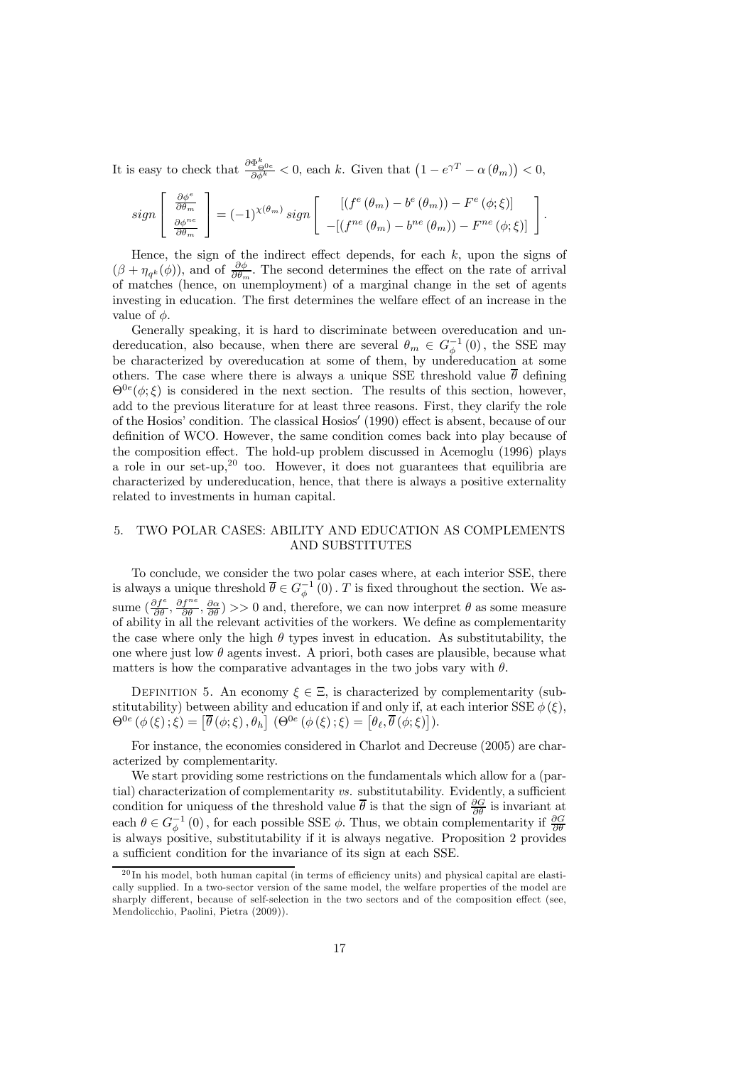It is easy to check that $\frac{\partial \Phi^k_{\Theta^{0e}}}{\partial \phi^k} < 0$, each $k$. Given that $\left(1 - e^{\gamma T} - \alpha(\theta_m)\right) < 0$,

$$sign \begin{bmatrix} \frac{\partial \phi^e}{\partial \theta_m} \\ \frac{\partial \phi^{ne}}{\partial \theta_m} \end{bmatrix} = (-1)^{\chi(\theta_m)} sign \begin{bmatrix} [(f^e(\theta_m) - b^e(\theta_m)) - F^e(\phi;\xi)] \\ -[(f^{ne}(\theta_m) - b^{ne}(\theta_m)) - F^{ne}(\phi;\xi)] \end{bmatrix}.$$

Hence, the sign of the indirect effect depends, for each $k$, upon the signs of $(\beta + \eta_{q^k}(\phi))$, and of $\frac{\partial \phi}{\partial \theta_m}$. The second determines the effect on the rate of arrival of matches (hence, on unemployment) of a marginal change in the set of agents investing in education. The first determines the welfare effect of an increase in the value of $\phi$.

Generally speaking, it is hard to discriminate between overeducation and undereducation, also because, when there are several $\theta_m \in G^{-1}_{\phi}(0)$, the SSE may be characterized by overeducation at some of them, by undereducation at some others. The case where there is always a unique SSE threshold value $\overline{\theta}$ defining $\Theta^{0e}(\phi;\xi)$ is considered in the next section. The results of this section, however, add to the previous literature for at least three reasons. First, they clarify the role of the Hosios' condition. The classical Hosios' (1990) effect is absent, because of our definition of WCO. However, the same condition comes back into play because of the composition effect. The hold-up problem discussed in Acemoglu (1996) plays a role in our set-up,[20] too. However, it does not guarantees that equilibria are characterized by undereducation, hence, that there is always a positive externality related to investments in human capital.

## 5. TWO POLAR CASES: ABILITY AND EDUCATION AS COMPLEMENTS AND SUBSTITUTES

To conclude, we consider the two polar cases where, at each interior SSE, there is always a unique threshold $\overline{\theta} \in G^{-1}_{\phi}(0)$. $T$ is fixed throughout the section. We assume $(\frac{\partial f^e}{\partial \theta}, \frac{\partial f^{ne}}{\partial \theta}, \frac{\partial \alpha}{\partial \theta}) >> 0$ and, therefore, we can now interpret $\theta$ as some measure of ability in all the relevant activities of the workers. We define as complementarity the case where only the high $\theta$ types invest in education. As substitutability, the one where just low $\theta$ agents invest. A priori, both cases are plausible, because what matters is how the comparative advantages in the two jobs vary with $\theta$.

Definition 5. An economy $\xi \in \Xi$, is characterized by complementarity (substitutability) between ability and education if and only if, at each interior SSE $\phi(\xi)$, $\Theta^{0e}(\phi(\xi);\xi) = \left[\overline{\theta}(\phi;\xi), \theta_h\right]$ $\left(\Theta^{0e}(\phi(\xi);\xi) = \left[\theta_\ell, \overline{\theta}(\phi;\xi)\right]\right)$.

For instance, the economies considered in Charlot and Decreuse (2005) are characterized by complementarity.

We start providing some restrictions on the fundamentals which allow for a (partial) characterization of complementarity *vs.* substitutability. Evidently, a sufficient condition for uniquess of the threshold value $\overline{\theta}$ is that the sign of $\frac{\partial G}{\partial \theta}$ is invariant at each $\theta \in G^{-1}_{\phi}(0)$, for each possible SSE $\phi$. Thus, we obtain complementarity if $\frac{\partial G}{\partial \theta}$ is always positive, substitutability if it is always negative. Proposition 2 provides a sufficient condition for the invariance of its sign at each SSE.

[20] In his model, both human capital (in terms of efficiency units) and physical capital are elastically supplied. In a two-sector version of the same model, the welfare properties of the model are sharply different, because of self-selection in the two sectors and of the composition effect (see, Mendolicchio, Paolini, Pietra (2009)).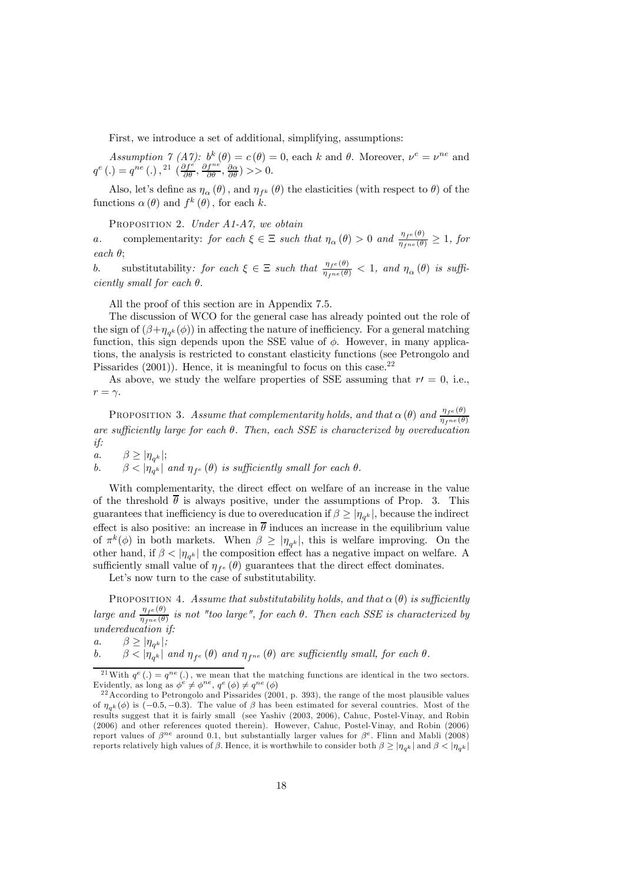First, we introduce a set of additional, simplifying, assumptions:

*Assumption 7 (A7):* $b^k(\theta) = c(\theta) = 0$, each $k$ and $\theta$. Moreover, $\nu^e = \nu^{ne}$ and $q^e(.) = q^{ne}(.)$,[21] $(\frac{\partial f^e}{\partial \theta}, \frac{\partial f^{ne}}{\partial \theta}, \frac{\partial \alpha}{\partial \theta}) >> 0$.

Also, let's define as $\eta_\alpha(\theta)$, and $\eta_{f^k}(\theta)$ the elasticities (with respect to $\theta$) of the functions $\alpha(\theta)$ and $f^k(\theta)$, for each $k$.

Proposition 2. *Under A1-A7, we obtain*

a. complementarity: *for each $\xi \in \Xi$ such that $\eta_\alpha(\theta) > 0$ and $\frac{\eta_{f^e}(\theta)}{\eta_{f^{ne}}(\theta)} \geq 1$, for each $\theta$;*

b. substitutability: *for each $\xi \in \Xi$ such that $\frac{\eta_{f^e}(\theta)}{\eta_{f^{ne}}(\theta)} < 1$, and $\eta_\alpha(\theta)$ is sufficiently small for each $\theta$.*

All the proof of this section are in Appendix 7.5.

The discussion of WCO for the general case has already pointed out the role of the sign of $(\beta + \eta_{q^k}(\phi))$ in affecting the nature of inefficiency. For a general matching function, this sign depends upon the SSE value of $\phi$. However, in many applications, the analysis is restricted to constant elasticity functions (see Petrongolo and Pissarides (2001)). Hence, it is meaningful to focus on this case.[22]

As above, we study the welfare properties of SSE assuming that $r\prime = 0$, i.e., $r = \gamma$.

Proposition 3. *Assume that complementarity holds, and that $\alpha(\theta)$ and $\frac{\eta_{f^e}(\theta)}{\eta_{f^{ne}}(\theta)}$ are sufficiently large for each $\theta$. Then, each SSE is characterized by overeducation if:*

a. $\beta \geq |\eta_{q^k}|$;

b. $\beta < |\eta_{q^k}|$ *and $\eta_{f^e}(\theta)$ is sufficiently small for each $\theta$.*

With complementarity, the direct effect on welfare of an increase in the value of the threshold $\overline{\theta}$ is always positive, under the assumptions of Prop. 3. This guarantees that inefficiency is due to overeducation if $\beta \geq |\eta_{q^k}|$, because the indirect effect is also positive: an increase in $\overline{\theta}$ induces an increase in the equilibrium value of $\pi^k(\phi)$ in both markets. When $\beta \geq |\eta_{q^k}|$, this is welfare improving. On the other hand, if $\beta < |\eta_{q^k}|$ the composition effect has a negative impact on welfare. A sufficiently small value of $\eta_{f^e}(\theta)$ guarantees that the direct effect dominates.

Let's now turn to the case of substitutability.

Proposition 4. *Assume that substitutability holds, and that $\alpha(\theta)$ is sufficiently large and $\frac{\eta_{f^e}(\theta)}{\eta_{f^{ne}}(\theta)}$ is not "too large", for each $\theta$. Then each SSE is characterized by undereducation if:*

a. $\beta \geq |\eta_{q^k}|$;

b. $\beta < |\eta_{q^k}|$ *and $\eta_{f^e}(\theta)$ and $\eta_{f^{ne}}(\theta)$ are sufficiently small, for each $\theta$.*

---

[21] With $q^e(.) = q^{ne}(.)$, we mean that the matching functions are identical in the two sectors. Evidently, as long as $\phi^e \neq \phi^{ne}$, $q^e(\phi) \neq q^{ne}(\phi)$

[22] According to Petrongolo and Pissarides (2001, p. 393), the range of the most plausible values of $\eta_{q^k}(\phi)$ is $(-0.5, -0.3)$. The value of $\beta$ has been estimated for several countries. Most of the results suggest that it is fairly small (see Yashiv (2003, 2006), Cahuc, Postel-Vinay, and Robin (2006) and other references quoted therein). However, Cahuc, Postel-Vinay, and Robin (2006) report values of $\beta^{ne}$ around 0.1, but substantially larger values for $\beta^e$. Flinn and Mabli (2008) reports relatively high values of $\beta$. Hence, it is worthwhile to consider both $\beta \geq |\eta_{q^k}|$ and $\beta < |\eta_{q^k}|$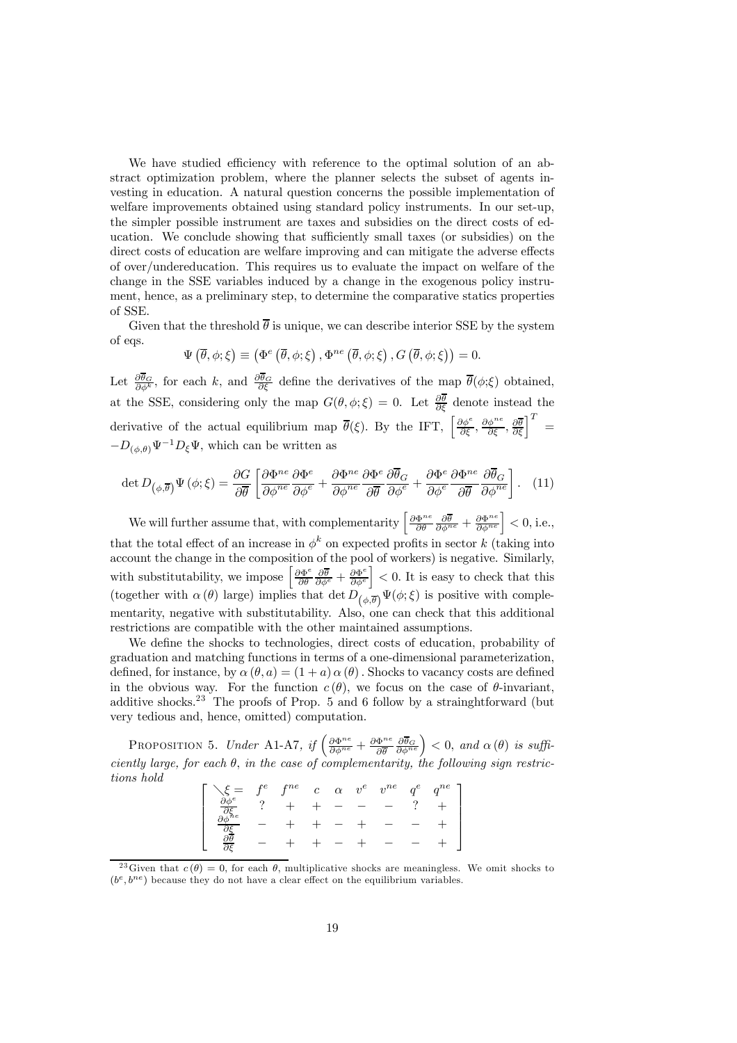We have studied efficiency with reference to the optimal solution of an abstract optimization problem, where the planner selects the subset of agents investing in education. A natural question concerns the possible implementation of welfare improvements obtained using standard policy instruments. In our set-up, the simpler possible instrument are taxes and subsidies on the direct costs of education. We conclude showing that sufficiently small taxes (or subsidies) on the direct costs of education are welfare improving and can mitigate the adverse effects of over/undereducation. This requires us to evaluate the impact on welfare of the change in the SSE variables induced by a change in the exogenous policy instrument, hence, as a preliminary step, to determine the comparative statics properties of SSE.

Given that the threshold $\overline{\theta}$ is unique, we can describe interior SSE by the system of eqs.

$$\Psi\left(\overline{\theta}, \phi; \xi\right) \equiv \left(\Phi^{e}\left(\overline{\theta}, \phi; \xi\right), \Phi^{ne}\left(\overline{\theta}, \phi; \xi\right), G\left(\overline{\theta}, \phi; \xi\right)\right) = 0.$$

Let $\frac{\partial \overline{\theta}_G}{\partial \phi^k}$, for each $k$, and $\frac{\partial \overline{\theta}_G}{\partial \xi}$ define the derivatives of the map $\overline{\theta}(\phi;\xi)$ obtained, at the SSE, considering only the map $G(\theta, \phi; \xi) = 0$. Let $\frac{\partial \overline{\theta}}{\partial \xi}$ denote instead the derivative of the actual equilibrium map $\overline{\theta}(\xi)$. By the IFT, $\left[\frac{\partial \phi^e}{\partial \xi}, \frac{\partial \phi^{ne}}{\partial \xi}, \frac{\partial \overline{\theta}}{\partial \xi}\right]^T = -D_{(\phi,\theta)}\Psi^{-1} D_{\xi}\Psi$, which can be written as

$$\det D_{\left(\phi,\overline{\theta}\right)}\Psi\left(\phi;\xi\right) = \frac{\partial G}{\partial \overline{\theta}}\left[\frac{\partial \Phi^{ne}}{\partial \phi^{ne}}\frac{\partial \Phi^{e}}{\partial \phi^{e}} + \frac{\partial \Phi^{ne}}{\partial \phi^{ne}}\frac{\partial \Phi^{e}}{\partial \overline{\theta}}\frac{\partial \overline{\theta}_G}{\partial \phi^{e}} + \frac{\partial \Phi^{e}}{\partial \phi^{e}}\frac{\partial \Phi^{ne}}{\partial \overline{\theta}}\frac{\partial \overline{\theta}_G}{\partial \phi^{ne}}\right]. \quad (11)$$

We will further assume that, with complementarity $\left[\frac{\partial \Phi^{ne}}{\partial \theta}\frac{\partial \overline{\theta}}{\partial \phi^{ne}} + \frac{\partial \Phi^{ne}}{\partial \phi^{ne}}\right] < 0$, i.e., that the total effect of an increase in $\phi^k$ on expected profits in sector $k$ (taking into account the change in the composition of the pool of workers) is negative. Similarly, with substitutability, we impose $\left[\frac{\partial \Phi^{e}}{\partial \theta}\frac{\partial \overline{\theta}}{\partial \phi^{e}} + \frac{\partial \Phi^{e}}{\partial \phi^{e}}\right] < 0$. It is easy to check that this (together with $\alpha(\theta)$ large) implies that $\det D_{\left(\phi,\overline{\theta}\right)}\Psi(\phi;\xi)$ is positive with complementarity, negative with substitutability. Also, one can check that this additional restrictions are compatible with the other maintained assumptions.

We define the shocks to technologies, direct costs of education, probability of graduation and matching functions in terms of a one-dimensional parameterization, defined, for instance, by $\alpha(\theta, a) = (1 + a)\alpha(\theta)$. Shocks to vacancy costs are defined in the obvious way. For the function $c(\theta)$, we focus on the case of $\theta$-invariant, additive shocks.[23] The proofs of Prop. 5 and 6 follow by a strainghtforward (but very tedious and, hence, omitted) computation.

Proposition 5. *Under* A1-A7, *if* $\left(\frac{\partial \Phi^{ne}}{\partial \phi^{ne}} + \frac{\partial \Phi^{ne}}{\partial \overline{\theta}}\frac{\partial \overline{\theta}_G}{\partial \phi^{ne}}\right) < 0$, *and* $\alpha(\theta)$ *is sufficiently large, for each* $\theta$, *in the case of complementarity, the following sign restrictions hold*

| $\searrow \xi =$ | $f^e$ | $f^{ne}$ | $c$ | $\alpha$ | $v^e$ | $v^{ne}$ | $q^e$ | $q^{ne}$ |
|---|---|---|---|---|---|---|---|---|
| $\frac{\partial \phi^e}{\partial \xi}$ | ? | + | + | − | − | − | ? | + |
| $\frac{\partial \phi^{ne}}{\partial \xi}$ | − | + | + | − | + | − | − | + |
| $\frac{\partial \overline{\theta}}{\partial \xi}$ | − | + | + | − | + | − | − | + |

[23] Given that $c(\theta) = 0$, for each $\theta$, multiplicative shocks are meaningless. We omit shocks to $(b^e, b^{ne})$ because they do not have a clear effect on the equilibrium variables.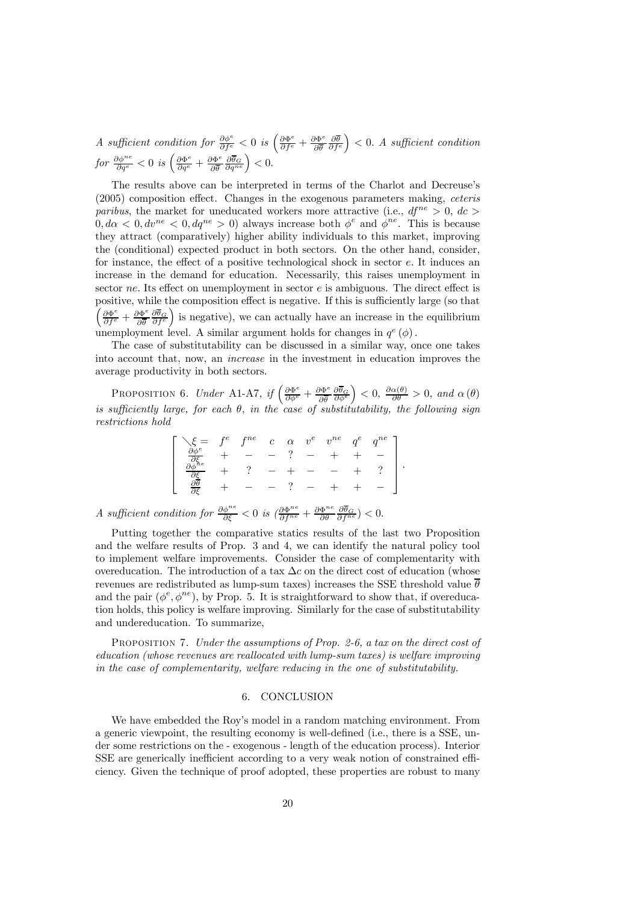*A sufficient condition for* $\frac{\partial \phi^e}{\partial f^e} < 0$ *is* $\left(\frac{\partial \Phi^e}{\partial f^e} + \frac{\partial \Phi^e}{\partial \overline{\theta}} \frac{\partial \overline{\theta}}{\partial f^e}\right) < 0$. *A sufficient condition for* $\frac{\partial \phi^{ne}}{\partial q^e} < 0$ *is* $\left(\frac{\partial \Phi^e}{\partial q^e} + \frac{\partial \Phi^e}{\partial \overline{\theta}} \frac{\partial \overline{\theta}_G}{\partial q^{ne}}\right) < 0$.

The results above can be interpreted in terms of the Charlot and Decreuse's (2005) composition effect. Changes in the exogenous parameters making, *ceteris paribus*, the market for uneducated workers more attractive (i.e., $df^{ne} > 0$, $dc > 0$, $d\alpha < 0$, $dv^{ne} < 0$, $dq^{ne} > 0$) always increase both $\phi^e$ and $\phi^{ne}$. This is because they attract (comparatively) higher ability individuals to this market, improving the (conditional) expected product in both sectors. On the other hand, consider, for instance, the effect of a positive technological shock in sector $e$. It induces an increase in the demand for education. Necessarily, this raises unemployment in sector $ne$. Its effect on unemployment in sector $e$ is ambiguous. The direct effect is positive, while the composition effect is negative. If this is sufficiently large (so that $\left(\frac{\partial \Phi^e}{\partial f^e} + \frac{\partial \Phi^e}{\partial \overline{\theta}} \frac{\partial \overline{\theta}_G}{\partial f^e}\right)$ is negative), we can actually have an increase in the equilibrium unemployment level. A similar argument holds for changes in $q^e(\phi)$.

The case of substitutability can be discussed in a similar way, once one takes into account that, now, an *increase* in the investment in education improves the average productivity in both sectors.

Proposition 6. *Under* A1-A7, *if* $\left(\frac{\partial \Phi^e}{\partial \phi^e} + \frac{\partial \Phi^e}{\partial \overline{\theta}} \frac{\partial \overline{\theta}_G}{\partial \phi^e}\right) < 0$, $\frac{\partial \alpha(\theta)}{\partial \theta} > 0$, *and* $\alpha(\theta)$ *is sufficiently large, for each* $\theta$, *in the case of substitutability, the following sign restrictions hold*

$$\left[\begin{array}{ccccccccc} \diagdown \xi = & f^e & f^{ne} & c & \alpha & v^e & v^{ne} & q^e & q^{ne} \\ \frac{\partial \phi^e}{\partial \xi} & + & - & - & ? & - & + & + & - \\ \frac{\partial \phi^{ne}}{\partial \xi} & + & ? & - & + & - & - & + & ? \\ \frac{\partial \overline{\theta}}{\partial \xi} & + & - & - & ? & - & + & + & - \end{array}\right].$$

*A sufficient condition for* $\frac{\partial \phi^{ne}}{\partial \xi} < 0$ *is* $\left(\frac{\partial \Phi^{ne}}{\partial f^{ne}} + \frac{\partial \Phi^{ne}}{\partial \theta} \frac{\partial \overline{\theta}_G}{\partial f^{ne}}\right) < 0$.

Putting together the comparative statics results of the last two Proposition and the welfare results of Prop. 3 and 4, we can identify the natural policy tool to implement welfare improvements. Consider the case of complementarity with overeducation. The introduction of a tax $\Delta c$ on the direct cost of education (whose revenues are redistributed as lump-sum taxes) increases the SSE threshold value $\overline{\theta}$ and the pair $(\phi^e, \phi^{ne})$, by Prop. 5. It is straightforward to show that, if overeducation holds, this policy is welfare improving. Similarly for the case of substitutability and undereducation. To summarize,

Proposition 7. *Under the assumptions of Prop. 2-6, a tax on the direct cost of education (whose revenues are reallocated with lump-sum taxes) is welfare improving in the case of complementarity, welfare reducing in the one of substitutability.*

## 6. CONCLUSION

We have embedded the Roy's model in a random matching environment. From a generic viewpoint, the resulting economy is well-defined (i.e., there is a SSE, under some restrictions on the - exogenous - length of the education process). Interior SSE are generically inefficient according to a very weak notion of constrained efficiency. Given the technique of proof adopted, these properties are robust to many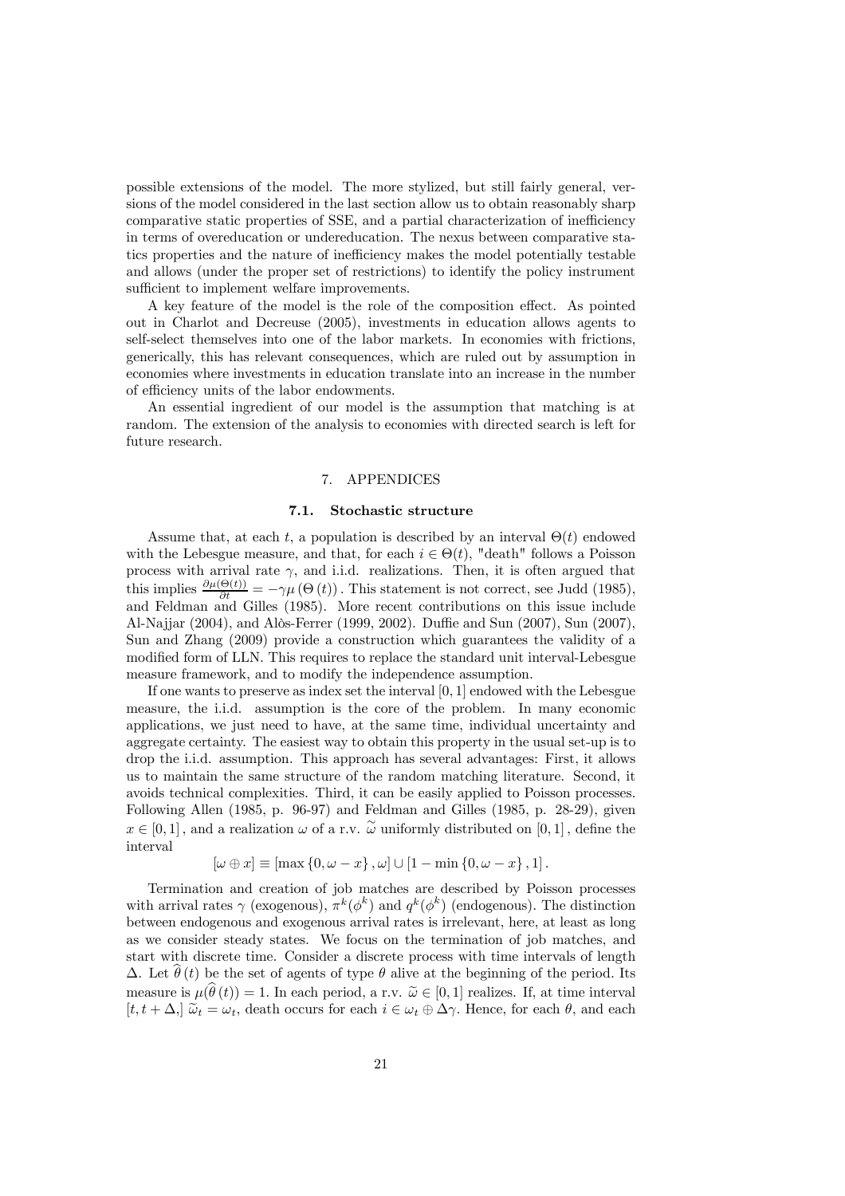possible extensions of the model. The more stylized, but still fairly general, versions of the model considered in the last section allow us to obtain reasonably sharp comparative static properties of SSE, and a partial characterization of inefficiency in terms of overeducation or undereducation. The nexus between comparative statics properties and the nature of inefficiency makes the model potentially testable and allows (under the proper set of restrictions) to identify the policy instrument sufficient to implement welfare improvements.

A key feature of the model is the role of the composition effect. As pointed out in Charlot and Decreuse (2005), investments in education allows agents to self-select themselves into one of the labor markets. In economies with frictions, generically, this has relevant consequences, which are ruled out by assumption in economies where investments in education translate into an increase in the number of efficiency units of the labor endowments.

An essential ingredient of our model is the assumption that matching is at random. The extension of the analysis to economies with directed search is left for future research.

## 7. APPENDICES

### 7.1. Stochastic structure

Assume that, at each $t$, a population is described by an interval $\Theta(t)$ endowed with the Lebesgue measure, and that, for each $i \in \Theta(t)$, "death" follows a Poisson process with arrival rate $\gamma$, and i.i.d. realizations. Then, it is often argued that this implies $\frac{\partial \mu(\Theta(t))}{\partial t} = -\gamma \mu(\Theta(t))$. This statement is not correct, see Judd (1985), and Feldman and Gilles (1985). More recent contributions on this issue include Al-Najjar (2004), and Alòs-Ferrer (1999, 2002). Duffie and Sun (2007), Sun (2007), Sun and Zhang (2009) provide a construction which guarantees the validity of a modified form of LLN. This requires to replace the standard unit interval-Lebesgue measure framework, and to modify the independence assumption.

If one wants to preserve as index set the interval $[0, 1]$ endowed with the Lebesgue measure, the i.i.d. assumption is the core of the problem. In many economic applications, we just need to have, at the same time, individual uncertainty and aggregate certainty. The easiest way to obtain this property in the usual set-up is to drop the i.i.d. assumption. This approach has several advantages: First, it allows us to maintain the same structure of the random matching literature. Second, it avoids technical complexities. Third, it can be easily applied to Poisson processes. Following Allen (1985, p. 96-97) and Feldman and Gilles (1985, p. 28-29), given $x \in [0, 1]$, and a realization $\omega$ of a r.v. $\widetilde{\omega}$ uniformly distributed on $[0, 1]$, define the interval

$$[\omega \oplus x] \equiv [\max\{0, \omega - x\}, \omega] \cup [1 - \min\{0, \omega - x\}, 1].$$

Termination and creation of job matches are described by Poisson processes with arrival rates $\gamma$ (exogenous), $\pi^k(\phi^k)$ and $q^k(\phi^k)$ (endogenous). The distinction between endogenous and exogenous arrival rates is irrelevant, here, at least as long as we consider steady states. We focus on the termination of job matches, and start with discrete time. Consider a discrete process with time intervals of length $\Delta$. Let $\widehat{\theta}(t)$ be the set of agents of type $\theta$ alive at the beginning of the period. Its measure is $\mu(\widehat{\theta}(t)) = 1$. In each period, a r.v. $\widetilde{\omega} \in [0, 1]$ realizes. If, at time interval $[t, t + \Delta,]$ $\widetilde{\omega}_t = \omega_t$, death occurs for each $i \in \omega_t \oplus \Delta\gamma$. Hence, for each $\theta$, and each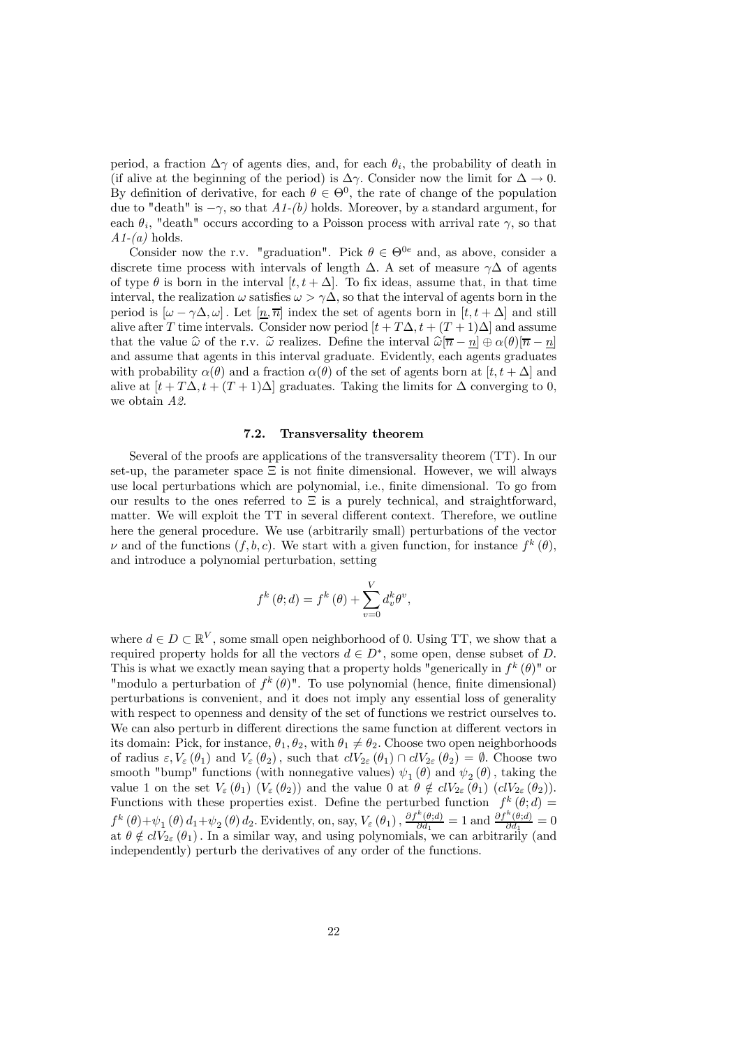period, a fraction $\Delta\gamma$ of agents dies, and, for each $\theta_i$, the probability of death in (if alive at the beginning of the period) is $\Delta\gamma$. Consider now the limit for $\Delta \to 0$. By definition of derivative, for each $\theta \in \Theta^0$, the rate of change of the population due to "death" is $-\gamma$, so that *A1-(b)* holds. Moreover, by a standard argument, for each $\theta_i$, "death" occurs according to a Poisson process with arrival rate $\gamma$, so that *A1-(a)* holds.

Consider now the r.v. "graduation". Pick $\theta \in \Theta^{0e}$ and, as above, consider a discrete time process with intervals of length $\Delta$. A set of measure $\gamma\Delta$ of agents of type $\theta$ is born in the interval $[t, t+\Delta]$. To fix ideas, assume that, in that time interval, the realization $\omega$ satisfies $\omega > \gamma\Delta$, so that the interval of agents born in the period is $[\omega - \gamma\Delta, \omega]$. Let $[\underline{n}, \overline{n}]$ index the set of agents born in $[t, t+\Delta]$ and still alive after $T$ time intervals. Consider now period $[t + T\Delta, t + (T+1)\Delta]$ and assume that the value $\widehat{\omega}$ of the r.v. $\widetilde{\omega}$ realizes. Define the interval $\widehat{\omega}[\overline{n} - \underline{n}] \oplus \alpha(\theta)[\overline{n} - \underline{n}]$ and assume that agents in this interval graduate. Evidently, each agents graduates with probability $\alpha(\theta)$ and a fraction $\alpha(\theta)$ of the set of agents born at $[t, t+\Delta]$ and alive at $[t + T\Delta, t + (T+1)\Delta]$ graduates. Taking the limits for $\Delta$ converging to 0, we obtain *A2*.

### 7.2. Transversality theorem

Several of the proofs are applications of the transversality theorem (TT). In our set-up, the parameter space $\Xi$ is not finite dimensional. However, we will always use local perturbations which are polynomial, i.e., finite dimensional. To go from our results to the ones referred to $\Xi$ is a purely technical, and straightforward, matter. We will exploit the TT in several different context. Therefore, we outline here the general procedure. We use (arbitrarily small) perturbations of the vector $\nu$ and of the functions $(f, b, c)$. We start with a given function, for instance $f^k(\theta)$, and introduce a polynomial perturbation, setting

$$f^k(\theta; d) = f^k(\theta) + \sum_{v=0}^{V} d_v^k \theta^v,$$

where $d \in D \subset \mathbb{R}^V$, some small open neighborhood of 0. Using TT, we show that a required property holds for all the vectors $d \in D^*$, some open, dense subset of $D$. This is what we exactly mean saying that a property holds "generically in $f^k(\theta)$" or "modulo a perturbation of $f^k(\theta)$". To use polynomial (hence, finite dimensional) perturbations is convenient, and it does not imply any essential loss of generality with respect to openness and density of the set of functions we restrict ourselves to. We can also perturb in different directions the same function at different vectors in its domain: Pick, for instance, $\theta_1, \theta_2$, with $\theta_1 \neq \theta_2$. Choose two open neighborhoods of radius $\varepsilon, V_\varepsilon(\theta_1)$ and $V_\varepsilon(\theta_2)$, such that $clV_{2\varepsilon}(\theta_1) \cap clV_{2\varepsilon}(\theta_2) = \emptyset$. Choose two smooth "bump" functions (with nonnegative values) $\psi_1(\theta)$ and $\psi_2(\theta)$, taking the value 1 on the set $V_\varepsilon(\theta_1)$ $(V_\varepsilon(\theta_2))$ and the value 0 at $\theta \notin clV_{2\varepsilon}(\theta_1)$ $(clV_{2\varepsilon}(\theta_2))$. Functions with these properties exist. Define the perturbed function $f^k(\theta; d) = f^k(\theta) + \psi_1(\theta) d_1 + \psi_2(\theta) d_2$. Evidently, on, say, $V_\varepsilon(\theta_1)$, $\frac{\partial f^k(\theta;d)}{\partial d_1} = 1$ and $\frac{\partial f^k(\theta;d)}{\partial d_1} = 0$ at $\theta \notin clV_{2\varepsilon}(\theta_1)$. In a similar way, and using polynomials, we can arbitrarily (and independently) perturb the derivatives of any order of the functions.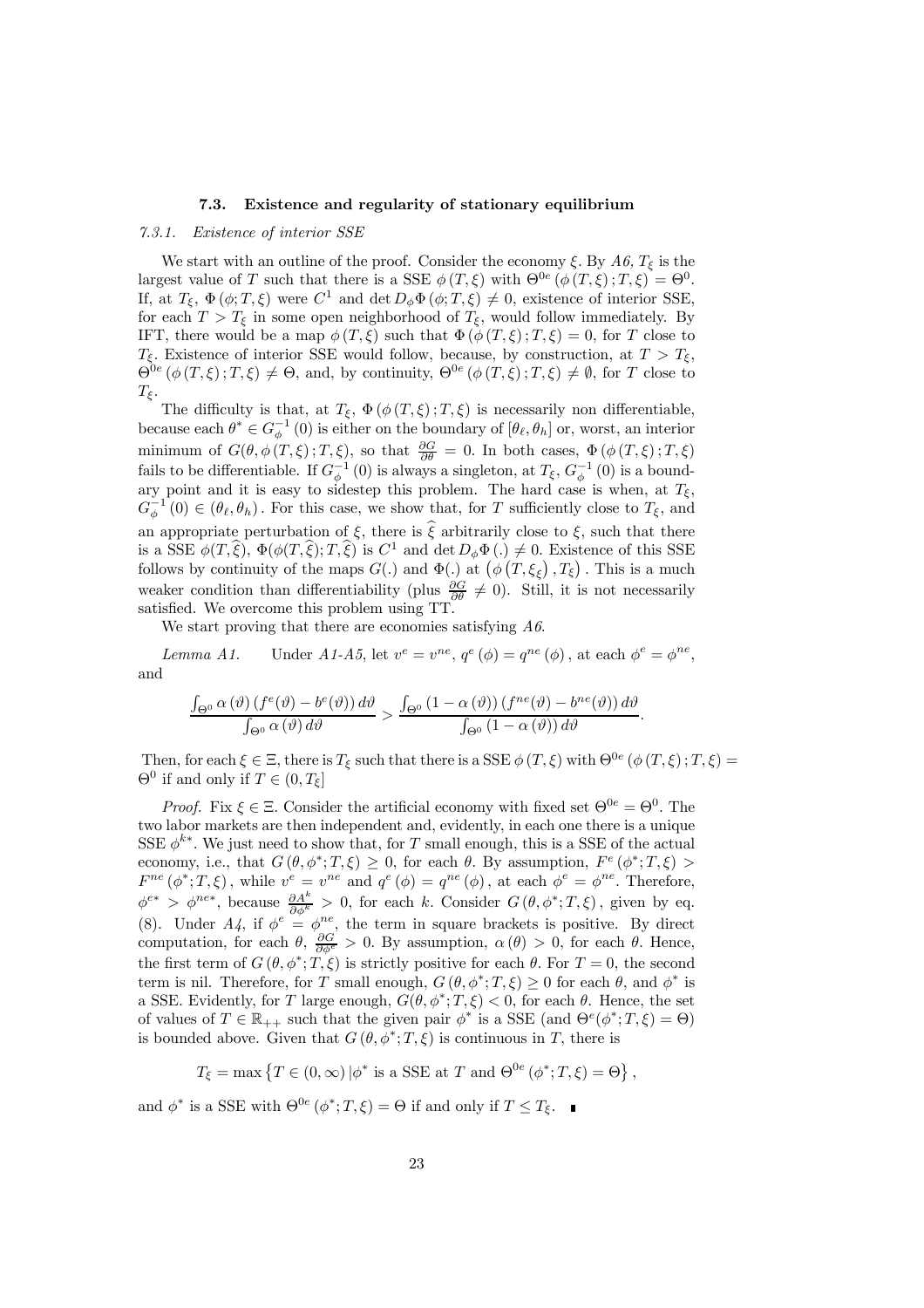### 7.3. Existence and regularity of stationary equilibrium

#### 7.3.1. Existence of interior SSE

We start with an outline of the proof. Consider the economy $\xi$. By *A6*, $T_\xi$ is the largest value of $T$ such that there is a SSE $\phi(T,\xi)$ with $\Theta^{0e}(\phi(T,\xi);T,\xi) = \Theta^0$. If, at $T_\xi$, $\Phi(\phi;T,\xi)$ were $C^1$ and $\det D_\phi \Phi(\phi;T,\xi) \neq 0$, existence of interior SSE, for each $T > T_\xi$ in some open neighborhood of $T_\xi$, would follow immediately. By IFT, there would be a map $\phi(T,\xi)$ such that $\Phi(\phi(T,\xi);T,\xi) = 0$, for $T$ close to $T_\xi$. Existence of interior SSE would follow, because, by construction, at $T > T_\xi$, $\Theta^{0e}(\phi(T,\xi);T,\xi) \neq \Theta$, and, by continuity, $\Theta^{0e}(\phi(T,\xi);T,\xi) \neq \emptyset$, for $T$ close to $T_\xi$.

The difficulty is that, at $T_\xi$, $\Phi(\phi(T,\xi);T,\xi)$ is necessarily non differentiable, because each $\theta^* \in G_\phi^{-1}(0)$ is either on the boundary of $[\theta_\ell, \theta_h]$ or, worst, an interior minimum of $G(\theta, \phi(T,\xi);T,\xi)$, so that $\frac{\partial G}{\partial \theta} = 0$. In both cases, $\Phi(\phi(T,\xi);T,\xi)$ fails to be differentiable. If $G_\phi^{-1}(0)$ is always a singleton, at $T_\xi$, $G_\phi^{-1}(0)$ is a boundary point and it is easy to sidestep this problem. The hard case is when, at $T_\xi$, $G_\phi^{-1}(0) \in (\theta_\ell, \theta_h)$. For this case, we show that, for $T$ sufficiently close to $T_\xi$, and an appropriate perturbation of $\xi$, there is $\widehat{\xi}$ arbitrarily close to $\xi$, such that there is a SSE $\phi(T,\widehat{\xi})$, $\Phi(\phi(T,\widehat{\xi});T,\widehat{\xi})$ is $C^1$ and $\det D_\phi \Phi(.) \neq 0$. Existence of this SSE follows by continuity of the maps $G(.)$ and $\Phi(.)$ at $\left(\phi\left(T,\xi_\xi\right), T_\xi\right)$. This is a much weaker condition than differentiability (plus $\frac{\partial G}{\partial \theta} \neq 0$). Still, it is not necessarily satisfied. We overcome this problem using TT.

We start proving that there are economies satisfying *A6*.

*Lemma A1.* Under *A1-A5*, let $v^e = v^{ne}$, $q^e(\phi) = q^{ne}(\phi)$, at each $\phi^e = \phi^{ne}$, and

$$\frac{\int_{\Theta^0} \alpha(\vartheta)\left(f^e(\vartheta) - b^e(\vartheta)\right) d\vartheta}{\int_{\Theta^0} \alpha(\vartheta)\, d\vartheta} > \frac{\int_{\Theta^0} \left(1 - \alpha(\vartheta)\right)\left(f^{ne}(\vartheta) - b^{ne}(\vartheta)\right) d\vartheta}{\int_{\Theta^0} \left(1 - \alpha(\vartheta)\right) d\vartheta}.$$

Then, for each $\xi \in \Xi$, there is $T_\xi$ such that there is a SSE $\phi(T,\xi)$ with $\Theta^{0e}(\phi(T,\xi);T,\xi) = \Theta^0$ if and only if $T \in (0, T_\xi]$

*Proof.* Fix $\xi \in \Xi$. Consider the artificial economy with fixed set $\Theta^{0e} = \Theta^0$. The two labor markets are then independent and, evidently, in each one there is a unique SSE $\phi^{k*}$. We just need to show that, for $T$ small enough, this is a SSE of the actual economy, i.e., that $G(\theta, \phi^*;T,\xi) \geq 0$, for each $\theta$. By assumption, $F^e(\phi^*;T,\xi) > F^{ne}(\phi^*;T,\xi)$, while $v^e = v^{ne}$ and $q^e(\phi) = q^{ne}(\phi)$, at each $\phi^e = \phi^{ne}$. Therefore, $\phi^{e*} > \phi^{ne*}$, because $\frac{\partial A^k}{\partial \phi^k} > 0$, for each $k$. Consider $G(\theta, \phi^*;T,\xi)$, given by eq. (8). Under *A4*, if $\phi^e = \phi^{ne}$, the term in square brackets is positive. By direct computation, for each $\theta$, $\frac{\partial G}{\partial \phi^e} > 0$. By assumption, $\alpha(\theta) > 0$, for each $\theta$. Hence, the first term of $G(\theta, \phi^*;T,\xi)$ is strictly positive for each $\theta$. For $T = 0$, the second term is nil. Therefore, for $T$ small enough, $G(\theta, \phi^*;T,\xi) \geq 0$ for each $\theta$, and $\phi^*$ is a SSE. Evidently, for $T$ large enough, $G(\theta, \phi^*;T,\xi) < 0$, for each $\theta$. Hence, the set of values of $T \in \mathbb{R}_{++}$ such that the given pair $\phi^*$ is a SSE (and $\Theta^e(\phi^*;T,\xi) = \Theta$) is bounded above. Given that $G(\theta, \phi^*;T,\xi)$ is continuous in $T$, there is

$$T_\xi = \max\left\{T \in (0,\infty) \,|\, \phi^* \text{ is a SSE at } T \text{ and } \Theta^{0e}(\phi^*;T,\xi) = \Theta\right\},$$

and $\phi^*$ is a SSE with $\Theta^{0e}(\phi^*;T,\xi) = \Theta$ if and only if $T \leq T_\xi$. ∎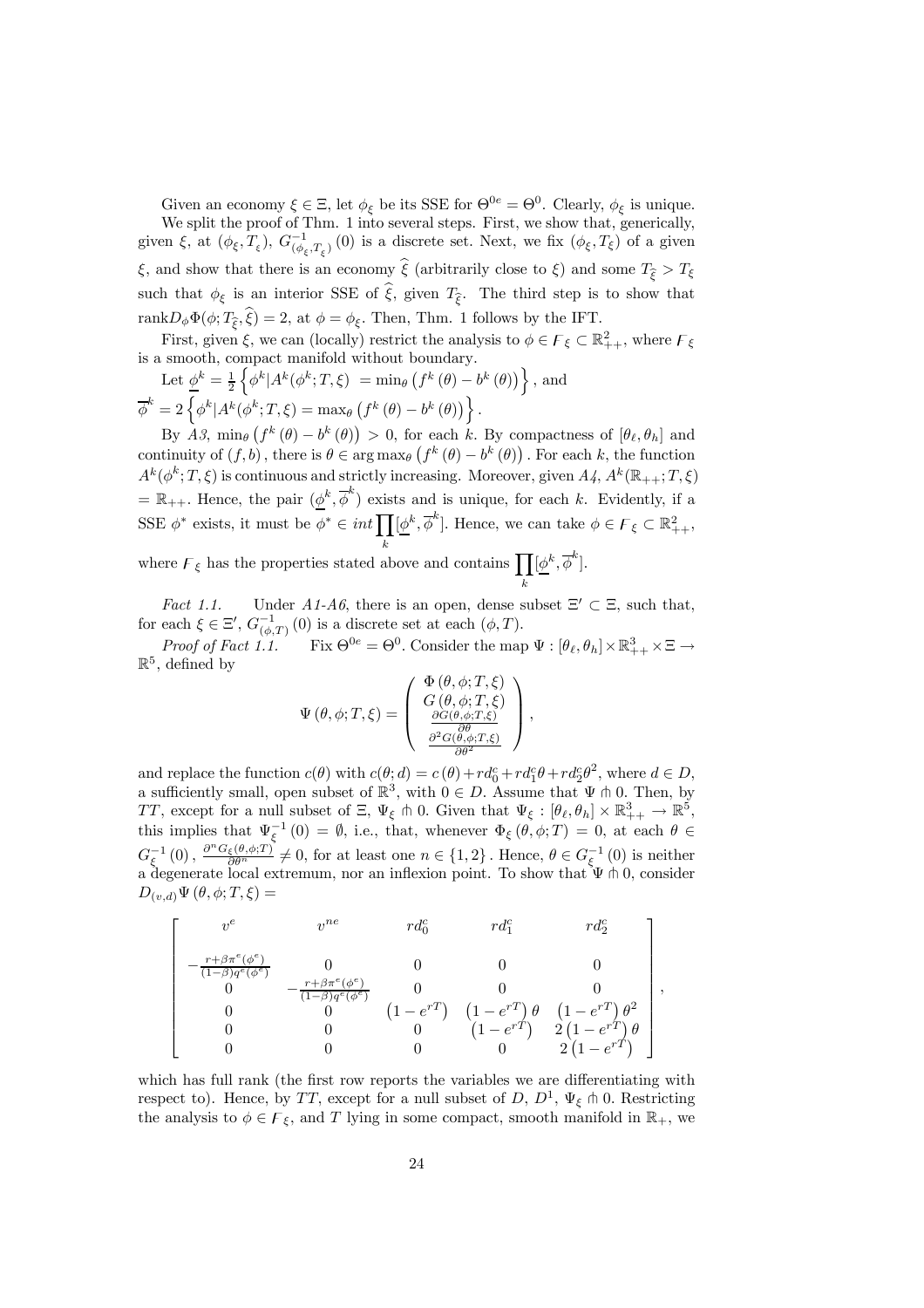Given an economy $\xi \in \Xi$, let $\phi_\xi$ be its SSE for $\Theta^{0e} = \Theta^0$. Clearly, $\phi_\xi$ is unique.

We split the proof of Thm. 1 into several steps. First, we show that, generically, given $\xi$, at $(\phi_\xi, T_\xi)$, $G^{-1}_{(\phi_\xi, T_\xi)}(0)$ is a discrete set. Next, we fix $(\phi_\xi, T_\xi)$ of a given $\xi$, and show that there is an economy $\widehat{\xi}$ (arbitrarily close to $\xi$) and some $T_{\widehat{\xi}} > T_\xi$ such that $\phi_\xi$ is an interior SSE of $\widehat{\xi}$, given $T_{\widehat{\xi}}$. The third step is to show that $\text{rank} D_\phi \Phi(\phi; T_{\widehat{\xi}}, \widehat{\xi}) = 2$, at $\phi = \phi_\xi$. Then, Thm. 1 follows by the IFT.

First, given $\xi$, we can (locally) restrict the analysis to $\phi \in F_\xi \subset \mathbb{R}^2_{++}$, where $F_\xi$ is a smooth, compact manifold without boundary.

Let $\underline{\phi}^k = \frac{1}{2}\left\{ \phi^k | A^k(\phi^k; T, \xi) \ = \min_\theta \left( f^k(\theta) - b^k(\theta) \right) \right\}$, and $\overline{\phi}^k = 2\left\{ \phi^k | A^k(\phi^k; T, \xi) = \max_\theta \left( f^k(\theta) - b^k(\theta) \right) \right\}$.

By *A3*, $\min_\theta \left( f^k(\theta) - b^k(\theta) \right) > 0$, for each $k$. By compactness of $[\theta_\ell, \theta_h]$ and continuity of $(f, b)$, there is $\theta \in \arg\max_\theta \left( f^k(\theta) - b^k(\theta) \right)$. For each $k$, the function $A^k(\phi^k; T, \xi)$ is continuous and strictly increasing. Moreover, given *A4*, $A^k(\mathbb{R}_{++}; T, \xi) = \mathbb{R}_{++}$. Hence, the pair $(\underline{\phi}^k, \overline{\phi}^k)$ exists and is unique, for each $k$. Evidently, if a SSE $\phi^*$ exists, it must be $\phi^* \in int \prod_k [\underline{\phi}^k, \overline{\phi}^k]$. Hence, we can take $\phi \in F_\xi \subset \mathbb{R}^2_{++}$, where $F_\xi$ has the properties stated above and contains $\prod_k [\underline{\phi}^k, \overline{\phi}^k]$.

*Fact 1.1.* Under *A1-A6*, there is an open, dense subset $\Xi' \subset \Xi$, such that, for each $\xi \in \Xi'$, $G^{-1}_{(\phi, T)}(0)$ is a discrete set at each $(\phi, T)$.

*Proof of Fact 1.1.* Fix $\Theta^{0e} = \Theta^0$. Consider the map $\Psi : [\theta_\ell, \theta_h] \times \mathbb{R}^3_{++} \times \Xi \to \mathbb{R}^5$, defined by

$$\Psi(\theta, \phi; T, \xi) = \begin{pmatrix} \Phi(\theta, \phi; T, \xi) \\ G(\theta, \phi; T, \xi) \\ \frac{\partial G(\theta, \phi; T, \xi)}{\partial \theta} \\ \frac{\partial^2 G(\theta, \phi; T, \xi)}{\partial \theta^2} \end{pmatrix},$$

and replace the function $c(\theta)$ with $c(\theta; d) = c(\theta) + rd_0^c + rd_1^c\theta + rd_2^c\theta^2$, where $d \in D$, a sufficiently small, open subset of $\mathbb{R}^3$, with $0 \in D$. Assume that $\Psi \pitchfork 0$. Then, by *TT*, except for a null subset of $\Xi$, $\Psi_\xi \pitchfork 0$. Given that $\Psi_\xi : [\theta_\ell, \theta_h] \times \mathbb{R}^3_{++} \to \mathbb{R}^5$, this implies that $\Psi^{-1}_\xi(0) = \emptyset$, i.e., that, whenever $\Phi_\xi(\theta, \phi; T) = 0$, at each $\theta \in G^{-1}_\xi(0)$, $\frac{\partial^n G_\xi(\theta, \phi; T)}{\partial \theta^n} \neq 0$, for at least one $n \in \{1, 2\}$. Hence, $\theta \in G^{-1}_\xi(0)$ is neither a degenerate local extremum, nor an inflexion point. To show that $\Psi \pitchfork 0$, consider $D_{(v,d)}\Psi(\theta, \phi; T, \xi) =$

$$\begin{bmatrix} v^e & v^{ne} & rd_0^c & rd_1^c & rd_2^c \\ & & & & \\ -\frac{r + \beta\pi^e(\phi^e)}{(1-\beta)q^e(\phi^e)} & 0 & 0 & 0 & 0 \\ 0 & -\frac{r + \beta\pi^e(\phi^e)}{(1-\beta)q^e(\phi^e)} & 0 & 0 & 0 \\ 0 & 0 & \left(1 - e^{rT}\right) & \left(1 - e^{rT}\right)\theta & \left(1 - e^{rT}\right)\theta^2 \\ 0 & 0 & 0 & \left(1 - e^{rT}\right) & 2\left(1 - e^{rT}\right)\theta \\ 0 & 0 & 0 & 0 & 2\left(1 - e^{rT}\right) \end{bmatrix},$$

which has full rank (the first row reports the variables we are differentiating with respect to). Hence, by *TT*, except for a null subset of $D$, $D^1$, $\Psi_\xi \pitchfork 0$. Restricting the analysis to $\phi \in F_\xi$, and $T$ lying in some compact, smooth manifold in $\mathbb{R}_+$, we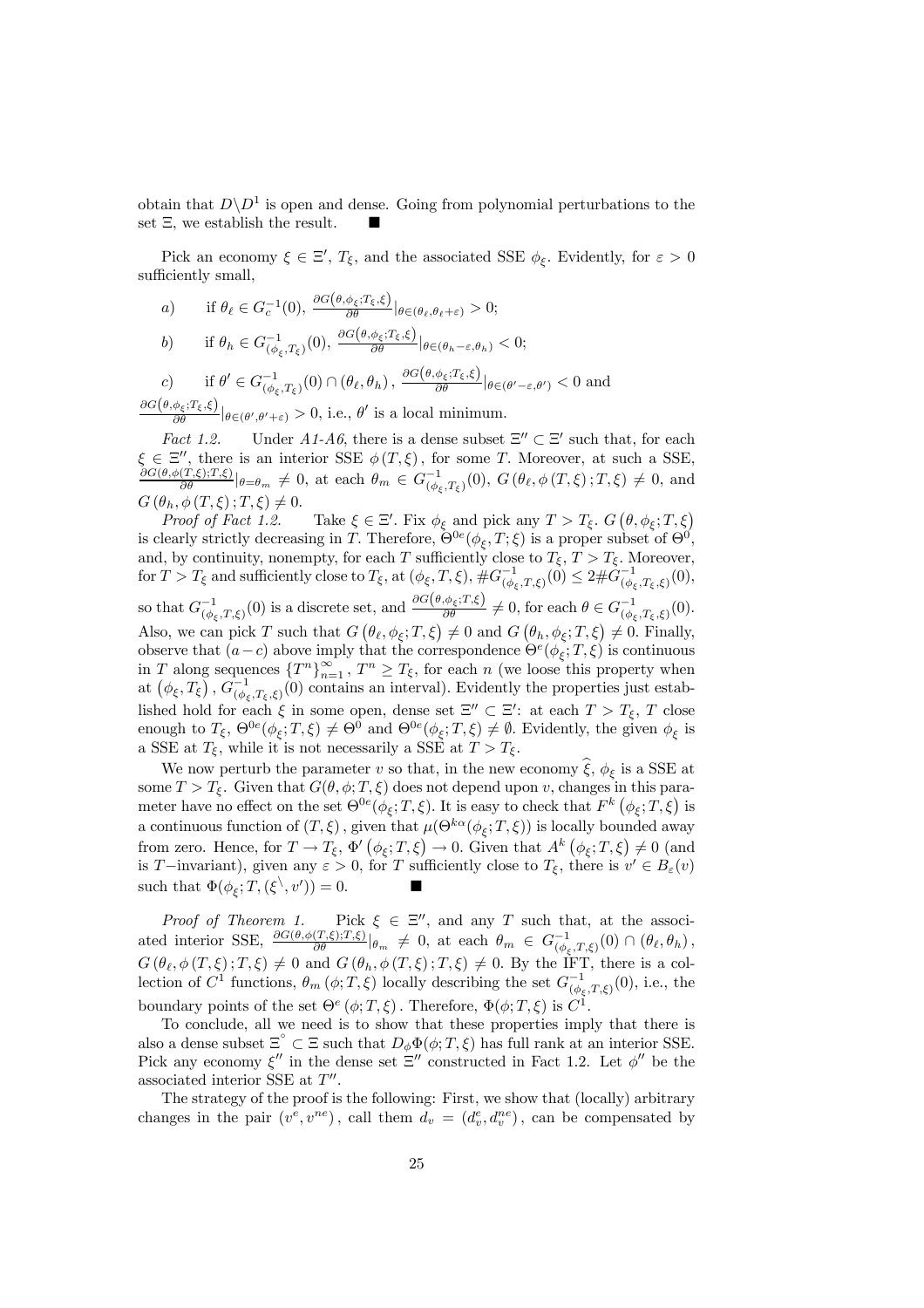obtain that $D\backslash D^1$ is open and dense. Going from polynomial perturbations to the set $\Xi$, we establish the result. $\blacksquare$

Pick an economy $\xi \in \Xi'$, $T_\xi$, and the associated SSE $\phi_\xi$. Evidently, for $\varepsilon > 0$ sufficiently small,

$a)$ if $\theta_\ell \in G_c^{-1}(0)$, $\frac{\partial G(\theta,\phi_\xi;T_\xi,\xi)}{\partial\theta}|_{\theta\in(\theta_\ell,\theta_\ell+\varepsilon)} > 0$;

$b)$ if $\theta_h \in G^{-1}_{(\phi_\xi,T_\xi)}(0)$, $\frac{\partial G(\theta,\phi_\xi;T_\xi,\xi)}{\partial\theta}|_{\theta\in(\theta_h-\varepsilon,\theta_h)} < 0$;

$c)$ if $\theta' \in G^{-1}_{(\phi_\xi,T_\xi)}(0) \cap (\theta_\ell,\theta_h)$, $\frac{\partial G(\theta,\phi_\xi;T_\xi,\xi)}{\partial\theta}|_{\theta\in(\theta'-\varepsilon,\theta')} < 0$ and $\frac{\partial G(\theta,\phi_\xi;T_\xi,\xi)}{\partial\theta}|_{\theta\in(\theta',\theta'+\varepsilon)} > 0$, i.e., $\theta'$ is a local minimum.

*Fact 1.2.* Under *A1-A6*, there is a dense subset $\Xi'' \subset \Xi'$ such that, for each $\xi \in \Xi''$, there is an interior SSE $\phi(T,\xi)$, for some $T$. Moreover, at such a SSE, $\frac{\partial G(\theta,\phi(T,\xi);T,\xi)}{\partial\theta}|_{\theta=\theta_m} \neq 0$, at each $\theta_m \in G^{-1}_{(\phi_\xi,T_\xi)}(0)$, $G(\theta_\ell,\phi(T,\xi);T,\xi) \neq 0$, and $G(\theta_h,\phi(T,\xi);T,\xi) \neq 0$.

*Proof of Fact 1.2.* Take $\xi \in \Xi'$. Fix $\phi_\xi$ and pick any $T > T_\xi$. $G(\theta,\phi_\xi;T,\xi)$ is clearly strictly decreasing in $T$. Therefore, $\Theta^{0e}(\phi_\xi,T;\xi)$ is a proper subset of $\Theta^0$, and, by continuity, nonempty, for each $T$ sufficiently close to $T_\xi$, $T > T_\xi$. Moreover, for $T > T_\xi$ and sufficiently close to $T_\xi$, at $(\phi_\xi,T,\xi)$, $\#G^{-1}_{(\phi_\xi,T,\xi)}(0) \leq 2\#G^{-1}_{(\phi_\xi,T_\xi,\xi)}(0)$, so that $G^{-1}_{(\phi_\xi,T,\xi)}(0)$ is a discrete set, and $\frac{\partial G(\theta,\phi_\xi;T,\xi)}{\partial\theta} \neq 0$, for each $\theta \in G^{-1}_{(\phi_\xi,T_\xi,\xi)}(0)$. Also, we can pick $T$ such that $G(\theta_\ell,\phi_\xi;T,\xi) \neq 0$ and $G(\theta_h,\phi_\xi;T,\xi) \neq 0$. Finally, observe that $(a-c)$ above imply that the correspondence $\Theta^e(\phi_\xi;T,\xi)$ is continuous in $T$ along sequences $\{T^n\}_{n=1}^\infty$, $T^n \geq T_\xi$, for each $n$ (we loose this property when at $(\phi_\xi,T_\xi)$, $G^{-1}_{(\phi_\xi,T_\xi,\xi)}(0)$ contains an interval). Evidently the properties just established hold for each $\xi$ in some open, dense set $\Xi'' \subset \Xi'$: at each $T > T_\xi$, $T$ close enough to $T_\xi$, $\Theta^{0e}(\phi_\xi;T,\xi) \neq \Theta^0$ and $\Theta^{0e}(\phi_\xi;T,\xi) \neq \emptyset$. Evidently, the given $\phi_\xi$ is a SSE at $T_\xi$, while it is not necessarily a SSE at $T > T_\xi$.

We now perturb the parameter $v$ so that, in the new economy $\widehat{\xi}$, $\phi_\xi$ is a SSE at some $T > T_\xi$. Given that $G(\theta,\phi;T,\xi)$ does not depend upon $v$, changes in this parameter have no effect on the set $\Theta^{0e}(\phi_\xi;T,\xi)$. It is easy to check that $F^k(\phi_\xi;T,\xi)$ is a continuous function of $(T,\xi)$, given that $\mu(\Theta^{k\alpha}(\phi_\xi;T,\xi))$ is locally bounded away from zero. Hence, for $T \to T_\xi$, $\Phi'(\phi_\xi;T,\xi) \to 0$. Given that $A^k(\phi_\xi;T,\xi) \neq 0$ (and is $T-$invariant), given any $\varepsilon > 0$, for $T$ sufficiently close to $T_\xi$, there is $v' \in B_\varepsilon(v)$ such that $\Phi(\phi_\xi;T,(\xi^\backslash,v')) = 0$. $\blacksquare$

*Proof of Theorem 1.* Pick $\xi \in \Xi''$, and any $T$ such that, at the associated interior SSE, $\frac{\partial G(\theta,\phi(T,\xi);T,\xi)}{\partial\theta}|_{\theta_m} \neq 0$, at each $\theta_m \in G^{-1}_{(\phi_\xi,T,\xi)}(0) \cap (\theta_\ell,\theta_h)$, $G(\theta_\ell,\phi(T,\xi);T,\xi) \neq 0$ and $G(\theta_h,\phi(T,\xi);T,\xi) \neq 0$. By the IFT, there is a collection of $C^1$ functions, $\theta_m(\phi;T,\xi)$ locally describing the set $G^{-1}_{(\phi_\xi,T,\xi)}(0)$, i.e., the boundary points of the set $\Theta^e(\phi;T,\xi)$. Therefore, $\Phi(\phi;T,\xi)$ is $C^1$.

To conclude, all we need is to show that these properties imply that there is also a dense subset $\Xi^\circ \subset \Xi$ such that $D_\phi\Phi(\phi;T,\xi)$ has full rank at an interior SSE. Pick any economy $\xi''$ in the dense set $\Xi''$ constructed in Fact 1.2. Let $\phi''$ be the associated interior SSE at $T''$.

The strategy of the proof is the following: First, we show that (locally) arbitrary changes in the pair $(v^e,v^{ne})$, call them $d_v = (d_v^e,d_v^{ne})$, can be compensated by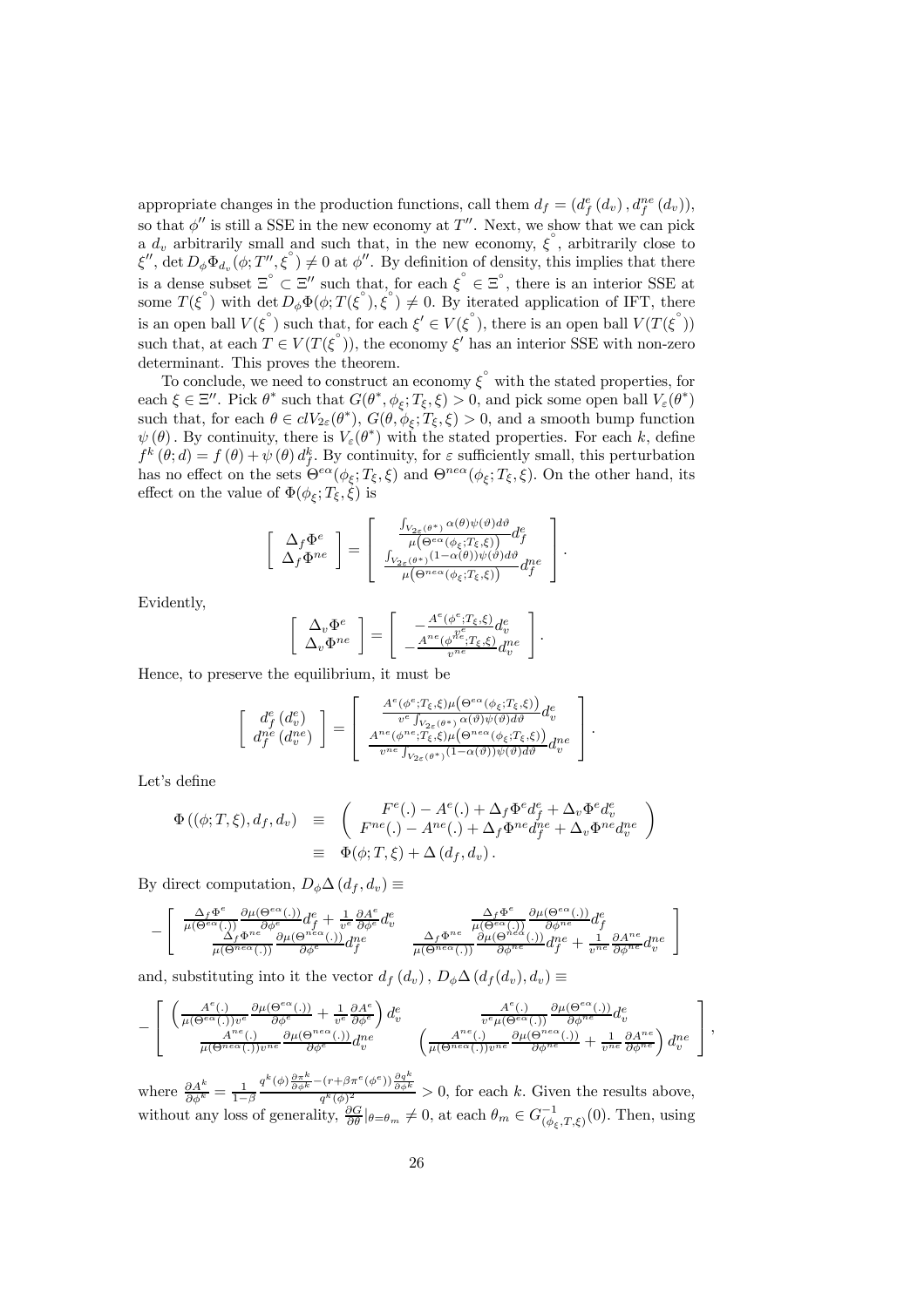appropriate changes in the production functions, call them $d_f = (d_f^e(d_v), d_f^{ne}(d_v))$, so that $\phi''$ is still a SSE in the new economy at $T''$. Next, we show that we can pick a $d_v$ arbitrarily small and such that, in the new economy, $\xi^{\circ}$, arbitrarily close to $\xi''$, $\det D_\phi \Phi_{d_v}(\phi; T'', \xi^{\circ}) \neq 0$ at $\phi''$. By definition of density, this implies that there is a dense subset $\Xi^{\circ} \subset \Xi''$ such that, for each $\xi^{\circ} \in \Xi^{\circ}$, there is an interior SSE at some $T(\xi^{\circ})$ with $\det D_\phi \Phi(\phi; T(\xi^{\circ}), \xi^{\circ}) \neq 0$. By iterated application of IFT, there is an open ball $V(\xi^{\circ})$ such that, for each $\xi' \in V(\xi^{\circ})$, there is an open ball $V(T(\xi^{\circ}))$ such that, at each $T \in V(T(\xi^{\circ}))$, the economy $\xi'$ has an interior SSE with non-zero determinant. This proves the theorem.

To conclude, we need to construct an economy $\xi^{\circ}$ with the stated properties, for each $\xi \in \Xi''$. Pick $\theta^*$ such that $G(\theta^*, \phi_\xi; T_\xi, \xi) > 0$, and pick some open ball $V_\varepsilon(\theta^*)$ such that, for each $\theta \in clV_{2\varepsilon}(\theta^*)$, $G(\theta, \phi_\xi; T_\xi, \xi) > 0$, and a smooth bump function $\psi(\theta)$. By continuity, there is $V_\varepsilon(\theta^*)$ with the stated properties. For each $k$, define $f^k(\theta; d) = f(\theta) + \psi(\theta) d_f^k$. By continuity, for $\varepsilon$ sufficiently small, this perturbation has no effect on the sets $\Theta^{e\alpha}(\phi_\xi; T_\xi, \xi)$ and $\Theta^{ne\alpha}(\phi_\xi; T_\xi, \xi)$. On the other hand, its effect on the value of $\Phi(\phi_\xi; T_\xi, \xi)$ is

$$\begin{bmatrix} \Delta_f \Phi^e \\ \Delta_f \Phi^{ne} \end{bmatrix} = \begin{bmatrix} \frac{\int_{V_{2\varepsilon}(\theta^*)} \alpha(\theta)\psi(\vartheta) d\vartheta}{\mu\left(\Theta^{e\alpha}(\phi_\xi; T_\xi, \xi)\right)} d_f^e \\ \frac{\int_{V_{2\varepsilon}(\theta^*)} (1-\alpha(\theta))\psi(\vartheta) d\vartheta}{\mu\left(\Theta^{ne\alpha}(\phi_\xi; T_\xi, \xi)\right)} d_f^{ne} \end{bmatrix}.$$

Evidently,

$$\begin{bmatrix} \Delta_v \Phi^e \\ \Delta_v \Phi^{ne} \end{bmatrix} = \begin{bmatrix} -\frac{A^e(\phi^e; T_\xi, \xi)}{v^e} d_v^e \\ -\frac{A^{ne}(\phi^{ne}; T_\xi, \xi)}{v^{ne}} d_v^{ne} \end{bmatrix}.$$

Hence, to preserve the equilibrium, it must be

$$\begin{bmatrix} d_f^e(d_v^e) \\ d_f^{ne}(d_v^{ne}) \end{bmatrix} = \begin{bmatrix} \frac{A^e(\phi^e; T_\xi, \xi)\mu\left(\Theta^{e\alpha}(\phi_\xi; T_\xi, \xi)\right)}{v^e \int_{V_{2\varepsilon}(\theta^*)} \alpha(\vartheta)\psi(\vartheta) d\vartheta} d_v^e \\ \frac{A^{ne}(\phi^{ne}; T_\xi, \xi)\mu\left(\Theta^{ne\alpha}(\phi_\xi; T_\xi, \xi)\right)}{v^{ne} \int_{V_{2\varepsilon}(\theta^*)} (1-\alpha(\vartheta))\psi(\vartheta) d\vartheta} d_v^{ne} \end{bmatrix}.$$

Let's define

$$\begin{aligned} \Phi\left((\phi; T, \xi), d_f, d_v\right) &\equiv \begin{pmatrix} F^e(.) - A^e(.) + \Delta_f \Phi^e d_f^e + \Delta_v \Phi^e d_v^e \\ F^{ne}(.) - A^{ne}(.) + \Delta_f \Phi^{ne} d_f^{ne} + \Delta_v \Phi^{ne} d_v^{ne} \end{pmatrix} \\ &\equiv \Phi(\phi; T, \xi) + \Delta\left(d_f, d_v\right). \end{aligned}$$

By direct computation, $D_\phi \Delta\left(d_f, d_v\right) \equiv$

$$-\begin{bmatrix} \frac{\Delta_f \Phi^e}{\mu(\Theta^{e\alpha}(.))} \frac{\partial \mu(\Theta^{e\alpha}(.))}{\partial \phi^e} d_f^e + \frac{1}{v^e} \frac{\partial A^e}{\partial \phi^e} d_v^e & \frac{\Delta_f \Phi^e}{\mu(\Theta^{e\alpha}(.))} \frac{\partial \mu(\Theta^{e\alpha}(.))}{\partial \phi^{ne}} d_f^e \\ \frac{\Delta_f \Phi^{ne}}{\mu(\Theta^{ne\alpha}(.))} \frac{\partial \mu(\Theta^{ne\alpha}(.))}{\partial \phi^e} d_f^{ne} & \frac{\Delta_f \Phi^{ne}}{\mu(\Theta^{ne\alpha}(.))} \frac{\partial \mu(\Theta^{ne\alpha}(.))}{\partial \phi^{ne}} d_f^{ne} + \frac{1}{v^{ne}} \frac{\partial A^{ne}}{\partial \phi^{ne}} d_v^{ne} \end{bmatrix}$$

and, substituting into it the vector $d_f(d_v)$, $D_\phi \Delta\left(d_f(d_v), d_v\right) \equiv$

$$-\begin{bmatrix} \left(\frac{A^e(.)}{\mu(\Theta^{e\alpha}(.)) v^e} \frac{\partial \mu(\Theta^{e\alpha}(.))}{\partial \phi^e} + \frac{1}{v^e} \frac{\partial A^e}{\partial \phi^e}\right) d_v^e & \frac{A^e(.)}{v^e \mu(\Theta^{e\alpha}(.))} \frac{\partial \mu(\Theta^{e\alpha}(.))}{\partial \phi^{ne}} d_v^e \\ \frac{A^{ne}(.)}{\mu(\Theta^{ne\alpha}(.)) v^{ne}} \frac{\partial \mu(\Theta^{ne\alpha}(.))}{\partial \phi^e} d_v^{ne} & \left(\frac{A^{ne}(.)}{\mu(\Theta^{ne\alpha}(.)) v^{ne}} \frac{\partial \mu(\Theta^{ne\alpha}(.))}{\partial \phi^{ne}} + \frac{1}{v^{ne}} \frac{\partial A^{ne}}{\partial \phi^{ne}}\right) d_v^{ne} \end{bmatrix},$$

where $\frac{\partial A^k}{\partial \phi^k} = \frac{1}{1-\beta} \frac{q^k(\phi) \frac{\partial \pi^k}{\partial \phi^k} - (r + \beta \pi^e(\phi^e)) \frac{\partial q^k}{\partial \phi^k}}{q^k(\phi)^2} > 0$, for each $k$. Given the results above, without any loss of generality, $\frac{\partial G}{\partial \theta}|_{\theta = \theta_m} \neq 0$, at each $\theta_m \in G^{-1}_{(\phi_\xi, T, \xi)}(0)$. Then, using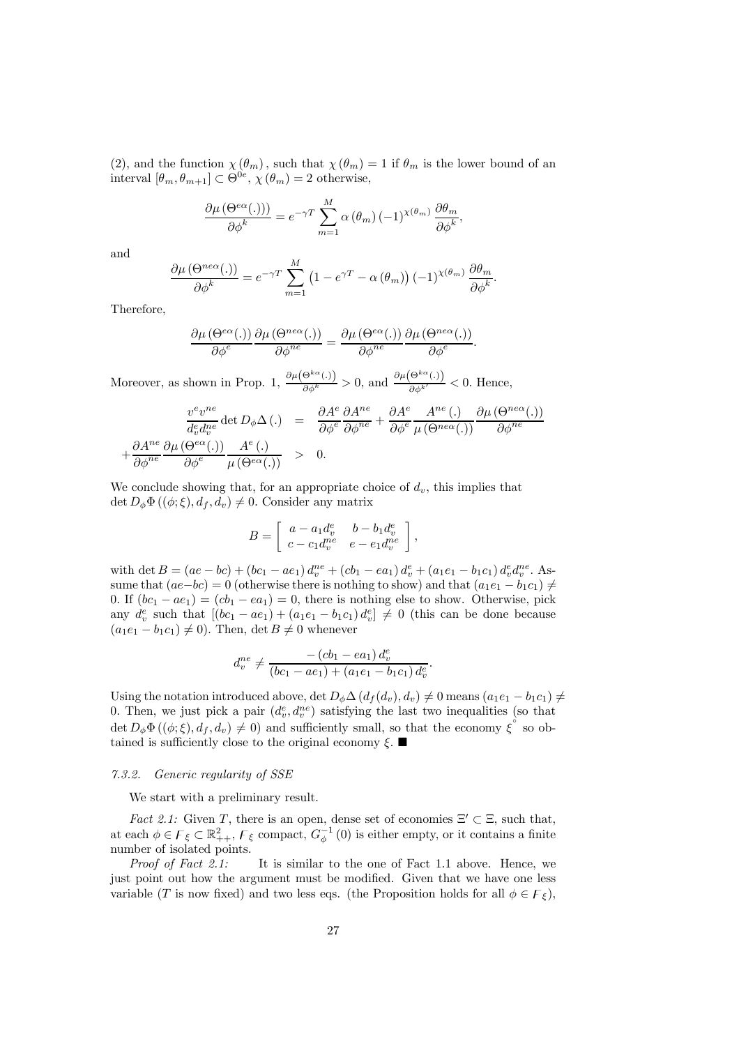(2), and the function $\chi(\theta_m)$, such that $\chi(\theta_m) = 1$ if $\theta_m$ is the lower bound of an interval $[\theta_m, \theta_{m+1}] \subset \Theta^{0e}$, $\chi(\theta_m) = 2$ otherwise,

$$\frac{\partial \mu\left(\Theta^{e\alpha}(.)\right))}{\partial \phi^k} = e^{-\gamma T} \sum_{m=1}^{M} \alpha(\theta_m) (-1)^{\chi(\theta_m)} \frac{\partial \theta_m}{\partial \phi^k},$$

and

$$\frac{\partial \mu\left(\Theta^{ne\alpha}(.)\right)}{\partial \phi^k} = e^{-\gamma T} \sum_{m=1}^{M} \left(1 - e^{\gamma T} - \alpha(\theta_m)\right) (-1)^{\chi(\theta_m)} \frac{\partial \theta_m}{\partial \phi^k}.$$

Therefore,

$$\frac{\partial \mu\left(\Theta^{e\alpha}(.)\right)}{\partial \phi^e} \frac{\partial \mu\left(\Theta^{ne\alpha}(.)\right)}{\partial \phi^{ne}} = \frac{\partial \mu\left(\Theta^{e\alpha}(.)\right)}{\partial \phi^{ne}} \frac{\partial \mu\left(\Theta^{ne\alpha}(.)\right)}{\partial \phi^e}.$$

Moreover, as shown in Prop. 1, $\frac{\partial \mu\left(\Theta^{k\alpha}(.)\right)}{\partial \phi^k} > 0$, and $\frac{\partial \mu\left(\Theta^{k\alpha}(.)\right)}{\partial \phi^{k'}} < 0$. Hence,

$$\begin{aligned}
\frac{v^e v^{ne}}{d_v^e d_v^{ne}} \det D_\phi \Delta(.) &= \frac{\partial A^e}{\partial \phi^e} \frac{\partial A^{ne}}{\partial \phi^{ne}} + \frac{\partial A^e}{\partial \phi^e} \frac{A^{ne}(.)}{\mu\left(\Theta^{ne\alpha}(.)\right)} \frac{\partial \mu\left(\Theta^{ne\alpha}(.)\right)}{\partial \phi^{ne}} \\
+ \frac{\partial A^{ne}}{\partial \phi^{ne}} \frac{\partial \mu\left(\Theta^{e\alpha}(.)\right)}{\partial \phi^e} \frac{A^e(.)}{\mu\left(\Theta^{e\alpha}(.)\right)} &> 0.
\end{aligned}$$

We conclude showing that, for an appropriate choice of $d_v$, this implies that $\det D_\phi \Phi\left((\phi;\xi), d_f, d_v\right) \neq 0$. Consider any matrix

$$B = \begin{bmatrix} a - a_1 d_v^e & b - b_1 d_v^e \\ c - c_1 d_v^{ne} & e - e_1 d_v^{ne} \end{bmatrix},$$

with $\det B = (ae - bc) + (bc_1 - ae_1) d_v^{ne} + (cb_1 - ea_1) d_v^e + (a_1 e_1 - b_1 c_1) d_v^e d_v^{ne}$. Assume that $(ae - bc) = 0$ (otherwise there is nothing to show) and that $(a_1 e_1 - b_1 c_1) \neq 0$. If $(bc_1 - ae_1) = (cb_1 - ea_1) = 0$, there is nothing else to show. Otherwise, pick any $d_v^e$ such that $\left[(bc_1 - ae_1) + (a_1 e_1 - b_1 c_1) d_v^e\right] \neq 0$ (this can be done because $(a_1 e_1 - b_1 c_1) \neq 0$). Then, $\det B \neq 0$ whenever

$$d_v^{ne} \neq \frac{-(cb_1 - ea_1) d_v^e}{(bc_1 - ae_1) + (a_1 e_1 - b_1 c_1) d_v^e}.$$

Using the notation introduced above, $\det D_\phi \Delta\left(d_f(d_v), d_v\right) \neq 0$ means $(a_1 e_1 - b_1 c_1) \neq 0$. Then, we just pick a pair $(d_v^e, d_v^{ne})$ satisfying the last two inequalities (so that $\det D_\phi \Phi\left((\phi;\xi), d_f, d_v\right) \neq 0$) and sufficiently small, so that the economy $\mathring{\xi}$ so obtained is sufficiently close to the original economy $\xi$. ■

*7.3.2. Generic regularity of SSE*

We start with a preliminary result.

*Fact 2.1:* Given $T$, there is an open, dense set of economies $\Xi' \subset \Xi$, such that, at each $\phi \in F_\xi \subset \mathbb{R}^2_{++}$, $F_\xi$ compact, $G_\phi^{-1}(0)$ is either empty, or it contains a finite number of isolated points.

*Proof of Fact 2.1:* It is similar to the one of Fact 1.1 above. Hence, we just point out how the argument must be modified. Given that we have one less variable ($T$ is now fixed) and two less eqs. (the Proposition holds for all $\phi \in F_\xi$),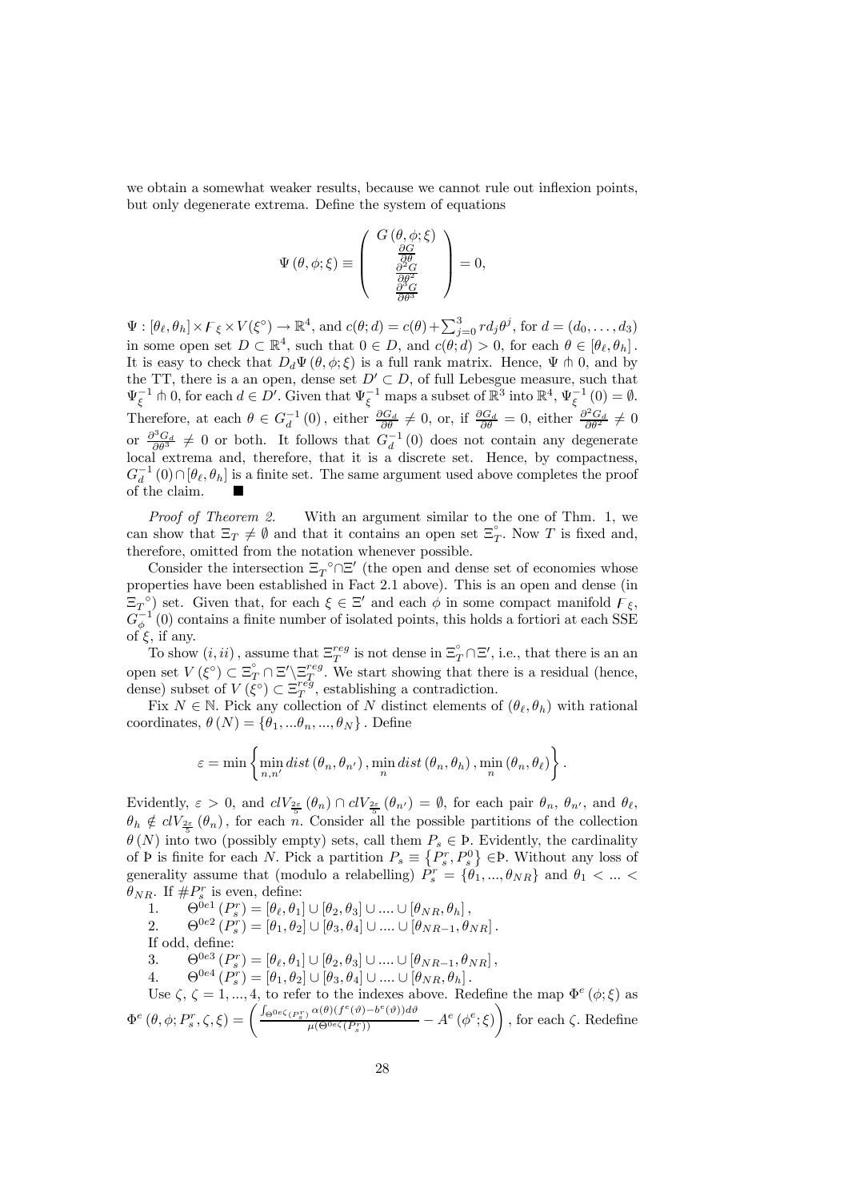we obtain a somewhat weaker results, because we cannot rule out inflexion points, but only degenerate extrema. Define the system of equations

$$\Psi(\theta,\phi;\xi) \equiv \begin{pmatrix} G(\theta,\phi;\xi) \\ \frac{\partial G}{\partial \theta} \\ \frac{\partial^2 G}{\partial \theta^2} \\ \frac{\partial^3 G}{\partial \theta^3} \end{pmatrix} = 0,$$

$\Psi : [\theta_\ell, \theta_h] \times F_\xi \times V(\xi^\circ) \to \mathbb{R}^4$, and $c(\theta; d) = c(\theta) + \sum_{j=0}^{3} r d_j \theta^j$, for $d = (d_0, \ldots, d_3)$ in some open set $D \subset \mathbb{R}^4$, such that $0 \in D$, and $c(\theta; d) > 0$, for each $\theta \in [\theta_\ell, \theta_h]$. It is easy to check that $D_d \Psi(\theta, \phi; \xi)$ is a full rank matrix. Hence, $\Psi \pitchfork 0$, and by the TT, there is a an open, dense set $D' \subset D$, of full Lebesgue measure, such that $\Psi_\xi^{-1} \pitchfork 0$, for each $d \in D'$. Given that $\Psi_\xi^{-1}$ maps a subset of $\mathbb{R}^3$ into $\mathbb{R}^4$, $\Psi_\xi^{-1}(0) = \emptyset$. Therefore, at each $\theta \in G_d^{-1}(0)$, either $\frac{\partial G_d}{\partial \theta} \neq 0$, or, if $\frac{\partial G_d}{\partial \theta} = 0$, either $\frac{\partial^2 G_d}{\partial \theta^2} \neq 0$ or $\frac{\partial^3 G_d}{\partial \theta^3} \neq 0$ or both. It follows that $G_d^{-1}(0)$ does not contain any degenerate local extrema and, therefore, that it is a discrete set. Hence, by compactness, $G_d^{-1}(0) \cap [\theta_\ell, \theta_h]$ is a finite set. The same argument used above completes the proof of the claim. ■

*Proof of Theorem 2.* With an argument similar to the one of Thm. 1, we can show that $\Xi_T \neq \emptyset$ and that it contains an open set $\Xi_T^\circ$. Now $T$ is fixed and, therefore, omitted from the notation whenever possible.

Consider the intersection $\Xi_T{}^\circ \cap \Xi'$ (the open and dense set of economies whose properties have been established in Fact 2.1 above). This is an open and dense (in $\Xi_T{}^\circ$) set. Given that, for each $\xi \in \Xi'$ and each $\phi$ in some compact manifold $F_\xi$, $G_\phi^{-1}(0)$ contains a finite number of isolated points, this holds a fortiori at each SSE of $\xi$, if any.

To show $(i, ii)$, assume that $\Xi_T^{reg}$ is not dense in $\Xi_T^\circ \cap \Xi'$, i.e., that there is an an open set $V(\xi^\circ) \subset \Xi_T^\circ \cap \Xi' \backslash \Xi_T^{reg}$. We start showing that there is a residual (hence, dense) subset of $V(\xi^\circ) \subset \Xi_T^{reg}$, establishing a contradiction.

Fix $N \in \mathbb{N}$. Pick any collection of $N$ distinct elements of $(\theta_\ell, \theta_h)$ with rational coordinates, $\theta(N) = \{\theta_1, \ldots \theta_n, \ldots, \theta_N\}$. Define

$$\varepsilon = \min \left\{ \min_{n,n'} dist(\theta_n, \theta_{n'}), \min_n dist(\theta_n, \theta_h), \min_n (\theta_n, \theta_\ell) \right\}.$$

Evidently, $\varepsilon > 0$, and $clV_{\frac{2\varepsilon}{5}}(\theta_n) \cap clV_{\frac{2\varepsilon}{5}}(\theta_{n'}) = \emptyset$, for each pair $\theta_n$, $\theta_{n'}$, and $\theta_\ell$, $\theta_h \notin clV_{\frac{2\varepsilon}{5}}(\theta_n)$, for each $n$. Consider all the possible partitions of the collection $\theta(N)$ into two (possibly empty) sets, call them $P_s \in$ Þ. Evidently, the cardinality of Þ is finite for each $N$. Pick a partition $P_s \equiv \{P_s^r, P_s^0\} \in$Þ. Without any loss of generality assume that (modulo a relabelling) $P_s^r = \{\theta_1, \ldots, \theta_{NR}\}$ and $\theta_1 < \ldots < \theta_{NR}$. If $\# P_s^r$ is even, define:

1. $\Theta^{0e1}(P_s^r) = [\theta_\ell, \theta_1] \cup [\theta_2, \theta_3] \cup \ldots . \cup [\theta_{NR}, \theta_h]$,
2. $\Theta^{0e2}(P_s^r) = [\theta_1, \theta_2] \cup [\theta_3, \theta_4] \cup \ldots . \cup [\theta_{NR-1}, \theta_{NR}]$.

If odd, define:

3. $\Theta^{0e3}(P_s^r) = [\theta_\ell, \theta_1] \cup [\theta_2, \theta_3] \cup \ldots . \cup [\theta_{NR-1}, \theta_{NR}]$,
4. $\Theta^{0e4}(P_s^r) = [\theta_1, \theta_2] \cup [\theta_3, \theta_4] \cup \ldots . \cup [\theta_{NR}, \theta_h]$.

Use $\zeta$, $\zeta = 1, \ldots, 4$, to refer to the indexes above. Redefine the map $\Phi^e(\phi; \xi)$ as $\Phi^e(\theta, \phi; P_s^r, \zeta, \xi) = \left( \frac{\int_{\Theta^{0e\zeta}(P_s^r)} \alpha(\vartheta)(f^e(\vartheta) - b^e(\vartheta)) d\vartheta}{\mu(\Theta^{0e\zeta}(P_s^r))} - A^e(\phi^e; \xi) \right)$, for each $\zeta$. Redefine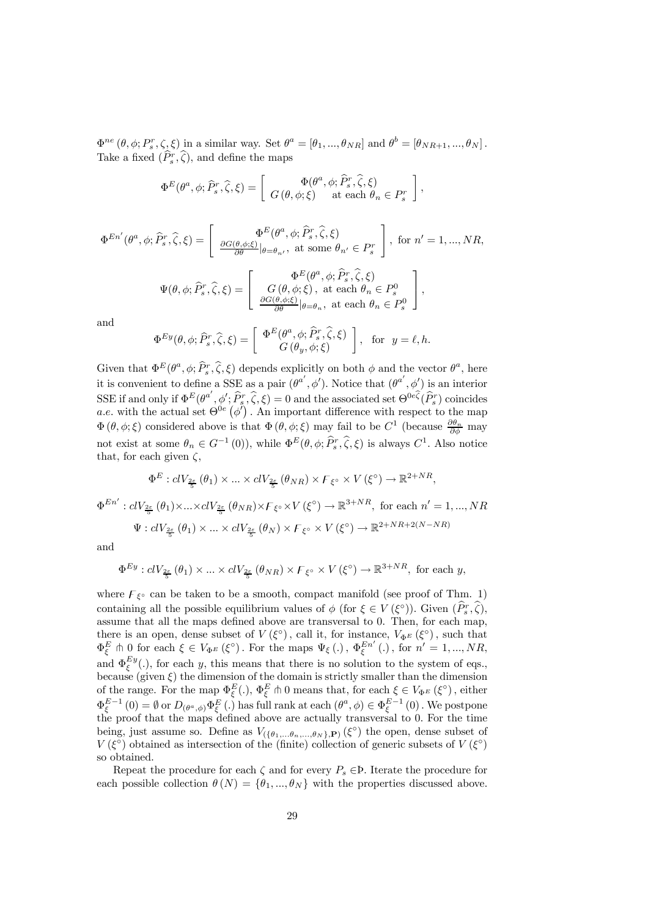$\Phi^{ne}(\theta,\phi;P_s^r,\zeta,\xi)$ in a similar way. Set $\theta^a=[\theta_1,...,\theta_{NR}]$ and $\theta^b=[\theta_{NR+1},...,\theta_N]$. Take a fixed $(\widehat{P}_s^r,\widehat{\zeta})$, and define the maps

$$\Phi^E(\theta^a,\phi;\widehat{P}_s^r,\widehat{\zeta},\xi)=\begin{bmatrix}\Phi(\theta^a,\phi;\widehat{P}_s^r,\widehat{\zeta},\xi)\\ G(\theta,\phi;\xi)\quad \text{at each } \theta_n\in P_s^r\end{bmatrix},$$

$$\Phi^{En'}(\theta^a,\phi;\widehat{P}_s^r,\widehat{\zeta},\xi)=\begin{bmatrix}\Phi^E(\theta^a,\phi;\widehat{P}_s^r,\widehat{\zeta},\xi)\\ \frac{\partial G(\theta,\phi;\xi)}{\partial\theta}|_{\theta=\theta_{n'}},\ \text{at some } \theta_{n'}\in P_s^r\end{bmatrix},\ \text{for } n'=1,...,NR,$$

$$\Psi(\theta,\phi;\widehat{P}_s^r,\widehat{\zeta},\xi)=\begin{bmatrix}\Phi^E(\theta^a,\phi;\widehat{P}_s^r,\widehat{\zeta},\xi)\\ G(\theta,\phi;\xi),\ \text{at each } \theta_n\in P_s^0\\ \frac{\partial G(\theta,\phi;\xi)}{\partial\theta}|_{\theta=\theta_n},\ \text{at each } \theta_n\in P_s^0\end{bmatrix},$$

and

$$\Phi^{Ey}(\theta,\phi;\widehat{P}_s^r,\widehat{\zeta},\xi)=\begin{bmatrix}\Phi^E(\theta^a,\phi;\widehat{P}_s^r,\widehat{\zeta},\xi)\\ G(\theta_y,\phi;\xi)\end{bmatrix},\quad \text{for}\quad y=\ell,h.$$

Given that $\Phi^E(\theta^a,\phi;\widehat{P}_s^r,\widehat{\zeta},\xi)$ depends explicitly on both $\phi$ and the vector $\theta^a$, here it is convenient to define a SSE as a pair $(\theta^{a'},\phi')$. Notice that $(\theta^{a'},\phi')$ is an interior SSE if and only if $\Phi^E(\theta^{a'},\phi';\widehat{P}_s^r,\widehat{\zeta},\xi)=0$ and the associated set $\Theta^{0e\widehat{\zeta}}(\widehat{P}_s^r)$ coincides *a.e.* with the actual set $\Theta^{0e}(\phi')$. An important difference with respect to the map $\Phi(\theta,\phi;\xi)$ considered above is that $\Phi(\theta,\phi;\xi)$ may fail to be $C^1$ (because $\frac{\partial\theta_n}{\partial\phi}$ may not exist at some $\theta_n\in G^{-1}(0)$), while $\Phi^E(\theta,\phi;\widehat{P}_s^r,\widehat{\zeta},\xi)$ is always $C^1$. Also notice that, for each given $\zeta$,

$$\Phi^E: clV_{\frac{2\varepsilon}{5}}(\theta_1)\times...\times clV_{\frac{2\varepsilon}{5}}(\theta_{NR})\times F_{\xi^\circ}\times V(\xi^\circ)\to\mathbb{R}^{2+NR},$$

$$\Phi^{En'}: clV_{\frac{2\varepsilon}{5}}(\theta_1)\times...\times clV_{\frac{2\varepsilon}{5}}(\theta_{NR})\times F_{\xi^\circ}\times V(\xi^\circ)\to\mathbb{R}^{3+NR},\ \text{for each } n'=1,...,NR$$

$$\Psi: clV_{\frac{2\varepsilon}{5}}(\theta_1)\times...\times clV_{\frac{2\varepsilon}{5}}(\theta_N)\times F_{\xi^\circ}\times V(\xi^\circ)\to\mathbb{R}^{2+NR+2(N-NR)}$$

and

$$\Phi^{Ey}: clV_{\frac{2\varepsilon}{5}}(\theta_1)\times...\times clV_{\frac{2\varepsilon}{5}}(\theta_{NR})\times F_{\xi^\circ}\times V(\xi^\circ)\to\mathbb{R}^{3+NR},\ \text{for each } y,$$

where $F_{\xi^\circ}$ can be taken to be a smooth, compact manifold (see proof of Thm. 1) containing all the possible equilibrium values of $\phi$ (for $\xi\in V(\xi^\circ)$). Given $(\widehat{P}_s^r,\widehat{\zeta})$, assume that all the maps defined above are transversal to 0. Then, for each map, there is an open, dense subset of $V(\xi^\circ)$, call it, for instance, $V_{\Phi^E}(\xi^\circ)$, such that $\Phi_\xi^E\pitchfork 0$ for each $\xi\in V_{\Phi^E}(\xi^\circ)$. For the maps $\Psi_\xi(.)$, $\Phi_\xi^{En'}(.)$, for $n'=1,...,NR$, and $\Phi_\xi^{Ey}(.)$, for each $y$, this means that there is no solution to the system of eqs., because (given $\xi$) the dimension of the domain is strictly smaller than the dimension of the range. For the map $\Phi_\xi^E(.)$, $\Phi_\xi^E\pitchfork 0$ means that, for each $\xi\in V_{\Phi^E}(\xi^\circ)$, either $\Phi_\xi^{E-1}(0)=\emptyset$ or $D_{(\theta^a,\phi)}\Phi_\xi^E(.)$ has full rank at each $(\theta^a,\phi)\in\Phi_\xi^{E-1}(0)$. We postpone the proof that the maps defined above are actually transversal to 0. For the time being, just assume so. Define as $V_{(\{\theta_1,...\theta_n,...,\theta_N\},\mathbf{P})}(\xi^\circ)$ the open, dense subset of $V(\xi^\circ)$ obtained as intersection of the (finite) collection of generic subsets of $V(\xi^\circ)$ so obtained.

Repeat the procedure for each $\zeta$ and for every $P_s\in$Þ. Iterate the procedure for each possible collection $\theta(N)=\{\theta_1,...,\theta_N\}$ with the properties discussed above.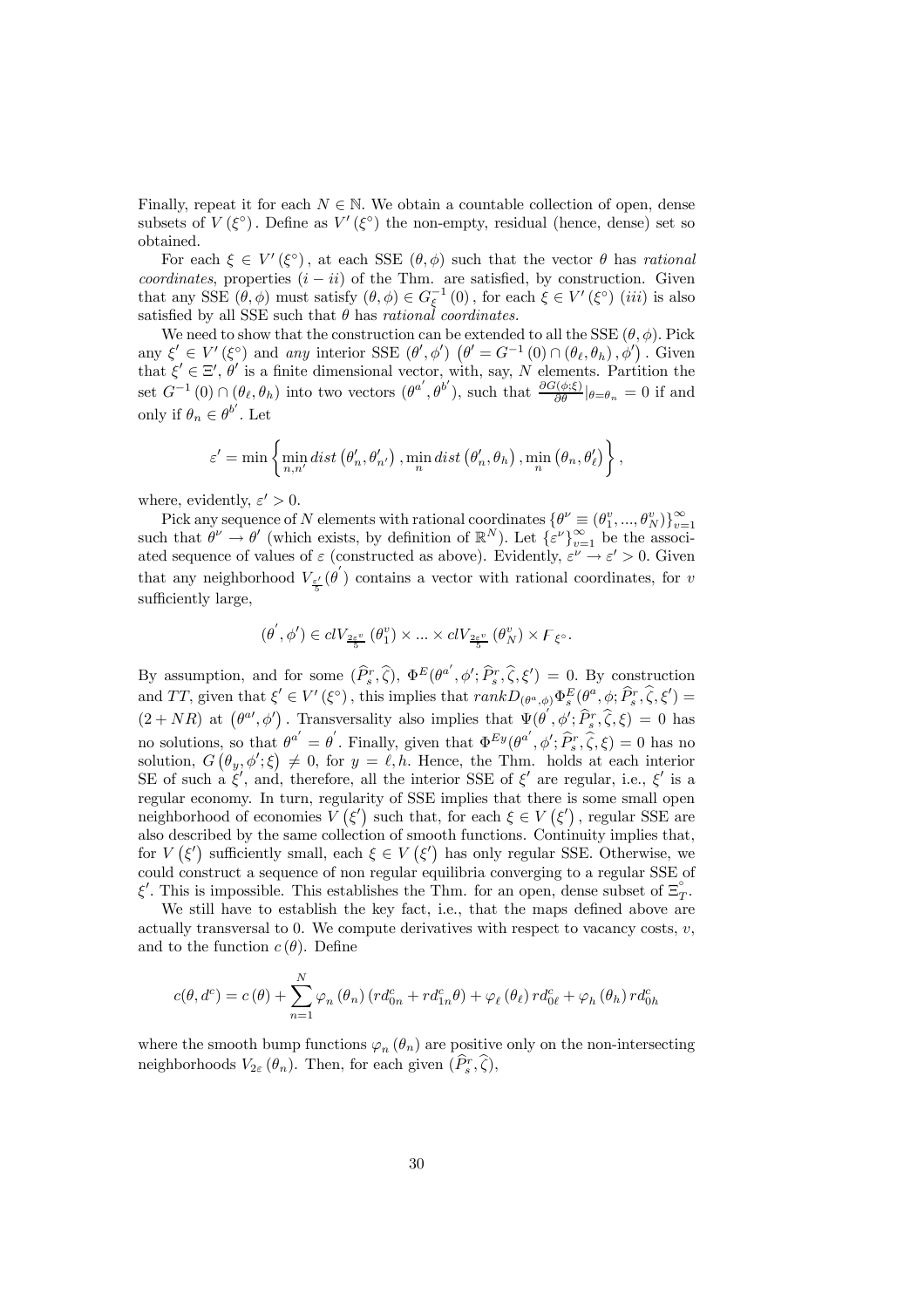Finally, repeat it for each $N \in \mathbb{N}$. We obtain a countable collection of open, dense subsets of $V(\xi^{\circ})$. Define as $V'(\xi^{\circ})$ the non-empty, residual (hence, dense) set so obtained.

For each $\xi \in V'(\xi^{\circ})$, at each SSE $(\theta, \phi)$ such that the vector $\theta$ has *rational coordinates*, properties $(i-ii)$ of the Thm. are satisfied, by construction. Given that any SSE $(\theta, \phi)$ must satisfy $(\theta, \phi) \in G_{\xi}^{-1}(0)$, for each $\xi \in V'(\xi^{\circ})$ $(iii)$ is also satisfied by all SSE such that $\theta$ has *rational coordinates.*

We need to show that the construction can be extended to all the SSE $(\theta, \phi)$. Pick any $\xi' \in V'(\xi^{\circ})$ and *any* interior SSE $(\theta', \phi')$ $\left(\theta' = G^{-1}(0) \cap (\theta_{\ell}, \theta_h), \phi'\right)$. Given that $\xi' \in \Xi'$, $\theta'$ is a finite dimensional vector, with, say, $N$ elements. Partition the set $G^{-1}(0) \cap (\theta_{\ell}, \theta_h)$ into two vectors $(\theta^{a'}, \theta^{b'})$, such that $\frac{\partial G(\phi;\xi)}{\partial \theta}|_{\theta=\theta_n} = 0$ if and only if $\theta_n \in \theta^{b'}$. Let

$$\varepsilon' = \min\left\{\min_{n,n'} dist\left(\theta'_n, \theta'_{n'}\right), \min_{n} dist\left(\theta'_n, \theta_h\right), \min_{n}\left(\theta_n, \theta'_{\ell}\right)\right\},$$

where, evidently, $\varepsilon' > 0$.

Pick any sequence of $N$ elements with rational coordinates $\{\theta^{\nu} \equiv (\theta_1^v, ..., \theta_N^v)\}_{v=1}^{\infty}$ such that $\theta^{\nu} \to \theta'$ (which exists, by definition of $\mathbb{R}^N$). Let $\{\varepsilon^{\nu}\}_{v=1}^{\infty}$ be the associated sequence of values of $\varepsilon$ (constructed as above). Evidently, $\varepsilon^{\nu} \to \varepsilon' > 0$. Given that any neighborhood $V_{\frac{\varepsilon'}{5}}(\theta^{'})$ contains a vector with rational coordinates, for $v$ sufficiently large,

$$(\theta^{'}, \phi') \in clV_{\frac{2\varepsilon^v}{5}}(\theta_1^v) \times ... \times clV_{\frac{2\varepsilon^v}{5}}(\theta_N^v) \times F_{\xi^{\circ}}.$$

By assumption, and for some $(\widehat{P}_s^r, \widehat{\zeta})$, $\Phi^E(\theta^{a'}, \phi'; \widehat{P}_s^r, \widehat{\zeta}, \xi') = 0$. By construction and $TT$, given that $\xi' \in V'(\xi^{\circ})$, this implies that $rankD_{(\theta^a,\phi)}\Phi_s^E(\theta^a, \phi; \widehat{P}_s^r, \widehat{\zeta}, \xi') = (2 + NR)$ at $\left(\theta^{a\prime}, \phi'\right)$. Transversality also implies that $\Psi(\theta^{'}, \phi'; \widehat{P}_s^r, \widehat{\zeta}, \xi) = 0$ has no solutions, so that $\theta^{a'} = \theta^{'}$. Finally, given that $\Phi^{Ey}(\theta^{a'}, \phi'; \widehat{P}_s^r, \widehat{\zeta}, \xi) = 0$ has no solution, $G\left(\theta_y, \phi'; \xi\right) \neq 0$, for $y = \ell, h$. Hence, the Thm. holds at each interior SE of such a $\xi'$, and, therefore, all the interior SSE of $\xi'$ are regular, i.e., $\xi'$ is a regular economy. In turn, regularity of SSE implies that there is some small open neighborhood of economies $V\left(\xi'\right)$ such that, for each $\xi \in V\left(\xi'\right)$, regular SSE are also described by the same collection of smooth functions. Continuity implies that, for $V\left(\xi'\right)$ sufficiently small, each $\xi \in V\left(\xi'\right)$ has only regular SSE. Otherwise, we could construct a sequence of non regular equilibria converging to a regular SSE of $\xi'$. This is impossible. This establishes the Thm. for an open, dense subset of $\Xi_T^{\circ}$.

We still have to establish the key fact, i.e., that the maps defined above are actually transversal to 0. We compute derivatives with respect to vacancy costs, $v$, and to the function $c(\theta)$. Define

$$c(\theta, d^c) = c(\theta) + \sum_{n=1}^{N} \varphi_n(\theta_n)\left(rd_{0n}^c + rd_{1n}^c\theta\right) + \varphi_{\ell}(\theta_{\ell})\, rd_{0\ell}^c + \varphi_h(\theta_h)\, rd_{0h}^c$$

where the smooth bump functions $\varphi_n(\theta_n)$ are positive only on the non-intersecting neighborhoods $V_{2\varepsilon}(\theta_n)$. Then, for each given $(\widehat{P}_s^r, \widehat{\zeta})$,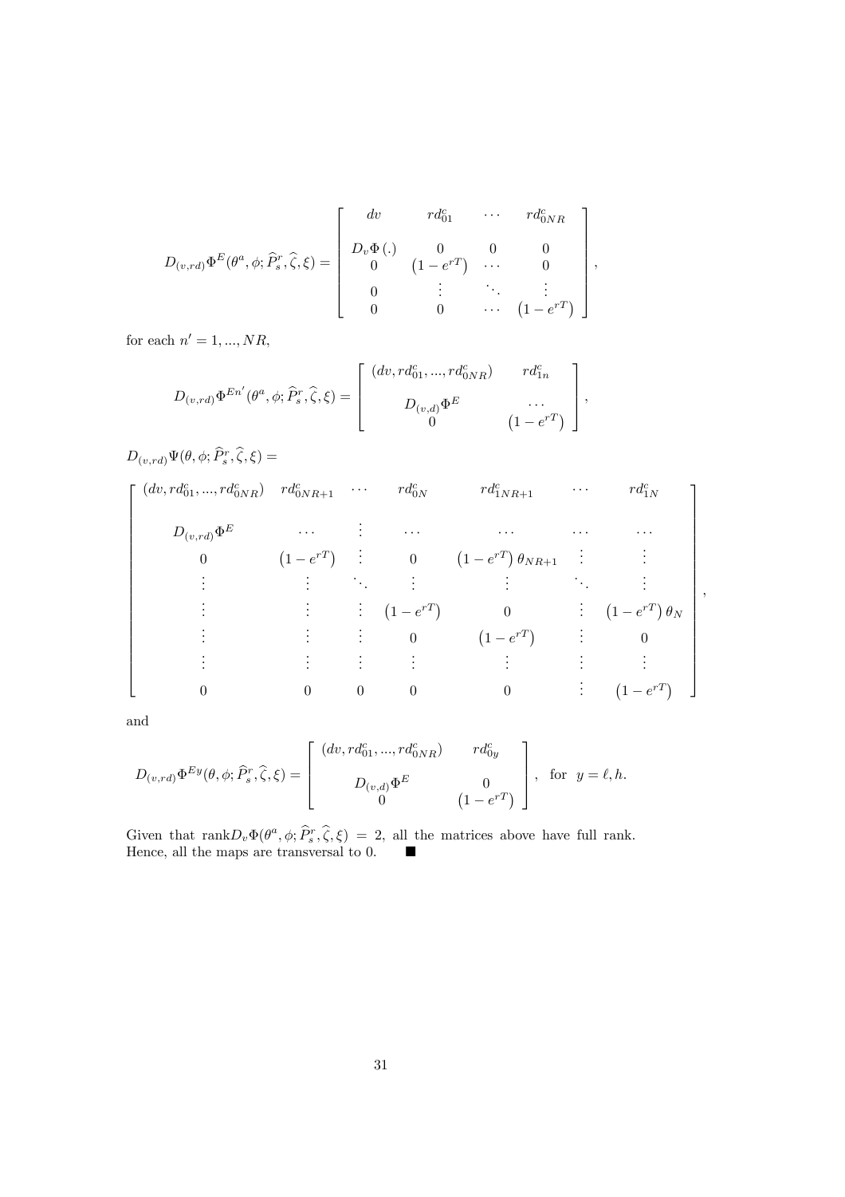$$D_{(v,rd)}\Phi^{E}(\theta^{a},\phi;\widehat{P}_{s}^{r},\widehat{\zeta},\xi)=\begin{bmatrix} dv & rd_{01}^{c} & \cdots & rd_{0NR}^{c} \\ & & & \\ D_{v}\Phi\left(.\right) & 0 & 0 & 0 \\ 0 & \left(1-e^{rT}\right) & \cdots & 0 \\ 0 & \vdots & \ddots & \vdots \\ 0 & 0 & \cdots & \left(1-e^{rT}\right) \end{bmatrix},$$

for each $n'=1,...,NR$,

$$D_{(v,rd)}\Phi^{En'}(\theta^{a},\phi;\widehat{P}_{s}^{r},\widehat{\zeta},\xi)=\begin{bmatrix} (dv,rd_{01}^{c},...,rd_{0NR}^{c}) & rd_{1n}^{c} \\ & \\ D_{(v,d)}\Phi^{E} & \cdots \\ 0 & \left(1-e^{rT}\right) \end{bmatrix},$$

$D_{(v,rd)}\Psi(\theta,\phi;\widehat{P}_{s}^{r},\widehat{\zeta},\xi)=$

$$\begin{bmatrix} (dv,rd_{01}^{c},...,rd_{0NR}^{c}) & rd_{0NR+1}^{c} & \cdots & rd_{0N}^{c} & rd_{1NR+1}^{c} & \cdots & rd_{1N}^{c} \\ & & & & & & \\ D_{(v,rd)}\Phi^{E} & \cdots & \vdots & \cdots & \cdots & \cdots & \cdots \\ 0 & \left(1-e^{rT}\right) & \vdots & 0 & \left(1-e^{rT}\right)\theta_{NR+1} & \vdots & \vdots \\ \vdots & \vdots & \ddots & \vdots & \vdots & \ddots & \vdots \\ \vdots & \vdots & \vdots & \left(1-e^{rT}\right) & 0 & \vdots & \left(1-e^{rT}\right)\theta_{N} \\ \vdots & \vdots & \vdots & 0 & \left(1-e^{rT}\right) & \vdots & 0 \\ \vdots & \vdots & \vdots & \vdots & \vdots & \vdots & \vdots \\ 0 & 0 & 0 & 0 & 0 & \vdots & \left(1-e^{rT}\right) \end{bmatrix},$$

and

$$D_{(v,rd)}\Phi^{Ey}(\theta,\phi;\widehat{P}_{s}^{r},\widehat{\zeta},\xi)=\begin{bmatrix} (dv,rd_{01}^{c},...,rd_{0NR}^{c}) & rd_{0y}^{c} \\ & \\ D_{(v,d)}\Phi^{E} & 0 \\ 0 & \left(1-e^{rT}\right) \end{bmatrix},\quad \text{for}\quad y=\ell,h.$$

Given that $\text{rank}D_{v}\Phi(\theta^{a},\phi;\widehat{P}_{s}^{r},\widehat{\zeta},\xi)=2$, all the matrices above have full rank. Hence, all the maps are transversal to 0. ∎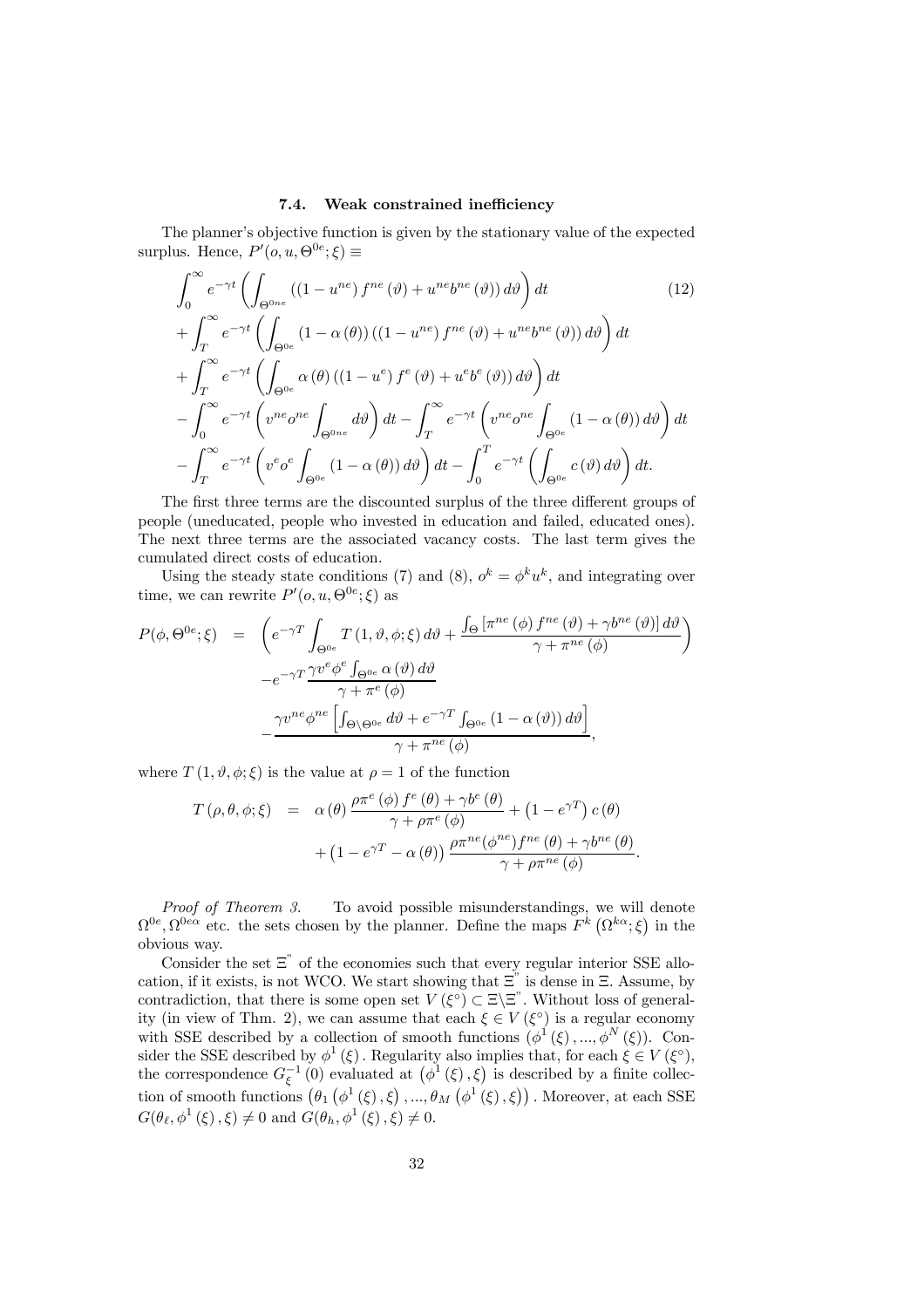### 7.4. Weak constrained inefficiency

The planner's objective function is given by the stationary value of the expected surplus. Hence, $P'(o, u, \Theta^{0e}; \xi) \equiv$

$$
\begin{aligned}
&\int_0^\infty e^{-\gamma t} \left( \int_{\Theta^{0ne}} \left( (1 - u^{ne}) f^{ne}(\vartheta) + u^{ne} b^{ne}(\vartheta) \right) d\vartheta \right) dt \qquad (12) \\
&+ \int_T^\infty e^{-\gamma t} \left( \int_{\Theta^{0e}} (1 - \alpha(\theta)) \left( (1 - u^{ne}) f^{ne}(\vartheta) + u^{ne} b^{ne}(\vartheta) \right) d\vartheta \right) dt \\
&+ \int_T^\infty e^{-\gamma t} \left( \int_{\Theta^{0e}} \alpha(\theta) \left( (1 - u^{e}) f^{e}(\vartheta) + u^{e} b^{e}(\vartheta) \right) d\vartheta \right) dt \\
&- \int_0^\infty e^{-\gamma t} \left( v^{ne} o^{ne} \int_{\Theta^{0ne}} d\vartheta \right) dt - \int_T^\infty e^{-\gamma t} \left( v^{ne} o^{ne} \int_{\Theta^{0e}} (1 - \alpha(\theta)) d\vartheta \right) dt \\
&- \int_T^\infty e^{-\gamma t} \left( v^{e} o^{e} \int_{\Theta^{0e}} (1 - \alpha(\theta)) d\vartheta \right) dt - \int_0^T e^{-\gamma t} \left( \int_{\Theta^{0e}} c(\vartheta) d\vartheta \right) dt.
\end{aligned}
$$

The first three terms are the discounted surplus of the three different groups of people (uneducated, people who invested in education and failed, educated ones). The next three terms are the associated vacancy costs. The last term gives the cumulated direct costs of education.

Using the steady state conditions (7) and (8), $o^k = \phi^k u^k$, and integrating over time, we can rewrite $P'(o, u, \Theta^{0e}; \xi)$ as

$$
\begin{aligned}
P(\phi, \Theta^{0e}; \xi) \;=\; & \left( e^{-\gamma T} \int_{\Theta^{0e}} T(1, \vartheta, \phi; \xi) d\vartheta + \frac{\int_\Theta \left[ \pi^{ne}(\phi) f^{ne}(\vartheta) + \gamma b^{ne}(\vartheta) \right] d\vartheta}{\gamma + \pi^{ne}(\phi)} \right) \\
& - e^{-\gamma T} \frac{\gamma v^e \phi^e \int_{\Theta^{0e}} \alpha(\vartheta) d\vartheta}{\gamma + \pi^e(\phi)} \\
& - \frac{\gamma v^{ne} \phi^{ne} \left[ \int_{\Theta \setminus \Theta^{0e}} d\vartheta + e^{-\gamma T} \int_{\Theta^{0e}} (1 - \alpha(\vartheta)) d\vartheta \right]}{\gamma + \pi^{ne}(\phi)},
\end{aligned}
$$

where $T(1, \vartheta, \phi; \xi)$ is the value at $\rho = 1$ of the function

$$
\begin{aligned}
T(\rho, \theta, \phi; \xi) \;=\; & \alpha(\theta) \frac{\rho \pi^e(\phi) f^e(\theta) + \gamma b^e(\theta)}{\gamma + \rho \pi^e(\phi)} + \left(1 - e^{\gamma T}\right) c(\theta) \\
& + \left(1 - e^{\gamma T} - \alpha(\theta)\right) \frac{\rho \pi^{ne}(\phi^{ne}) f^{ne}(\theta) + \gamma b^{ne}(\theta)}{\gamma + \rho \pi^{ne}(\phi)}.
\end{aligned}
$$

*Proof of Theorem 3.* To avoid possible misunderstandings, we will denote $\Omega^{0e}, \Omega^{0e\alpha}$ etc. the sets chosen by the planner. Define the maps $F^k(\Omega^{k\alpha}; \xi)$ in the obvious way.

Consider the set $\Xi''$ of the economies such that every regular interior SSE allocation, if it exists, is not WCO. We start showing that $\Xi''$ is dense in $\Xi$. Assume, by contradiction, that there is some open set $V(\xi^\circ) \subset \Xi \setminus \Xi''$. Without loss of generality (in view of Thm. 2), we can assume that each $\xi \in V(\xi^\circ)$ is a regular economy with SSE described by a collection of smooth functions $(\phi^1(\xi), ..., \phi^N(\xi))$. Consider the SSE described by $\phi^1(\xi)$. Regularity also implies that, for each $\xi \in V(\xi^\circ)$, the correspondence $G_\xi^{-1}(0)$ evaluated at $(\phi^1(\xi), \xi)$ is described by a finite collection of smooth functions $(\theta_1(\phi^1(\xi), \xi), ..., \theta_M(\phi^1(\xi), \xi))$. Moreover, at each SSE $G(\theta_\ell, \phi^1(\xi), \xi) \neq 0$ and $G(\theta_h, \phi^1(\xi), \xi) \neq 0$.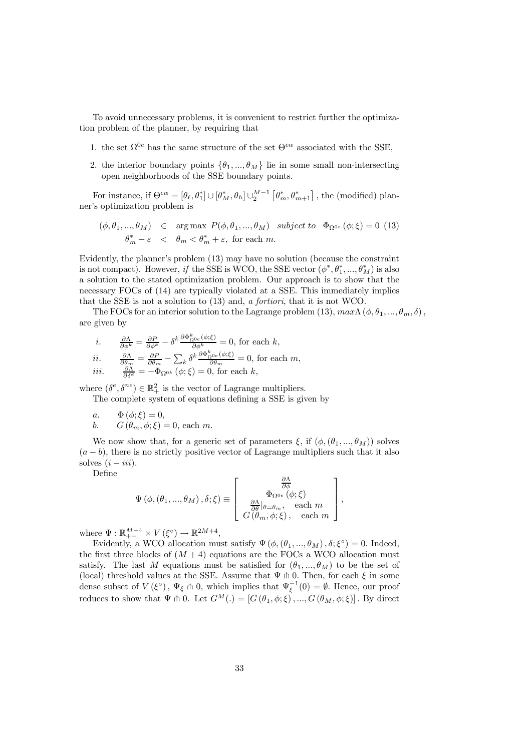To avoid unnecessary problems, it is convenient to restrict further the optimization problem of the planner, by requiring that

1. the set $\Omega^{0e}$ has the same structure of the set $\Theta^{e\alpha}$ associated with the SSE,
2. the interior boundary points $\{\theta_1, ..., \theta_M\}$ lie in some small non-intersecting open neighborhoods of the SSE boundary points.

For instance, if $\Theta^{e\alpha} = [\theta_\ell, \theta_1^*] \cup [\theta_M^*, \theta_h] \cup_2^{M-1} [\theta_m^*, \theta_{m+1}^*]$, the (modified) planner's optimization problem is

$$
\begin{aligned}
(\phi, \theta_1, ..., \theta_M) &\in \arg\max \; P(\phi, \theta_1, ..., \theta_M) \quad \textit{subject to} \quad \Phi_{\Omega^{0e}}(\phi; \xi) = 0 \quad (13) \\
\theta_m^* - \varepsilon &< \theta_m < \theta_m^* + \varepsilon, \text{ for each } m.
\end{aligned}
$$

Evidently, the planner's problem (13) may have no solution (because the constraint is not compact). However, *if* the SSE is WCO, the SSE vector $(\phi^*, \theta_1^*, ..., \theta_M^*)$ is also a solution to the stated optimization problem. Our approach is to show that the necessary FOCs of (14) are typically violated at a SSE. This immediately implies that the SSE is not a solution to (13) and, *a fortiori*, that it is not WCO.

The FOCs for an interior solution to the Lagrange problem (13), $max\Lambda(\phi, \theta_1, ..., \theta_m, \delta)$, are given by

$$
\begin{aligned}
&i. \quad \frac{\partial \Lambda}{\partial \phi^k} = \frac{\partial P}{\partial \phi^k} - \delta^k \frac{\partial \Phi^k_{\Omega^{0e}}(\phi;\xi)}{\partial \phi^k} = 0, \text{ for each } k, \\
&ii. \quad \frac{\partial \Lambda}{\partial \theta_m} = \frac{\partial P}{\partial \theta_m} - \sum\nolimits_k \delta^k \frac{\partial \Phi^k_{\Omega^{0e}}(\phi;\xi)}{\partial \theta_m} = 0, \text{ for each } m, \\
&iii. \quad \frac{\partial \Lambda}{\partial \delta^k} = -\Phi_{\Omega^{0k}}(\phi; \xi) = 0, \text{ for each } k,
\end{aligned}
$$

where $(\delta^e, \delta^{ne}) \in \mathbb{R}^2_+$ is the vector of Lagrange multipliers.

The complete system of equations defining a SSE is given by

$$
\begin{aligned}
&a. \quad \Phi(\phi; \xi) = 0, \\
&b. \quad G(\theta_m, \phi; \xi) = 0, \text{ each } m.
\end{aligned}
$$

We now show that, for a generic set of parameters $\xi$, if $(\phi, (\theta_1, ..., \theta_M))$ solves $(a - b)$, there is no strictly positive vector of Lagrange multipliers such that it also solves $(i - iii)$.

Define

$$
\Psi(\phi, (\theta_1, ..., \theta_M), \delta; \xi) \equiv \begin{bmatrix} \frac{\partial \Lambda}{\partial \phi} \\ \Phi_{\Omega^{0e}}(\phi; \xi) \\ \frac{\partial \Lambda}{\partial \theta}|_{\theta = \theta_m}, \quad \text{each } m \\ G(\theta_m, \phi; \xi), \quad \text{each } m \end{bmatrix},
$$

where $\Psi : \mathbb{R}^{M+4}_{++} \times V(\xi^\circ) \to \mathbb{R}^{2M+4}$,

Evidently, a WCO allocation must satisfy $\Psi(\phi, (\theta_1, ..., \theta_M), \delta; \xi^\circ) = 0$. Indeed, the first three blocks of $(M + 4)$ equations are the FOCs a WCO allocation must satisfy. The last $M$ equations must be satisfied for $(\theta_1, ..., \theta_M)$ to be the set of (local) threshold values at the SSE. Assume that $\Psi \pitchfork 0$. Then, for each $\xi$ in some dense subset of $V(\xi^\circ)$, $\Psi_\xi \pitchfork 0$, which implies that $\Psi_\xi^{-1}(0) = \emptyset$. Hence, our proof reduces to show that $\Psi \pitchfork 0$. Let $G^M(.) = [G(\theta_1, \phi; \xi), ..., G(\theta_M, \phi; \xi)]$. By direct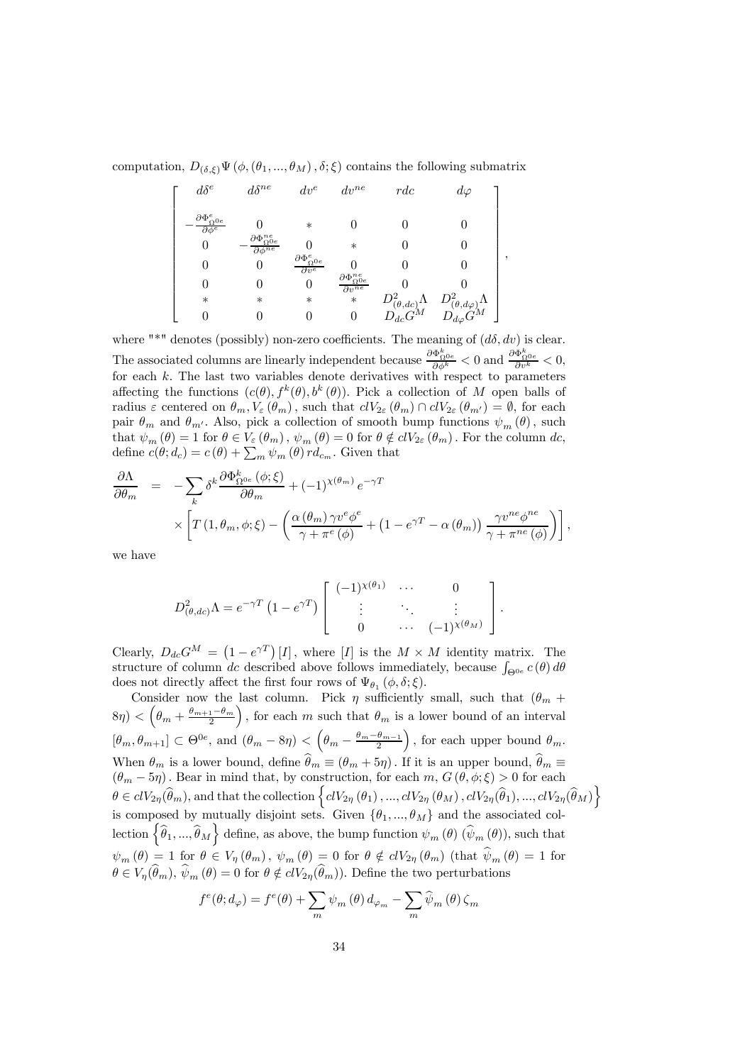computation, $D_{(\delta,\xi)}\Psi\left(\phi,(\theta_1,...,\theta_M),\delta;\xi\right)$ contains the following submatrix

$$
\left[\begin{array}{cccccc}
d\delta^e & d\delta^{ne} & dv^e & dv^{ne} & rdc & d\varphi \\
 & & & & & \\
-\frac{\partial \Phi^e_{\Omega^{0e}}}{\partial \phi^e} & 0 & * & 0 & 0 & 0 \\
0 & -\frac{\partial \Phi^{ne}_{\Omega^{0e}}}{\partial \phi^{ne}} & 0 & * & 0 & 0 \\
0 & 0 & \frac{\partial \Phi^e_{\Omega^{0e}}}{\partial v^e} & 0 & 0 & 0 \\
0 & 0 & 0 & \frac{\partial \Phi^{ne}_{\Omega^{0e}}}{\partial v^{ne}} & 0 & 0 \\
* & * & * & * & D^2_{(\theta,dc)}\Lambda & D^2_{(\theta,d\varphi)}\Lambda \\
0 & 0 & 0 & 0 & D_{dc}G^M & D_{d\varphi}G^M
\end{array}\right],
$$

where "*" denotes (possibly) non-zero coefficients. The meaning of $(d\delta, dv)$ is clear. The associated columns are linearly independent because $\frac{\partial \Phi^k_{\Omega^{0e}}}{\partial \phi^k}<0$ and $\frac{\partial \Phi^k_{\Omega^{0e}}}{\partial v^k}<0$, for each $k$. The last two variables denote derivatives with respect to parameters affecting the functions $(c(\theta), f^k(\theta), b^k(\theta))$. Pick a collection of $M$ open balls of radius $\varepsilon$ centered on $\theta_m, V_\varepsilon(\theta_m)$, such that $clV_{2\varepsilon}(\theta_m)\cap clV_{2\varepsilon}(\theta_{m'})=\emptyset$, for each pair $\theta_m$ and $\theta_{m'}$. Also, pick a collection of smooth bump functions $\psi_m(\theta)$, such that $\psi_m(\theta)=1$ for $\theta\in V_\varepsilon(\theta_m)$, $\psi_m(\theta)=0$ for $\theta\notin clV_{2\varepsilon}(\theta_m)$. For the column $dc$, define $c(\theta;d_c)=c(\theta)+\sum_m \psi_m(\theta)\,rd_{c_m}$. Given that

$$
\begin{aligned}
\frac{\partial \Lambda}{\partial \theta_m} &= -\sum_k \delta^k \frac{\partial \Phi^k_{\Omega^{0e}}(\phi;\xi)}{\partial \theta_m} + (-1)^{\chi(\theta_m)} e^{-\gamma T} \\
&\quad \times \left[T\left(1,\theta_m,\phi;\xi\right) - \left(\frac{\alpha(\theta_m)\,\gamma v^e\phi^e}{\gamma+\pi^e(\phi)} + \left(1-e^{\gamma T}-\alpha(\theta_m)\right)\frac{\gamma v^{ne}\phi^{ne}}{\gamma+\pi^{ne}(\phi)}\right)\right],
\end{aligned}
$$

we have

$$
D^2_{(\theta,dc)}\Lambda = e^{-\gamma T}\left(1-e^{\gamma T}\right)\left[\begin{array}{ccc}
(-1)^{\chi(\theta_1)} & \cdots & 0 \\
\vdots & \ddots & \vdots \\
0 & \cdots & (-1)^{\chi(\theta_M)}
\end{array}\right].
$$

Clearly, $D_{dc}G^M=\left(1-e^{\gamma T}\right)[I]$, where $[I]$ is the $M\times M$ identity matrix. The structure of column $dc$ described above follows immediately, because $\int_{\Theta^{0e}} c(\theta)\,d\theta$ does not directly affect the first four rows of $\Psi_{\theta_1}(\phi,\delta;\xi)$.

Consider now the last column. Pick $\eta$ sufficiently small, such that $(\theta_m + 8\eta) < \left(\theta_m + \frac{\theta_{m+1}-\theta_m}{2}\right)$, for each $m$ such that $\theta_m$ is a lower bound of an interval $[\theta_m,\theta_{m+1}]\subset\Theta^{0e}$, and $(\theta_m-8\eta)<\left(\theta_m-\frac{\theta_m-\theta_{m-1}}{2}\right)$, for each upper bound $\theta_m$. When $\theta_m$ is a lower bound, define $\widehat{\theta}_m\equiv(\theta_m+5\eta)$. If it is an upper bound, $\widehat{\theta}_m\equiv(\theta_m-5\eta)$. Bear in mind that, by construction, for each $m$, $G(\theta,\phi;\xi)>0$ for each $\theta\in clV_{2\eta}(\widehat{\theta}_m)$, and that the collection $\left\{clV_{2\eta}(\theta_1),...,clV_{2\eta}(\theta_M),clV_{2\eta}(\widehat{\theta}_1),...,clV_{2\eta}(\widehat{\theta}_M)\right\}$ is composed by mutually disjoint sets. Given $\{\theta_1,...,\theta_M\}$ and the associated collection $\left\{\widehat{\theta}_1,...,\widehat{\theta}_M\right\}$ define, as above, the bump function $\psi_m(\theta)$ ($\widehat{\psi}_m(\theta)$), such that $\psi_m(\theta)=1$ for $\theta\in V_\eta(\theta_m)$, $\psi_m(\theta)=0$ for $\theta\notin clV_{2\eta}(\theta_m)$ (that $\widehat{\psi}_m(\theta)=1$ for $\theta\in V_\eta(\widehat{\theta}_m)$, $\widehat{\psi}_m(\theta)=0$ for $\theta\notin clV_{2\eta}(\widehat{\theta}_m)$). Define the two perturbations

$$
f^e(\theta;d_\varphi)=f^e(\theta)+\sum_m \psi_m(\theta)\,d_{\varphi_m}-\sum_m \widehat{\psi}_m(\theta)\,\zeta_m
$$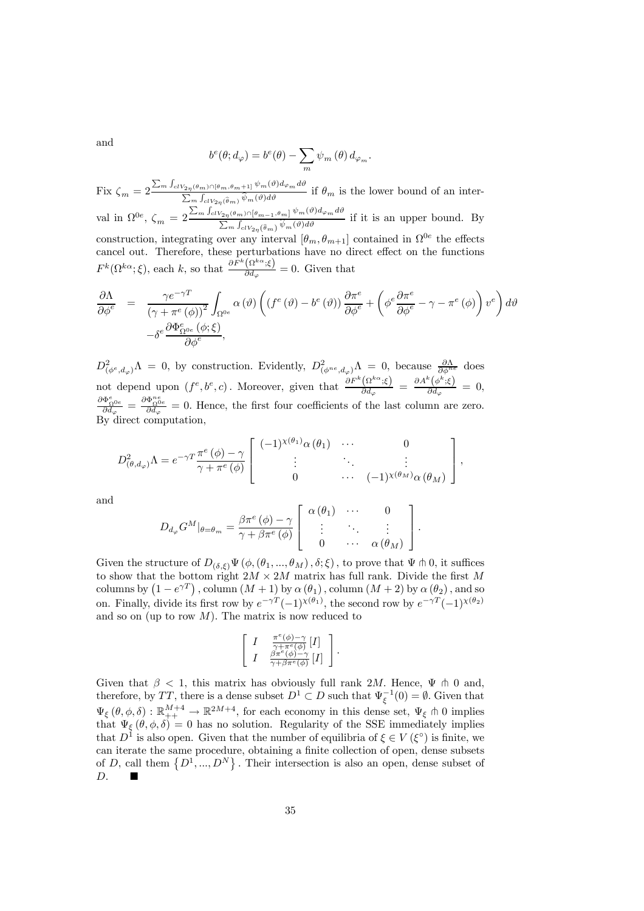and

$$b^e(\theta; d_\varphi) = b^e(\theta) - \sum_m \psi_m(\theta)\, d_{\varphi_m}.$$

Fix $\zeta_m = 2\frac{\sum_m \int_{clV_{2\eta}(\theta_m)\cap[\theta_m,\theta_{m+1}]} \psi_m(\vartheta) d_{\varphi_m} d\vartheta}{\sum_m \int_{clV_{2\eta}(\hat{\theta}_m)} \psi_m(\vartheta) d\vartheta}$ if $\theta_m$ is the lower bound of an interval in $\Omega^{0e}$, $\zeta_m = 2\frac{\sum_m \int_{clV_{2\eta}(\theta_m)\cap[\theta_{m-1},\theta_m]} \psi_m(\vartheta) d_{\varphi_m} d\vartheta}{\sum_m \int_{clV_{2\eta}(\hat{\theta}_m)} \psi_m(\vartheta) d\vartheta}$ if it is an upper bound. By construction, integrating over any interval $[\theta_m, \theta_{m+1}]$ contained in $\Omega^{0e}$ the effects cancel out. Therefore, these perturbations have no direct effect on the functions $F^k(\Omega^{k\alpha}; \xi)$, each $k$, so that $\frac{\partial F^k(\Omega^{k\alpha};\xi)}{\partial d_\varphi} = 0$. Given that

$$\begin{aligned}
\frac{\partial \Lambda}{\partial \phi^e} &= \frac{\gamma e^{-\gamma T}}{(\gamma + \pi^e(\phi))^2} \int_{\Omega^{0e}} \alpha(\vartheta) \left( (f^e(\vartheta) - b^e(\vartheta)) \frac{\partial \pi^e}{\partial \phi^e} + \left( \phi^e \frac{\partial \pi^e}{\partial \phi^e} - \gamma - \pi^e(\phi) \right) v^e \right) d\vartheta \\
&\quad - \delta^e \frac{\partial \Phi^e_{\Omega^{0e}}(\phi; \xi)}{\partial \phi^e},
\end{aligned}$$

$D^2_{(\phi^e, d_\varphi)}\Lambda = 0$, by construction. Evidently, $D^2_{(\phi^{ne}, d_\varphi)}\Lambda = 0$, because $\frac{\partial \Lambda}{\partial \phi^{ne}}$ does not depend upon $(f^e, b^e, c)$. Moreover, given that $\frac{\partial F^k(\Omega^{k\alpha};\xi)}{\partial d_\varphi} = \frac{\partial A^k(\phi^k;\xi)}{\partial d_\varphi} = 0$, $\frac{\partial \Phi^e_{\Omega^{0e}}}{\partial d_\varphi} = \frac{\partial \Phi^{ne}_{\Omega^{0e}}}{\partial d_\varphi} = 0$. Hence, the first four coefficients of the last column are zero. By direct computation,

$$D^2_{(\theta, d_\varphi)}\Lambda = e^{-\gamma T} \frac{\pi^e(\phi) - \gamma}{\gamma + \pi^e(\phi)} \begin{bmatrix} (-1)^{\chi(\theta_1)} \alpha(\theta_1) & \cdots & 0 \\ \vdots & \ddots & \vdots \\ 0 & \cdots & (-1)^{\chi(\theta_M)} \alpha(\theta_M) \end{bmatrix},$$

and

$$D_{d_\varphi} G^M|_{\theta=\theta_m} = \frac{\beta \pi^e(\phi) - \gamma}{\gamma + \beta \pi^e(\phi)} \begin{bmatrix} \alpha(\theta_1) & \cdots & 0 \\ \vdots & \ddots & \vdots \\ 0 & \cdots & \alpha(\theta_M) \end{bmatrix}.$$

Given the structure of $D_{(\delta,\xi)}\Psi(\phi, (\theta_1, ..., \theta_M), \delta; \xi)$, to prove that $\Psi \pitchfork 0$, it suffices to show that the bottom right $2M \times 2M$ matrix has full rank. Divide the first $M$ columns by $(1 - e^{\gamma T})$, column $(M+1)$ by $\alpha(\theta_1)$, column $(M+2)$ by $\alpha(\theta_2)$, and so on. Finally, divide its first row by $e^{-\gamma T}(-1)^{\chi(\theta_1)}$, the second row by $e^{-\gamma T}(-1)^{\chi(\theta_2)}$ and so on (up to row $M$). The matrix is now reduced to

$$\begin{bmatrix} I & \frac{\pi^e(\phi) - \gamma}{\gamma + \pi^e(\phi)}[I] \\ I & \frac{\beta \pi^e(\phi) - \gamma}{\gamma + \beta \pi^e(\phi)}[I] \end{bmatrix}.$$

Given that $\beta < 1$, this matrix has obviously full rank $2M$. Hence, $\Psi \pitchfork 0$ and, therefore, by $TT$, there is a dense subset $D^1 \subset D$ such that $\Psi_\xi^{-1}(0) = \emptyset$. Given that $\Psi_\xi(\theta, \phi, \delta) : \mathbb{R}^{M+4}_{++} \to \mathbb{R}^{2M+4}$, for each economy in this dense set, $\Psi_\xi \pitchfork 0$ implies that $\Psi_\xi(\theta, \phi, \delta) = 0$ has no solution. Regularity of the SSE immediately implies that $D^1$ is also open. Given that the number of equilibria of $\xi \in V(\xi^\circ)$ is finite, we can iterate the same procedure, obtaining a finite collection of open, dense subsets of $D$, call them $\{D^1, ..., D^N\}$. Their intersection is also an open, dense subset of $D$. ■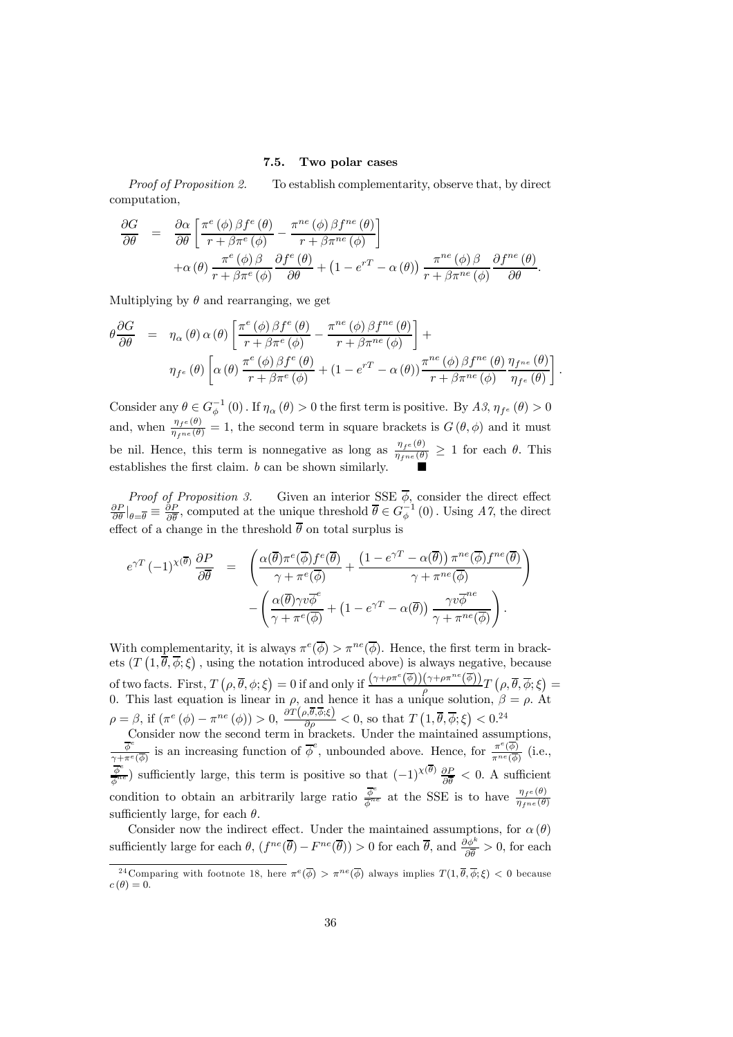### 7.5. Two polar cases

*Proof of Proposition 2.* To establish complementarity, observe that, by direct computation,

$$\begin{aligned}
\frac{\partial G}{\partial \theta} &= \frac{\partial \alpha}{\partial \theta}\left[\frac{\pi^{e}(\phi)\beta f^{e}(\theta)}{r+\beta\pi^{e}(\phi)} - \frac{\pi^{ne}(\phi)\beta f^{ne}(\theta)}{r+\beta\pi^{ne}(\phi)}\right] \\
&\quad + \alpha(\theta)\frac{\pi^{e}(\phi)\beta}{r+\beta\pi^{e}(\phi)}\frac{\partial f^{e}(\theta)}{\partial \theta} + \left(1-e^{rT}-\alpha(\theta)\right)\frac{\pi^{ne}(\phi)\beta}{r+\beta\pi^{ne}(\phi)}\frac{\partial f^{ne}(\theta)}{\partial \theta}.
\end{aligned}$$

Multiplying by $\theta$ and rearranging, we get

$$\begin{aligned}
\theta\frac{\partial G}{\partial \theta} &= \eta_{\alpha}(\theta)\alpha(\theta)\left[\frac{\pi^{e}(\phi)\beta f^{e}(\theta)}{r+\beta\pi^{e}(\phi)} - \frac{\pi^{ne}(\phi)\beta f^{ne}(\theta)}{r+\beta\pi^{ne}(\phi)}\right] + \\
&\quad \eta_{f^{e}}(\theta)\left[\alpha(\theta)\frac{\pi^{e}(\phi)\beta f^{e}(\theta)}{r+\beta\pi^{e}(\phi)} + \left(1-e^{rT}-\alpha(\theta)\right)\frac{\pi^{ne}(\phi)\beta f^{ne}(\theta)}{r+\beta\pi^{ne}(\phi)}\frac{\eta_{f^{ne}}(\theta)}{\eta_{f^{e}}(\theta)}\right].
\end{aligned}$$

Consider any $\theta \in G_{\phi}^{-1}(0)$. If $\eta_{\alpha}(\theta) > 0$ the first term is positive. By *A3*, $\eta_{f^{e}}(\theta) > 0$ and, when $\frac{\eta_{f^{e}}(\theta)}{\eta_{f^{ne}}(\theta)} = 1$, the second term in square brackets is $G(\theta, \phi)$ and it must be nil. Hence, this term is nonnegative as long as $\frac{\eta_{f^{e}}(\theta)}{\eta_{f^{ne}}(\theta)} \geq 1$ for each $\theta$. This establishes the first claim. $b$ can be shown similarly. ■

*Proof of Proposition 3.* Given an interior SSE $\overline{\phi}$, consider the direct effect $\frac{\partial P}{\partial \theta}|_{\theta=\overline{\theta}} \equiv \frac{\partial P}{\partial \overline{\theta}}$, computed at the unique threshold $\overline{\theta} \in G_{\phi}^{-1}(0)$. Using *A7*, the direct effect of a change in the threshold $\overline{\theta}$ on total surplus is

$$\begin{aligned}
e^{\gamma T}(-1)^{\chi(\overline{\theta})}\frac{\partial P}{\partial \overline{\theta}} &= \left(\frac{\alpha(\overline{\theta})\pi^{e}(\overline{\phi})f^{e}(\overline{\theta})}{\gamma+\pi^{e}(\overline{\phi})} + \frac{\left(1-e^{\gamma T}-\alpha(\overline{\theta})\right)\pi^{ne}(\overline{\phi})f^{ne}(\overline{\theta})}{\gamma+\pi^{ne}(\overline{\phi})}\right) \\
&\quad - \left(\frac{\alpha(\overline{\theta})\gamma v\overline{\phi}^{e}}{\gamma+\pi^{e}(\overline{\phi})} + \left(1-e^{\gamma T}-\alpha(\overline{\theta})\right)\frac{\gamma v\overline{\phi}^{ne}}{\gamma+\pi^{ne}(\overline{\phi})}\right).
\end{aligned}$$

With complementarity, it is always $\pi^{e}(\overline{\phi}) > \pi^{ne}(\overline{\phi})$. Hence, the first term in brackets $(T(1, \overline{\theta}, \overline{\phi}; \xi)$, using the notation introduced above) is always negative, because of two facts. First, $T(\rho, \overline{\theta}, \phi; \xi) = 0$ if and only if $\frac{(\gamma+\rho\pi^{e}(\overline{\phi}))(\gamma+\rho\pi^{ne}(\overline{\phi}))}{\rho}T(\rho, \overline{\theta}, \overline{\phi}; \xi) = 0$. This last equation is linear in $\rho$, and hence it has a unique solution, $\beta = \rho$. At $\rho = \beta$, if $(\pi^{e}(\phi) - \pi^{ne}(\phi)) > 0$, $\frac{\partial T(\rho, \overline{\theta}, \overline{\phi}; \xi)}{\partial \rho} < 0$, so that $T(1, \overline{\theta}, \overline{\phi}; \xi) < 0$.[24]

Consider now the second term in brackets. Under the maintained assumptions, $\frac{\overline{\phi}^{e}}{\gamma+\pi^{e}(\overline{\phi})}$ is an increasing function of $\overline{\phi}^{e}$, unbounded above. Hence, for $\frac{\pi^{e}(\overline{\phi})}{\pi^{ne}(\overline{\phi})}$ (i.e., $\frac{\overline{\phi}^{e}}{\overline{\phi}^{ne}}$) sufficiently large, this term is positive so that $(-1)^{\chi(\overline{\theta})}\frac{\partial P}{\partial \overline{\theta}} < 0$. A sufficient condition to obtain an arbitrarily large ratio $\frac{\overline{\phi}^{e}}{\overline{\phi}^{ne}}$ at the SSE is to have $\frac{\eta_{f^{e}}(\theta)}{\eta_{f^{ne}}(\theta)}$ sufficiently large, for each $\theta$.

Consider now the indirect effect. Under the maintained assumptions, for $\alpha(\theta)$ sufficiently large for each $\theta$, $(f^{ne}(\overline{\theta}) - F^{ne}(\overline{\theta})) > 0$ for each $\overline{\theta}$, and $\frac{\partial \phi^{k}}{\partial \overline{\theta}} > 0$, for each

[24] Comparing with footnote 18, here $\pi^{e}(\overline{\phi}) > \pi^{ne}(\overline{\phi})$ always implies $T(1, \overline{\theta}, \overline{\phi}; \xi) < 0$ because $c(\theta) = 0$.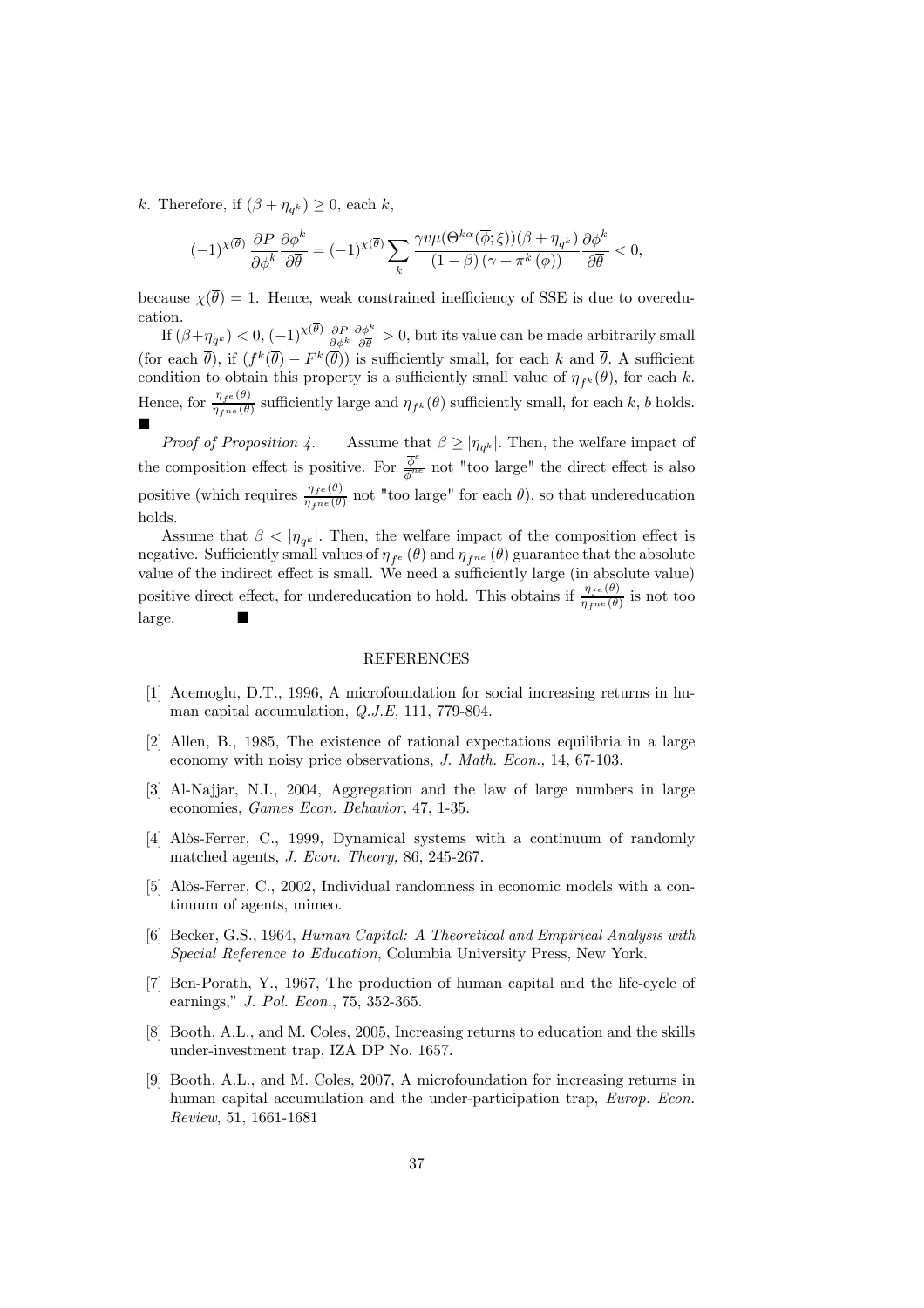$k$. Therefore, if $(\beta + \eta_{q^k}) \geq 0$, each $k$,

$$(-1)^{\chi(\overline{\theta})} \frac{\partial P}{\partial \phi^k} \frac{\partial \phi^k}{\partial \overline{\theta}} = (-1)^{\chi(\overline{\theta})} \sum_k \frac{\gamma v \mu(\Theta^{k\alpha}(\overline{\phi};\xi))(\beta + \eta_{q^k})}{(1-\beta)(\gamma + \pi^k(\phi))} \frac{\partial \phi^k}{\partial \overline{\theta}} < 0,$$

because $\chi(\overline{\theta}) = 1$. Hence, weak constrained inefficiency of SSE is due to overeducation.

If $(\beta + \eta_{q^k}) < 0$, $(-1)^{\chi(\overline{\theta})} \frac{\partial P}{\partial \phi^k} \frac{\partial \phi^k}{\partial \overline{\theta}} > 0$, but its value can be made arbitrarily small (for each $\overline{\theta}$), if $(f^k(\overline{\theta}) - F^k(\overline{\theta}))$ is sufficiently small, for each $k$ and $\overline{\theta}$. A sufficient condition to obtain this property is a sufficiently small value of $\eta_{f^k}(\theta)$, for each $k$. Hence, for $\frac{\eta_{f^e}(\theta)}{\eta_{f^{ne}}(\theta)}$ sufficiently large and $\eta_{f^k}(\theta)$ sufficiently small, for each $k$, $b$ holds. ■

*Proof of Proposition 4.* Assume that $\beta \geq |\eta_{q^k}|$. Then, the welfare impact of the composition effect is positive. For $\frac{\overline{\phi}^e}{\overline{\phi}^{ne}}$ not "too large" the direct effect is also positive (which requires $\frac{\eta_{f^e}(\theta)}{\eta_{f^{ne}}(\theta)}$ not "too large" for each $\theta$), so that undereducation holds.

Assume that $\beta < |\eta_{q^k}|$. Then, the welfare impact of the composition effect is negative. Sufficiently small values of $\eta_{f^e}(\theta)$ and $\eta_{f^{ne}}(\theta)$ guarantee that the absolute value of the indirect effect is small. We need a sufficiently large (in absolute value) positive direct effect, for undereducation to hold. This obtains if $\frac{\eta_{f^e}(\theta)}{\eta_{f^{ne}}(\theta)}$ is not too large. ■

## REFERENCES

[1] Acemoglu, D.T., 1996, A microfoundation for social increasing returns in human capital accumulation, *Q.J.E,* 111, 779-804.

[2] Allen, B., 1985, The existence of rational expectations equilibria in a large economy with noisy price observations, *J. Math. Econ.*, 14, 67-103.

[3] Al-Najjar, N.I., 2004, Aggregation and the law of large numbers in large economies, *Games Econ. Behavior,* 47, 1-35.

[4] Alòs-Ferrer, C., 1999, Dynamical systems with a continuum of randomly matched agents, *J. Econ. Theory,* 86, 245-267.

[5] Alòs-Ferrer, C., 2002, Individual randomness in economic models with a continuum of agents, mimeo.

[6] Becker, G.S., 1964, *Human Capital: A Theoretical and Empirical Analysis with Special Reference to Education*, Columbia University Press, New York.

[7] Ben-Porath, Y., 1967, The production of human capital and the life-cycle of earnings," *J. Pol. Econ.*, 75, 352-365.

[8] Booth, A.L., and M. Coles, 2005, Increasing returns to education and the skills under-investment trap, IZA DP No. 1657.

[9] Booth, A.L., and M. Coles, 2007, A microfoundation for increasing returns in human capital accumulation and the under-participation trap, *Europ. Econ. Review*, 51, 1661-1681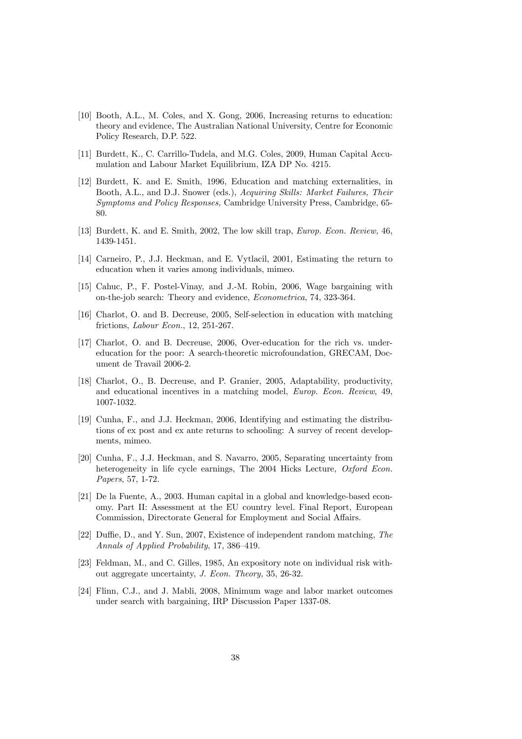[10] Booth, A.L., M. Coles, and X. Gong, 2006, Increasing returns to education: theory and evidence, The Australian National University, Centre for Economic Policy Research, D.P. 522.

[11] Burdett, K., C. Carrillo-Tudela, and M.G. Coles, 2009, Human Capital Accumulation and Labour Market Equilibrium, IZA DP No. 4215.

[12] Burdett, K. and E. Smith, 1996, Education and matching externalities, in Booth, A.L., and D.J. Snower (eds.), *Acquiring Skills: Market Failures, Their Symptoms and Policy Responses,* Cambridge University Press, Cambridge, 65-80.

[13] Burdett, K. and E. Smith, 2002, The low skill trap, *Europ. Econ. Review,* 46, 1439-1451.

[14] Carneiro, P., J.J. Heckman, and E. Vytlacil, 2001, Estimating the return to education when it varies among individuals, mimeo.

[15] Cahuc, P., F. Postel-Vinay, and J.-M. Robin, 2006, Wage bargaining with on-the-job search: Theory and evidence, *Econometrica*, 74, 323-364.

[16] Charlot, O. and B. Decreuse, 2005, Self-selection in education with matching frictions, *Labour Econ.*, 12, 251-267.

[17] Charlot, O. and B. Decreuse, 2006, Over-education for the rich vs. under-education for the poor: A search-theoretic microfoundation, GRECAM, Document de Travail 2006-2.

[18] Charlot, O., B. Decreuse, and P. Granier, 2005, Adaptability, productivity, and educational incentives in a matching model, *Europ. Econ. Review*, 49, 1007-1032.

[19] Cunha, F., and J.J. Heckman, 2006, Identifying and estimating the distributions of ex post and ex ante returns to schooling: A survey of recent developments, mimeo.

[20] Cunha, F., J.J. Heckman, and S. Navarro, 2005, Separating uncertainty from heterogeneity in life cycle earnings, The 2004 Hicks Lecture, *Oxford Econ. Papers*, 57, 1-72.

[21] De la Fuente, A., 2003. Human capital in a global and knowledge-based economy. Part II: Assessment at the EU country level. Final Report, European Commission, Directorate General for Employment and Social Affairs.

[22] Duffie, D., and Y. Sun, 2007, Existence of independent random matching, *The Annals of Applied Probability*, 17, 386–419.

[23] Feldman, M., and C. Gilles, 1985, An expository note on individual risk without aggregate uncertainty, *J. Econ. Theory,* 35, 26-32.

[24] Flinn, C.J., and J. Mabli, 2008, Minimum wage and labor market outcomes under search with bargaining, IRP Discussion Paper 1337-08.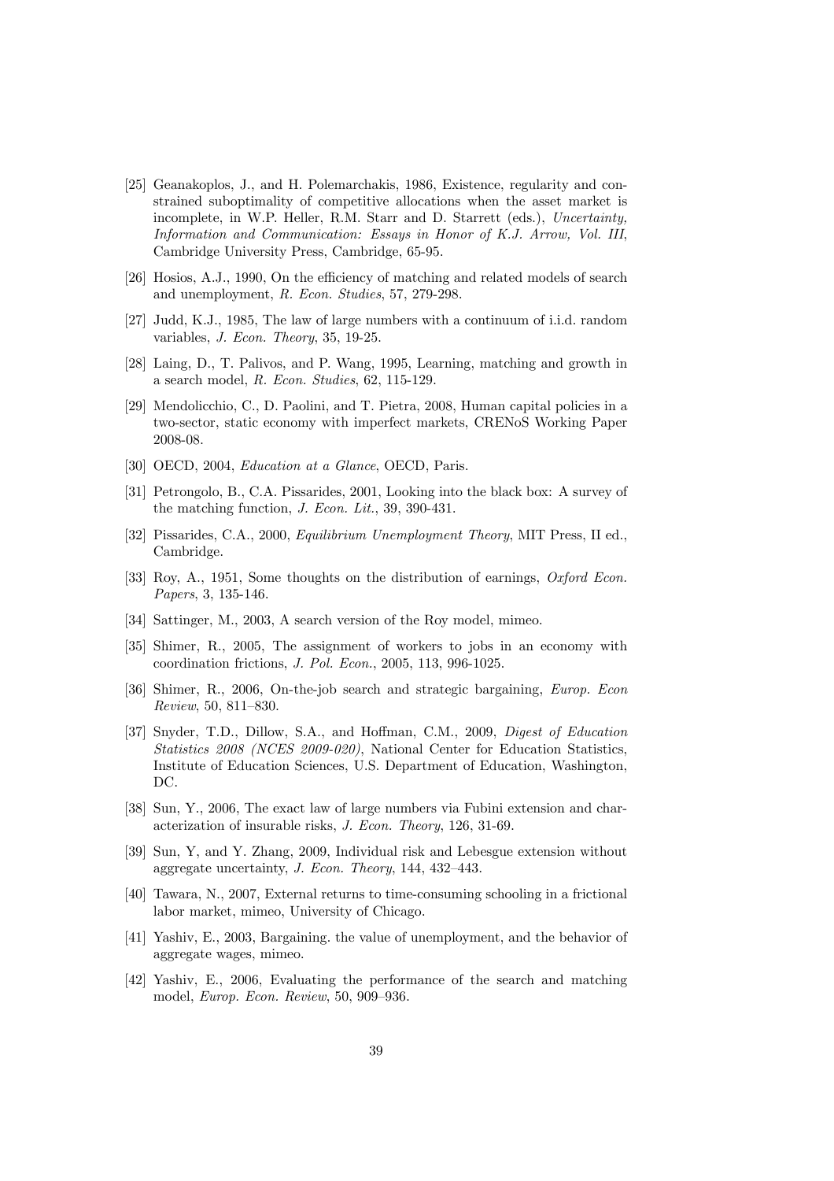[25] Geanakoplos, J., and H. Polemarchakis, 1986, Existence, regularity and constrained suboptimality of competitive allocations when the asset market is incomplete, in W.P. Heller, R.M. Starr and D. Starrett (eds.), *Uncertainty, Information and Communication: Essays in Honor of K.J. Arrow, Vol. III*, Cambridge University Press, Cambridge, 65-95.

[26] Hosios, A.J., 1990, On the efficiency of matching and related models of search and unemployment, *R. Econ. Studies*, 57, 279-298.

[27] Judd, K.J., 1985, The law of large numbers with a continuum of i.i.d. random variables, *J. Econ. Theory*, 35, 19-25.

[28] Laing, D., T. Palivos, and P. Wang, 1995, Learning, matching and growth in a search model, *R. Econ. Studies*, 62, 115-129.

[29] Mendolicchio, C., D. Paolini, and T. Pietra, 2008, Human capital policies in a two-sector, static economy with imperfect markets, CRENoS Working Paper 2008-08.

[30] OECD, 2004, *Education at a Glance*, OECD, Paris.

[31] Petrongolo, B., C.A. Pissarides, 2001, Looking into the black box: A survey of the matching function, *J. Econ. Lit.*, 39, 390-431.

[32] Pissarides, C.A., 2000, *Equilibrium Unemployment Theory*, MIT Press, II ed., Cambridge.

[33] Roy, A., 1951, Some thoughts on the distribution of earnings, *Oxford Econ. Papers*, 3, 135-146.

[34] Sattinger, M., 2003, A search version of the Roy model, mimeo.

[35] Shimer, R., 2005, The assignment of workers to jobs in an economy with coordination frictions, *J. Pol. Econ.*, 2005, 113, 996-1025.

[36] Shimer, R., 2006, On-the-job search and strategic bargaining, *Europ. Econ Review*, 50, 811–830.

[37] Snyder, T.D., Dillow, S.A., and Hoffman, C.M., 2009, *Digest of Education Statistics 2008 (NCES 2009-020)*, National Center for Education Statistics, Institute of Education Sciences, U.S. Department of Education, Washington, DC.

[38] Sun, Y., 2006, The exact law of large numbers via Fubini extension and characterization of insurable risks, *J. Econ. Theory*, 126, 31-69.

[39] Sun, Y, and Y. Zhang, 2009, Individual risk and Lebesgue extension without aggregate uncertainty, *J. Econ. Theory*, 144, 432–443.

[40] Tawara, N., 2007, External returns to time-consuming schooling in a frictional labor market, mimeo, University of Chicago.

[41] Yashiv, E., 2003, Bargaining. the value of unemployment, and the behavior of aggregate wages, mimeo.

[42] Yashiv, E., 2006, Evaluating the performance of the search and matching model, *Europ. Econ. Review*, 50, 909–936.